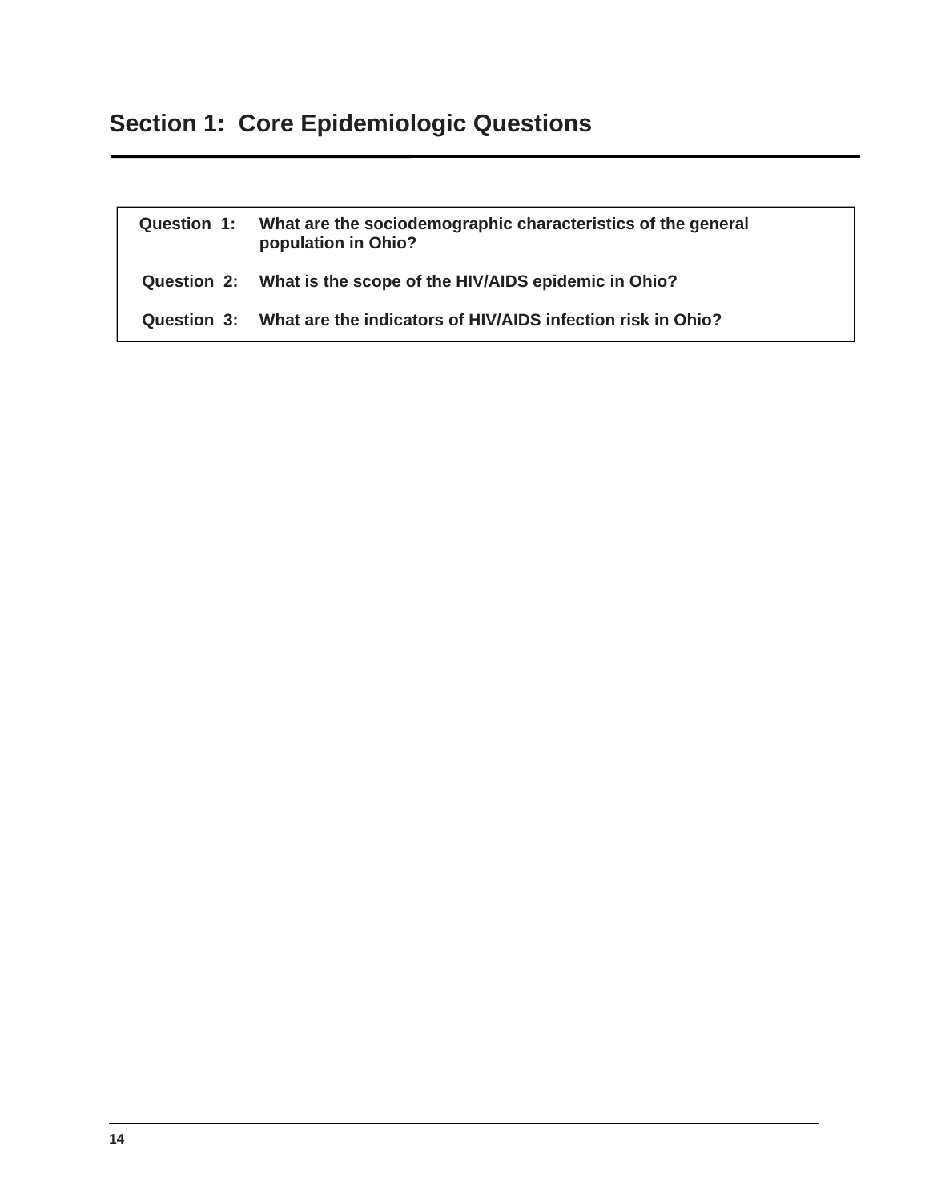# Section 1: Core Epidemiologic Questions

| | |
|---|---|
| **Question 1:** | **What are the sociodemographic characteristics of the general population in Ohio?** |
| **Question 2:** | **What is the scope of the HIV/AIDS epidemic in Ohio?** |
| **Question 3:** | **What are the indicators of HIV/AIDS infection risk in Ohio?** |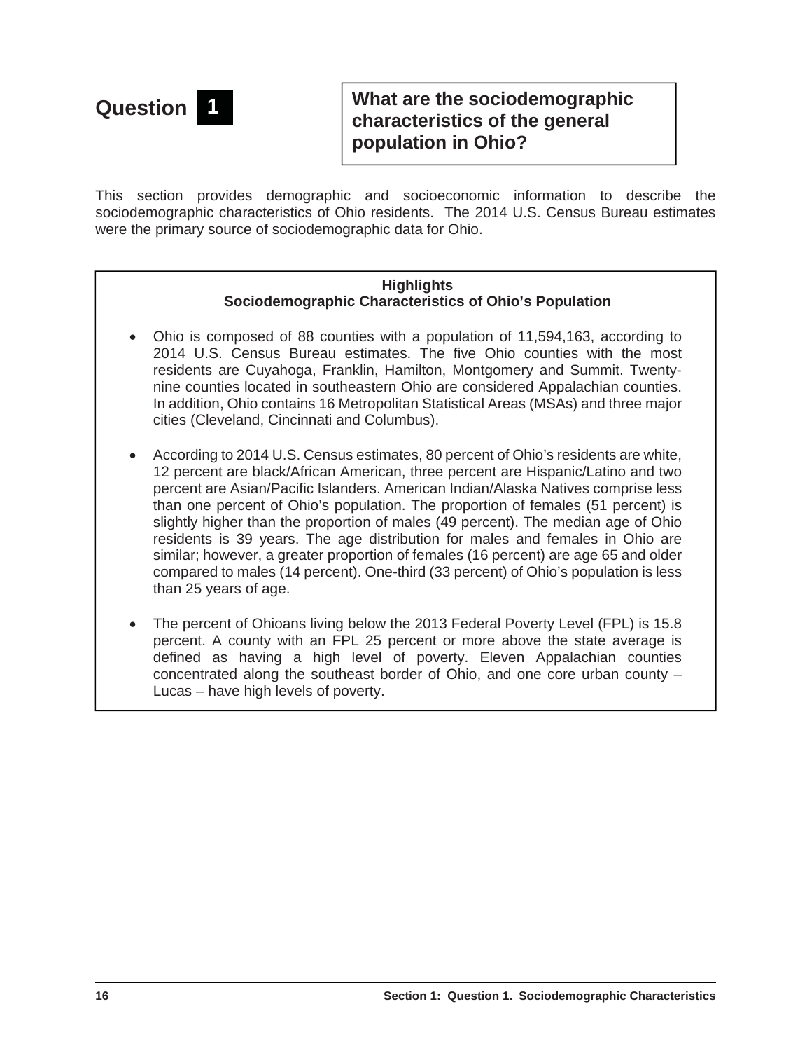# Question 1

## What are the sociodemographic characteristics of the general population in Ohio?

This section provides demographic and socioeconomic information to describe the sociodemographic characteristics of Ohio residents. The 2014 U.S. Census Bureau estimates were the primary source of sociodemographic data for Ohio.

**Highlights**
**Sociodemographic Characteristics of Ohio's Population**

- Ohio is composed of 88 counties with a population of 11,594,163, according to 2014 U.S. Census Bureau estimates. The five Ohio counties with the most residents are Cuyahoga, Franklin, Hamilton, Montgomery and Summit. Twenty-nine counties located in southeastern Ohio are considered Appalachian counties. In addition, Ohio contains 16 Metropolitan Statistical Areas (MSAs) and three major cities (Cleveland, Cincinnati and Columbus).
- According to 2014 U.S. Census estimates, 80 percent of Ohio's residents are white, 12 percent are black/African American, three percent are Hispanic/Latino and two percent are Asian/Pacific Islanders. American Indian/Alaska Natives comprise less than one percent of Ohio's population. The proportion of females (51 percent) is slightly higher than the proportion of males (49 percent). The median age of Ohio residents is 39 years. The age distribution for males and females in Ohio are similar; however, a greater proportion of females (16 percent) are age 65 and older compared to males (14 percent). One-third (33 percent) of Ohio's population is less than 25 years of age.
- The percent of Ohioans living below the 2013 Federal Poverty Level (FPL) is 15.8 percent. A county with an FPL 25 percent or more above the state average is defined as having a high level of poverty. Eleven Appalachian counties concentrated along the southeast border of Ohio, and one core urban county – Lucas – have high levels of poverty.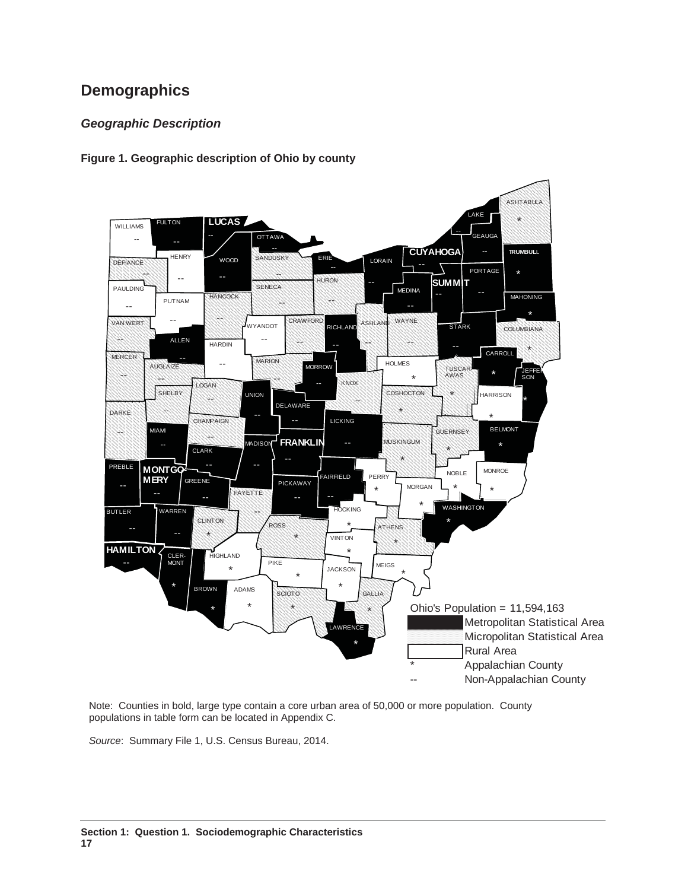## Demographics

### *Geographic Description*

**Figure 1. Geographic description of Ohio by county**

Ohio's Population = 11,594,163

| Legend | |
|---|---|
| (black) | Metropolitan Statistical Area |
| (hatched) | Micropolitan Statistical Area |
| (white) | Rural Area |
| * | Appalachian County |
| -- | Non-Appalachian County |

Note: Counties in bold, large type contain a core urban area of 50,000 or more population. County populations in table form can be located in Appendix C.

*Source*: Summary File 1, U.S. Census Bureau, 2014.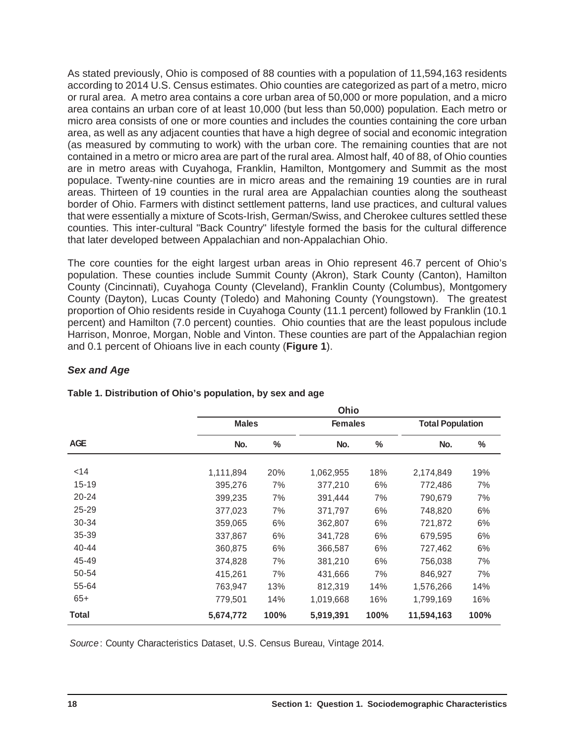As stated previously, Ohio is composed of 88 counties with a population of 11,594,163 residents according to 2014 U.S. Census estimates. Ohio counties are categorized as part of a metro, micro or rural area. A metro area contains a core urban area of 50,000 or more population, and a micro area contains an urban core of at least 10,000 (but less than 50,000) population. Each metro or micro area consists of one or more counties and includes the counties containing the core urban area, as well as any adjacent counties that have a high degree of social and economic integration (as measured by commuting to work) with the urban core. The remaining counties that are not contained in a metro or micro area are part of the rural area. Almost half, 40 of 88, of Ohio counties are in metro areas with Cuyahoga, Franklin, Hamilton, Montgomery and Summit as the most populace. Twenty-nine counties are in micro areas and the remaining 19 counties are in rural areas. Thirteen of 19 counties in the rural area are Appalachian counties along the southeast border of Ohio. Farmers with distinct settlement patterns, land use practices, and cultural values that were essentially a mixture of Scots-Irish, German/Swiss, and Cherokee cultures settled these counties. This inter-cultural "Back Country" lifestyle formed the basis for the cultural difference that later developed between Appalachian and non-Appalachian Ohio.

The core counties for the eight largest urban areas in Ohio represent 46.7 percent of Ohio's population. These counties include Summit County (Akron), Stark County (Canton), Hamilton County (Cincinnati), Cuyahoga County (Cleveland), Franklin County (Columbus), Montgomery County (Dayton), Lucas County (Toledo) and Mahoning County (Youngstown). The greatest proportion of Ohio residents reside in Cuyahoga County (11.1 percent) followed by Franklin (10.1 percent) and Hamilton (7.0 percent) counties. Ohio counties that are the least populous include Harrison, Monroe, Morgan, Noble and Vinton. These counties are part of the Appalachian region and 0.1 percent of Ohioans live in each county (**Figure 1**).

### *Sex and Age*

**Table 1. Distribution of Ohio's population, by sex and age**

| | Ohio | | | | | |
|---|---|---|---|---|---|---|
| | Males | | Females | | Total Population | |
| AGE | No. | % | No. | % | No. | % |
| <14 | 1,111,894 | 20% | 1,062,955 | 18% | 2,174,849 | 19% |
| 15-19 | 395,276 | 7% | 377,210 | 6% | 772,486 | 7% |
| 20-24 | 399,235 | 7% | 391,444 | 7% | 790,679 | 7% |
| 25-29 | 377,023 | 7% | 371,797 | 6% | 748,820 | 6% |
| 30-34 | 359,065 | 6% | 362,807 | 6% | 721,872 | 6% |
| 35-39 | 337,867 | 6% | 341,728 | 6% | 679,595 | 6% |
| 40-44 | 360,875 | 6% | 366,587 | 6% | 727,462 | 6% |
| 45-49 | 374,828 | 7% | 381,210 | 6% | 756,038 | 7% |
| 50-54 | 415,261 | 7% | 431,666 | 7% | 846,927 | 7% |
| 55-64 | 763,947 | 13% | 812,319 | 14% | 1,576,266 | 14% |
| 65+ | 779,501 | 14% | 1,019,668 | 16% | 1,799,169 | 16% |
| **Total** | **5,674,772** | **100%** | **5,919,391** | **100%** | **11,594,163** | **100%** |

*Source*: County Characteristics Dataset, U.S. Census Bureau, Vintage 2014.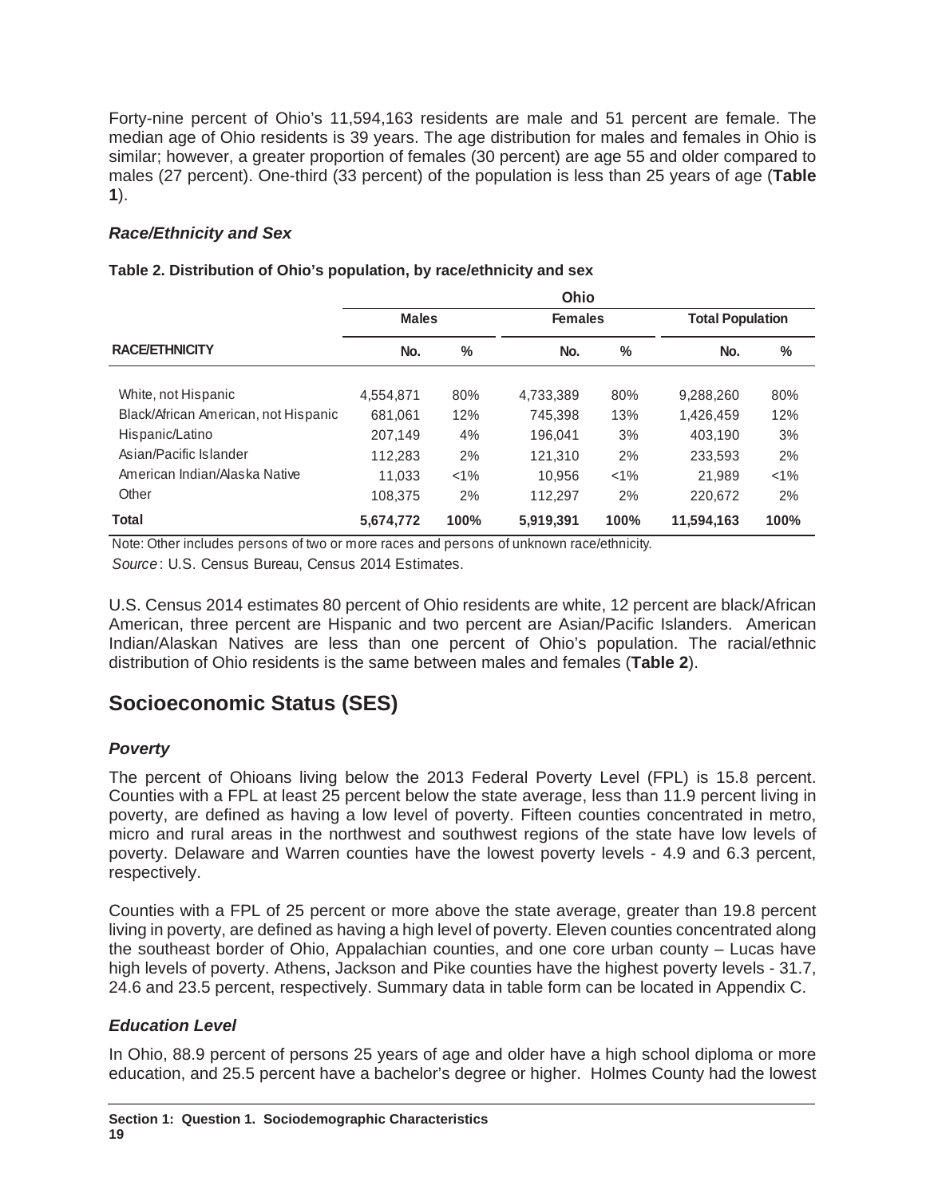Forty-nine percent of Ohio's 11,594,163 residents are male and 51 percent are female. The median age of Ohio residents is 39 years. The age distribution for males and females in Ohio is similar; however, a greater proportion of females (30 percent) are age 55 and older compared to males (27 percent). One-third (33 percent) of the population is less than 25 years of age (**Table 1**).

### *Race/Ethnicity and Sex*

**Table 2. Distribution of Ohio's population, by race/ethnicity and sex**

| | Ohio | | | | | |
|---|---|---|---|---|---|---|
| | Males | | Females | | Total Population | |
| RACE/ETHNICITY | No. | % | No. | % | No. | % |
| White, not Hispanic | 4,554,871 | 80% | 4,733,389 | 80% | 9,288,260 | 80% |
| Black/African American, not Hispanic | 681,061 | 12% | 745,398 | 13% | 1,426,459 | 12% |
| Hispanic/Latino | 207,149 | 4% | 196,041 | 3% | 403,190 | 3% |
| Asian/Pacific Islander | 112,283 | 2% | 121,310 | 2% | 233,593 | 2% |
| American Indian/Alaska Native | 11,033 | <1% | 10,956 | <1% | 21,989 | <1% |
| Other | 108,375 | 2% | 112,297 | 2% | 220,672 | 2% |
| **Total** | **5,674,772** | **100%** | **5,919,391** | **100%** | **11,594,163** | **100%** |

Note: Other includes persons of two or more races and persons of unknown race/ethnicity.

*Source*: U.S. Census Bureau, Census 2014 Estimates.

U.S. Census 2014 estimates 80 percent of Ohio residents are white, 12 percent are black/African American, three percent are Hispanic and two percent are Asian/Pacific Islanders. American Indian/Alaskan Natives are less than one percent of Ohio's population. The racial/ethnic distribution of Ohio residents is the same between males and females (**Table 2**).

## Socioeconomic Status (SES)

### *Poverty*

The percent of Ohioans living below the 2013 Federal Poverty Level (FPL) is 15.8 percent. Counties with a FPL at least 25 percent below the state average, less than 11.9 percent living in poverty, are defined as having a low level of poverty. Fifteen counties concentrated in metro, micro and rural areas in the northwest and southwest regions of the state have low levels of poverty. Delaware and Warren counties have the lowest poverty levels - 4.9 and 6.3 percent, respectively.

Counties with a FPL of 25 percent or more above the state average, greater than 19.8 percent living in poverty, are defined as having a high level of poverty. Eleven counties concentrated along the southeast border of Ohio, Appalachian counties, and one core urban county – Lucas have high levels of poverty. Athens, Jackson and Pike counties have the highest poverty levels - 31.7, 24.6 and 23.5 percent, respectively. Summary data in table form can be located in Appendix C.

### *Education Level*

In Ohio, 88.9 percent of persons 25 years of age and older have a high school diploma or more education, and 25.5 percent have a bachelor's degree or higher. Holmes County had the lowest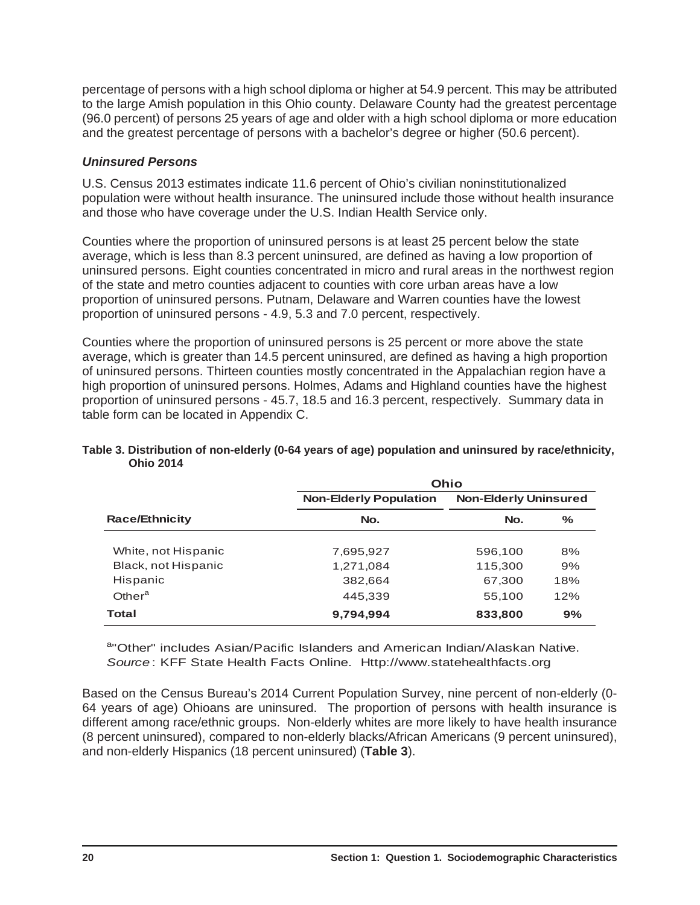percentage of persons with a high school diploma or higher at 54.9 percent. This may be attributed to the large Amish population in this Ohio county. Delaware County had the greatest percentage (96.0 percent) of persons 25 years of age and older with a high school diploma or more education and the greatest percentage of persons with a bachelor's degree or higher (50.6 percent).

### *Uninsured Persons*

U.S. Census 2013 estimates indicate 11.6 percent of Ohio's civilian noninstitutionalized population were without health insurance. The uninsured include those without health insurance and those who have coverage under the U.S. Indian Health Service only.

Counties where the proportion of uninsured persons is at least 25 percent below the state average, which is less than 8.3 percent uninsured, are defined as having a low proportion of uninsured persons. Eight counties concentrated in micro and rural areas in the northwest region of the state and metro counties adjacent to counties with core urban areas have a low proportion of uninsured persons. Putnam, Delaware and Warren counties have the lowest proportion of uninsured persons - 4.9, 5.3 and 7.0 percent, respectively.

Counties where the proportion of uninsured persons is 25 percent or more above the state average, which is greater than 14.5 percent uninsured, are defined as having a high proportion of uninsured persons. Thirteen counties mostly concentrated in the Appalachian region have a high proportion of uninsured persons. Holmes, Adams and Highland counties have the highest proportion of uninsured persons - 45.7, 18.5 and 16.3 percent, respectively. Summary data in table form can be located in Appendix C.

**Table 3. Distribution of non-elderly (0-64 years of age) population and uninsured by race/ethnicity, Ohio 2014**

| | Ohio | | |
|---|---|---|---|
| | Non-Elderly Population | Non-Elderly Uninsured | |
| Race/Ethnicity | No. | No. | % |
| White, not Hispanic | 7,695,927 | 596,100 | 8% |
| Black, not Hispanic | 1,271,084 | 115,300 | 9% |
| Hispanic | 382,664 | 67,300 | 18% |
| Other[a] | 445,339 | 55,100 | 12% |
| **Total** | **9,794,994** | **833,800** | **9%** |

[a]"Other" includes Asian/Pacific Islanders and American Indian/Alaskan Native.
*Source*: KFF State Health Facts Online. Http://www.statehealthfacts.org

Based on the Census Bureau's 2014 Current Population Survey, nine percent of non-elderly (0-64 years of age) Ohioans are uninsured. The proportion of persons with health insurance is different among race/ethnic groups. Non-elderly whites are more likely to have health insurance (8 percent uninsured), compared to non-elderly blacks/African Americans (9 percent uninsured), and non-elderly Hispanics (18 percent uninsured) (**Table 3**).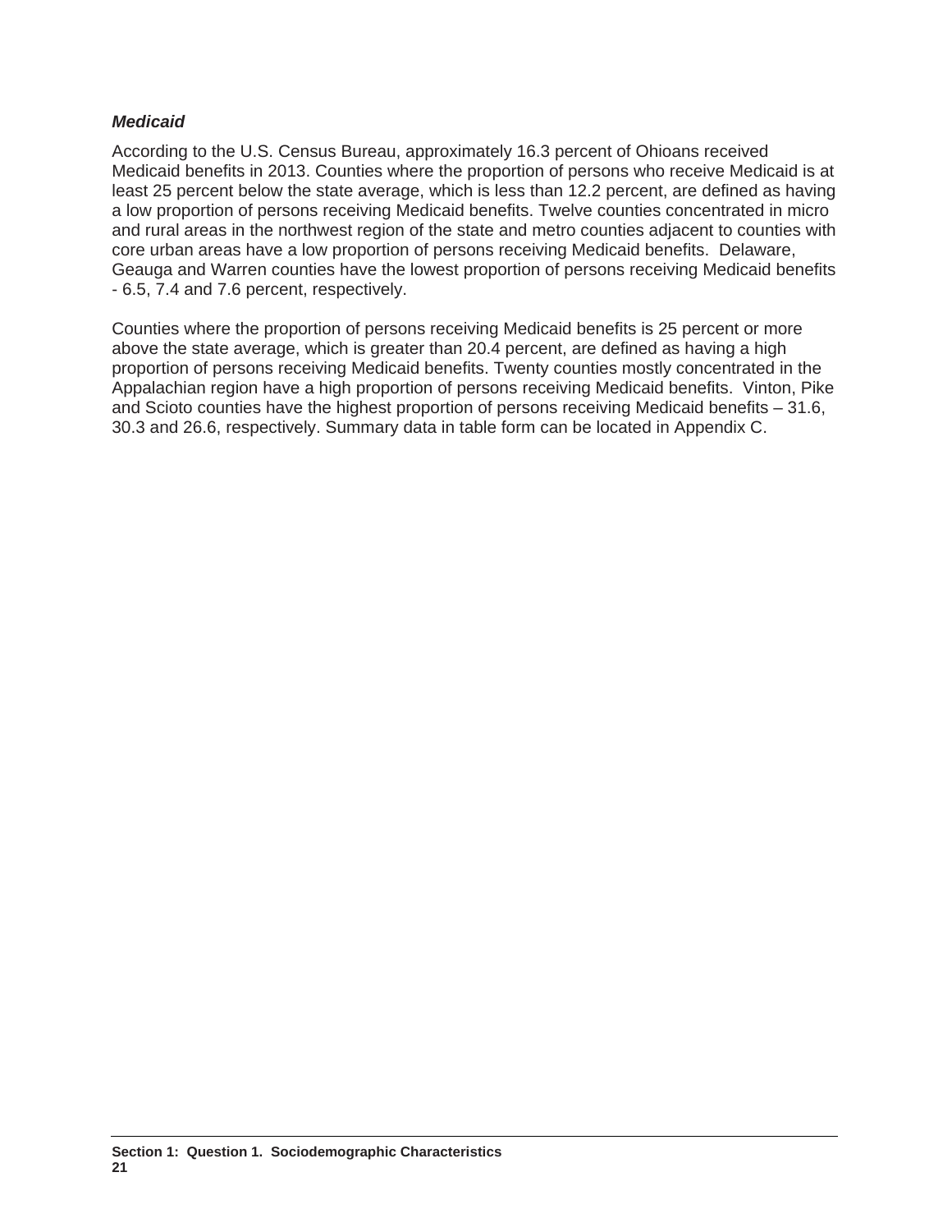***Medicaid***

According to the U.S. Census Bureau, approximately 16.3 percent of Ohioans received Medicaid benefits in 2013. Counties where the proportion of persons who receive Medicaid is at least 25 percent below the state average, which is less than 12.2 percent, are defined as having a low proportion of persons receiving Medicaid benefits. Twelve counties concentrated in micro and rural areas in the northwest region of the state and metro counties adjacent to counties with core urban areas have a low proportion of persons receiving Medicaid benefits. Delaware, Geauga and Warren counties have the lowest proportion of persons receiving Medicaid benefits - 6.5, 7.4 and 7.6 percent, respectively.

Counties where the proportion of persons receiving Medicaid benefits is 25 percent or more above the state average, which is greater than 20.4 percent, are defined as having a high proportion of persons receiving Medicaid benefits. Twenty counties mostly concentrated in the Appalachian region have a high proportion of persons receiving Medicaid benefits. Vinton, Pike and Scioto counties have the highest proportion of persons receiving Medicaid benefits – 31.6, 30.3 and 26.6, respectively. Summary data in table form can be located in Appendix C.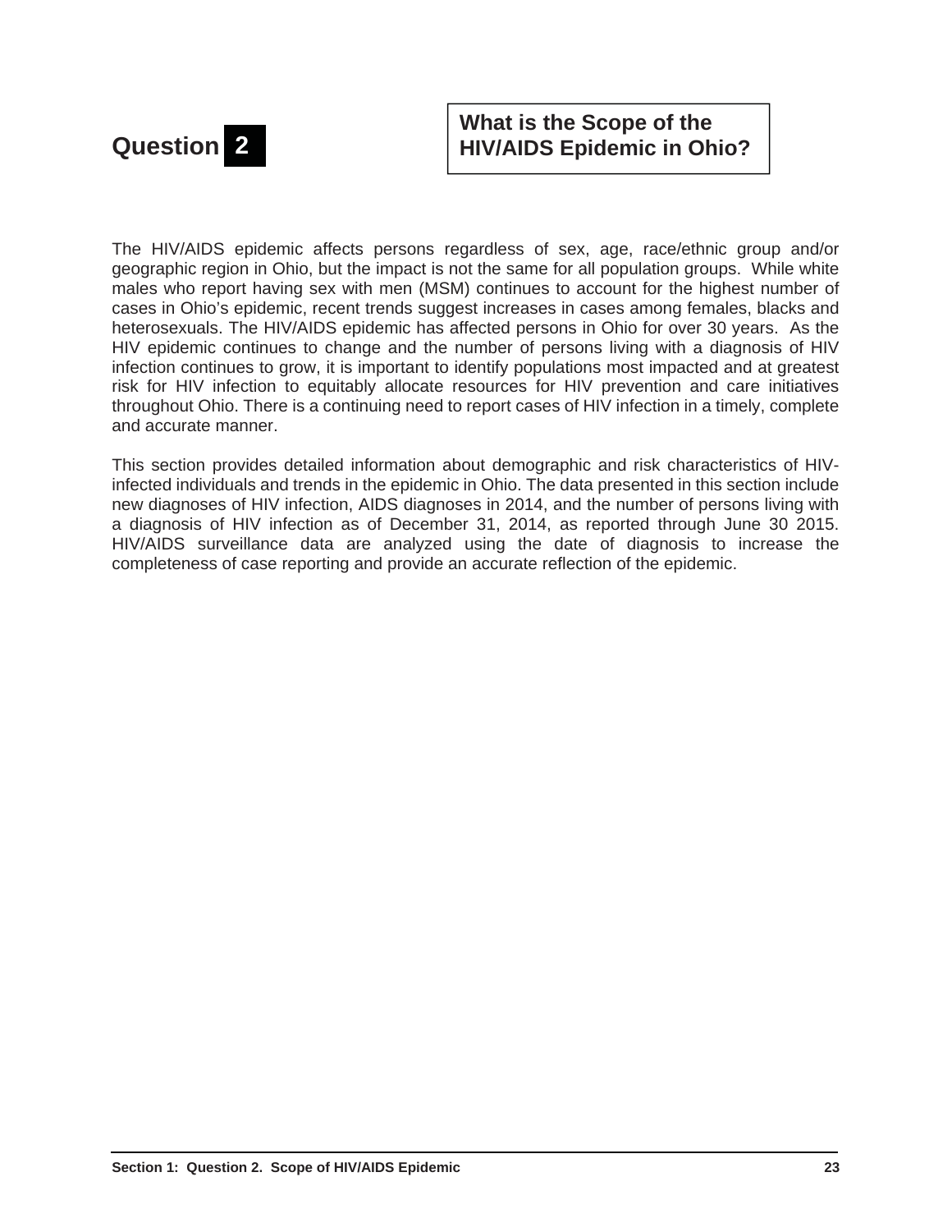# Question 2

## What is the Scope of the HIV/AIDS Epidemic in Ohio?

The HIV/AIDS epidemic affects persons regardless of sex, age, race/ethnic group and/or geographic region in Ohio, but the impact is not the same for all population groups. While white males who report having sex with men (MSM) continues to account for the highest number of cases in Ohio's epidemic, recent trends suggest increases in cases among females, blacks and heterosexuals. The HIV/AIDS epidemic has affected persons in Ohio for over 30 years. As the HIV epidemic continues to change and the number of persons living with a diagnosis of HIV infection continues to grow, it is important to identify populations most impacted and at greatest risk for HIV infection to equitably allocate resources for HIV prevention and care initiatives throughout Ohio. There is a continuing need to report cases of HIV infection in a timely, complete and accurate manner.

This section provides detailed information about demographic and risk characteristics of HIV-infected individuals and trends in the epidemic in Ohio. The data presented in this section include new diagnoses of HIV infection, AIDS diagnoses in 2014, and the number of persons living with a diagnosis of HIV infection as of December 31, 2014, as reported through June 30 2015. HIV/AIDS surveillance data are analyzed using the date of diagnosis to increase the completeness of case reporting and provide an accurate reflection of the epidemic.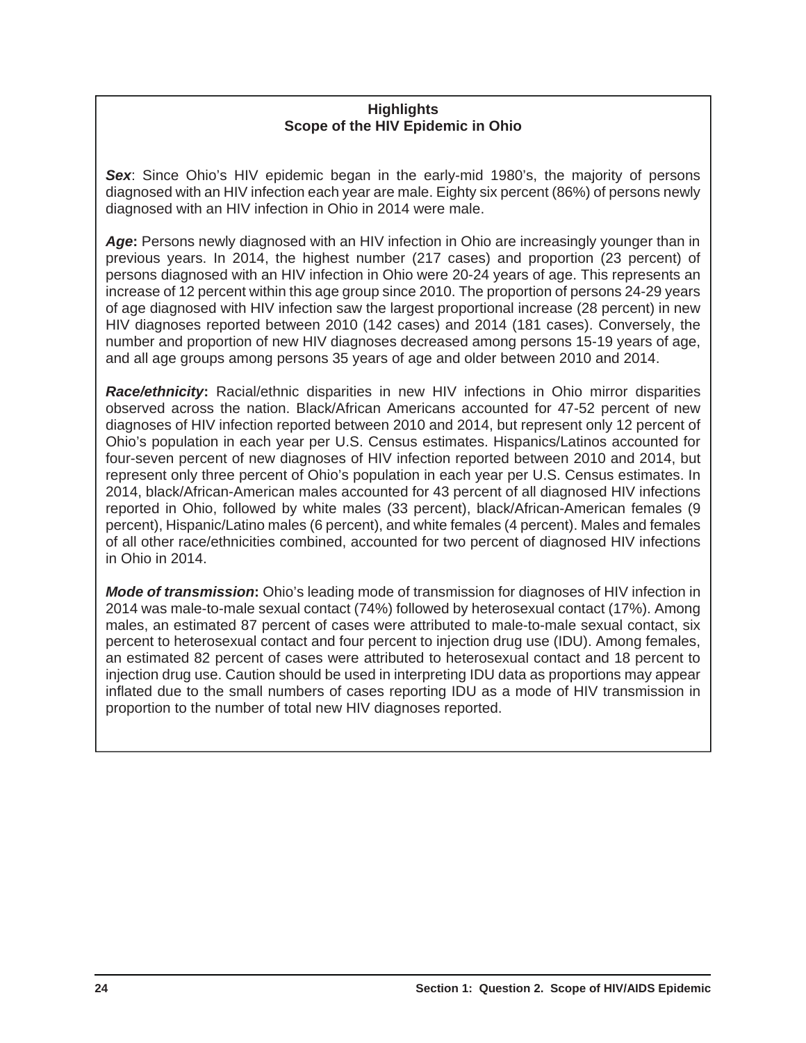## Highlights
## Scope of the HIV Epidemic in Ohio

***Sex***: Since Ohio's HIV epidemic began in the early-mid 1980's, the majority of persons diagnosed with an HIV infection each year are male. Eighty six percent (86%) of persons newly diagnosed with an HIV infection in Ohio in 2014 were male.

***Age*:** Persons newly diagnosed with an HIV infection in Ohio are increasingly younger than in previous years. In 2014, the highest number (217 cases) and proportion (23 percent) of persons diagnosed with an HIV infection in Ohio were 20-24 years of age. This represents an increase of 12 percent within this age group since 2010. The proportion of persons 24-29 years of age diagnosed with HIV infection saw the largest proportional increase (28 percent) in new HIV diagnoses reported between 2010 (142 cases) and 2014 (181 cases). Conversely, the number and proportion of new HIV diagnoses decreased among persons 15-19 years of age, and all age groups among persons 35 years of age and older between 2010 and 2014.

***Race/ethnicity*:** Racial/ethnic disparities in new HIV infections in Ohio mirror disparities observed across the nation. Black/African Americans accounted for 47-52 percent of new diagnoses of HIV infection reported between 2010 and 2014, but represent only 12 percent of Ohio's population in each year per U.S. Census estimates. Hispanics/Latinos accounted for four-seven percent of new diagnoses of HIV infection reported between 2010 and 2014, but represent only three percent of Ohio's population in each year per U.S. Census estimates. In 2014, black/African-American males accounted for 43 percent of all diagnosed HIV infections reported in Ohio, followed by white males (33 percent), black/African-American females (9 percent), Hispanic/Latino males (6 percent), and white females (4 percent). Males and females of all other race/ethnicities combined, accounted for two percent of diagnosed HIV infections in Ohio in 2014.

***Mode of transmission*:** Ohio's leading mode of transmission for diagnoses of HIV infection in 2014 was male-to-male sexual contact (74%) followed by heterosexual contact (17%). Among males, an estimated 87 percent of cases were attributed to male-to-male sexual contact, six percent to heterosexual contact and four percent to injection drug use (IDU). Among females, an estimated 82 percent of cases were attributed to heterosexual contact and 18 percent to injection drug use. Caution should be used in interpreting IDU data as proportions may appear inflated due to the small numbers of cases reporting IDU as a mode of HIV transmission in proportion to the number of total new HIV diagnoses reported.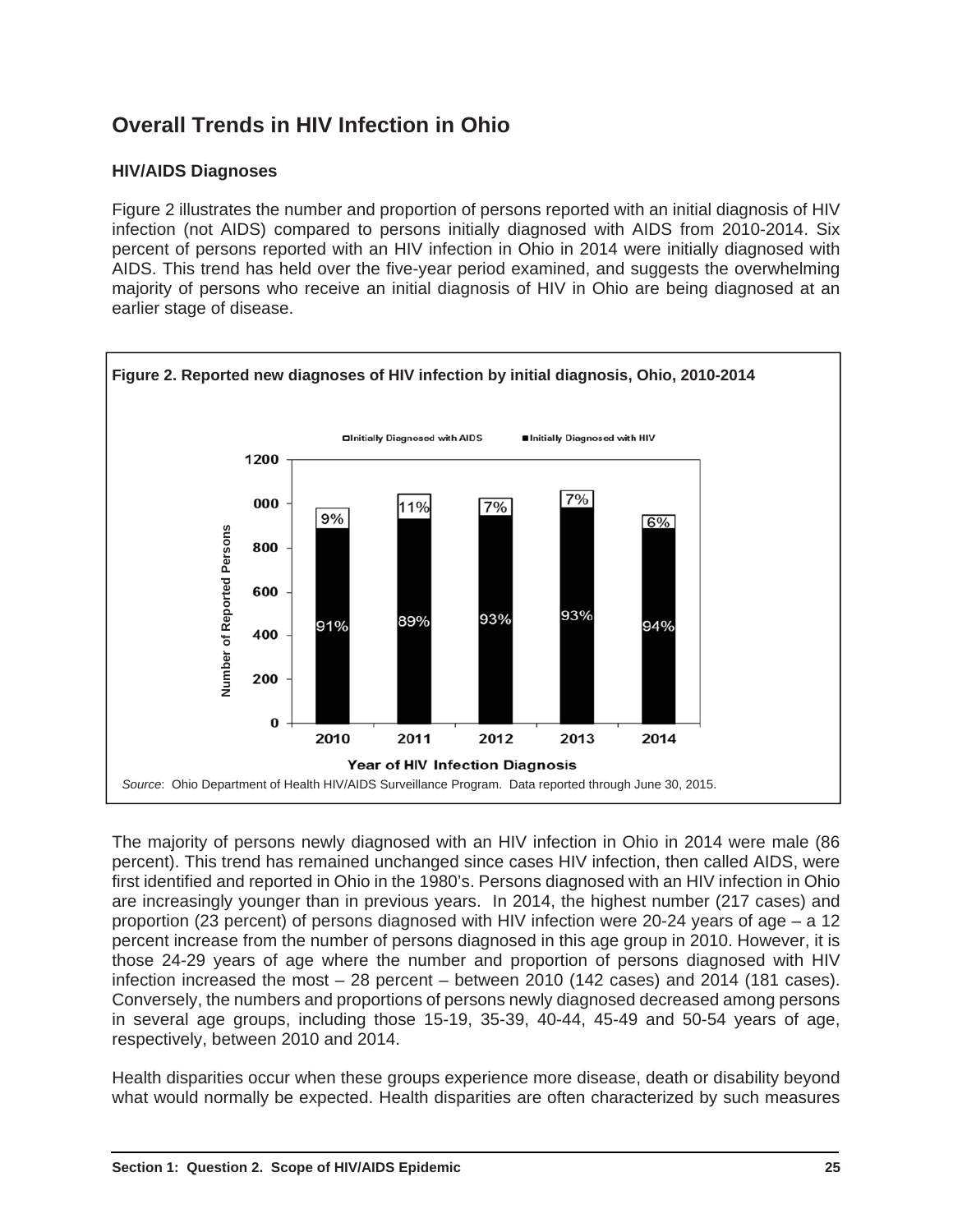# Overall Trends in HIV Infection in Ohio

### HIV/AIDS Diagnoses

Figure 2 illustrates the number and proportion of persons reported with an initial diagnosis of HIV infection (not AIDS) compared to persons initially diagnosed with AIDS from 2010-2014. Six percent of persons reported with an HIV infection in Ohio in 2014 were initially diagnosed with AIDS. This trend has held over the five-year period examined, and suggests the overwhelming majority of persons who receive an initial diagnosis of HIV in Ohio are being diagnosed at an earlier stage of disease.

**Figure 2. Reported new diagnoses of HIV infection by initial diagnosis, Ohio, 2010-2014**

| Year of HIV Infection Diagnosis | Initially Diagnosed with HIV | Initially Diagnosed with AIDS |
|---|---|---|
| 2010 | 91% | 9% |
| 2011 | 89% | 11% |
| 2012 | 93% | 7% |
| 2013 | 93% | 7% |
| 2014 | 94% | 6% |

*Source*: Ohio Department of Health HIV/AIDS Surveillance Program. Data reported through June 30, 2015.

The majority of persons newly diagnosed with an HIV infection in Ohio in 2014 were male (86 percent). This trend has remained unchanged since cases HIV infection, then called AIDS, were first identified and reported in Ohio in the 1980's. Persons diagnosed with an HIV infection in Ohio are increasingly younger than in previous years. In 2014, the highest number (217 cases) and proportion (23 percent) of persons diagnosed with HIV infection were 20-24 years of age – a 12 percent increase from the number of persons diagnosed in this age group in 2010. However, it is those 24-29 years of age where the number and proportion of persons diagnosed with HIV infection increased the most – 28 percent – between 2010 (142 cases) and 2014 (181 cases). Conversely, the numbers and proportions of persons newly diagnosed decreased among persons in several age groups, including those 15-19, 35-39, 40-44, 45-49 and 50-54 years of age, respectively, between 2010 and 2014.

Health disparities occur when these groups experience more disease, death or disability beyond what would normally be expected. Health disparities are often characterized by such measures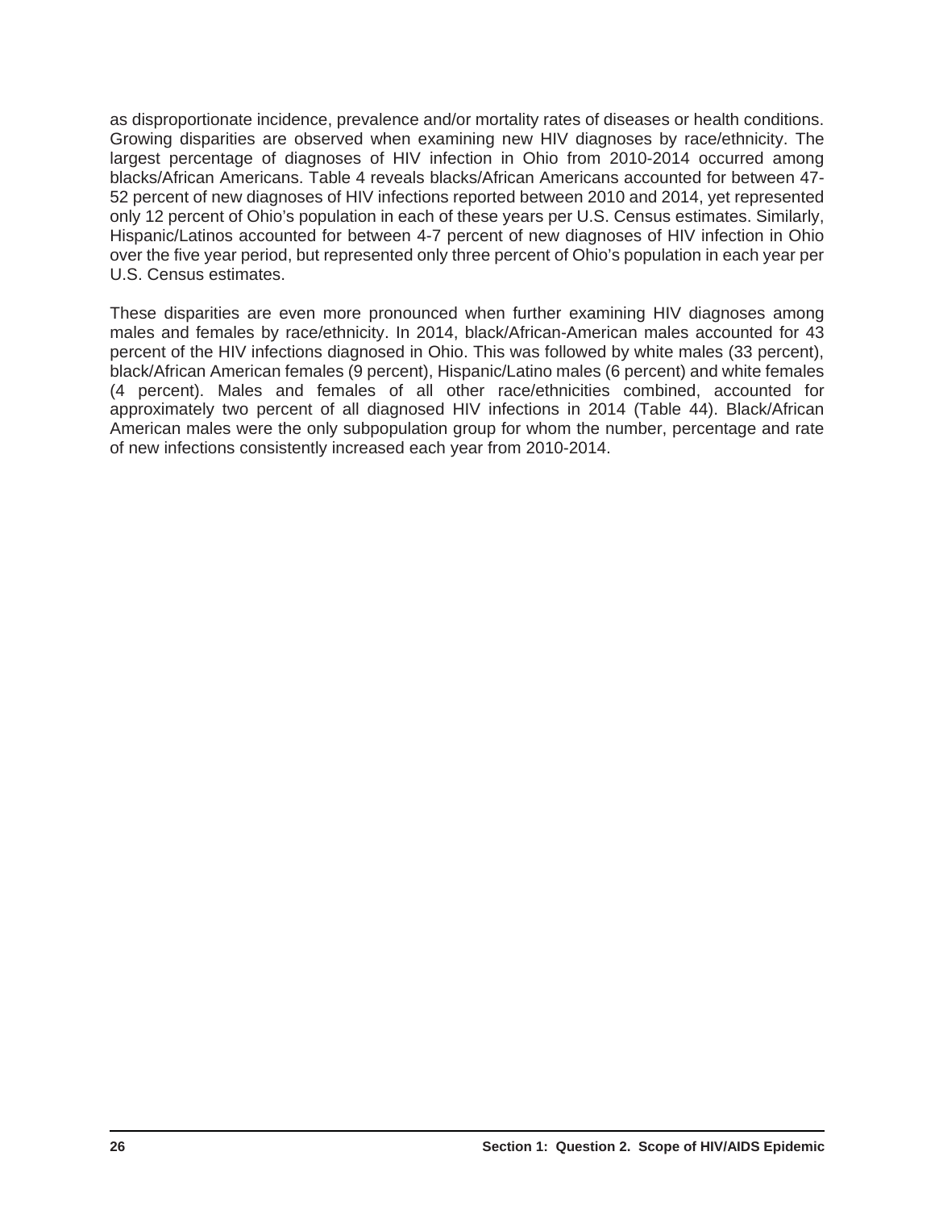as disproportionate incidence, prevalence and/or mortality rates of diseases or health conditions. Growing disparities are observed when examining new HIV diagnoses by race/ethnicity. The largest percentage of diagnoses of HIV infection in Ohio from 2010-2014 occurred among blacks/African Americans. Table 4 reveals blacks/African Americans accounted for between 47-52 percent of new diagnoses of HIV infections reported between 2010 and 2014, yet represented only 12 percent of Ohio's population in each of these years per U.S. Census estimates. Similarly, Hispanic/Latinos accounted for between 4-7 percent of new diagnoses of HIV infection in Ohio over the five year period, but represented only three percent of Ohio's population in each year per U.S. Census estimates.

These disparities are even more pronounced when further examining HIV diagnoses among males and females by race/ethnicity. In 2014, black/African-American males accounted for 43 percent of the HIV infections diagnosed in Ohio. This was followed by white males (33 percent), black/African American females (9 percent), Hispanic/Latino males (6 percent) and white females (4 percent). Males and females of all other race/ethnicities combined, accounted for approximately two percent of all diagnosed HIV infections in 2014 (Table 44). Black/African American males were the only subpopulation group for whom the number, percentage and rate of new infections consistently increased each year from 2010-2014.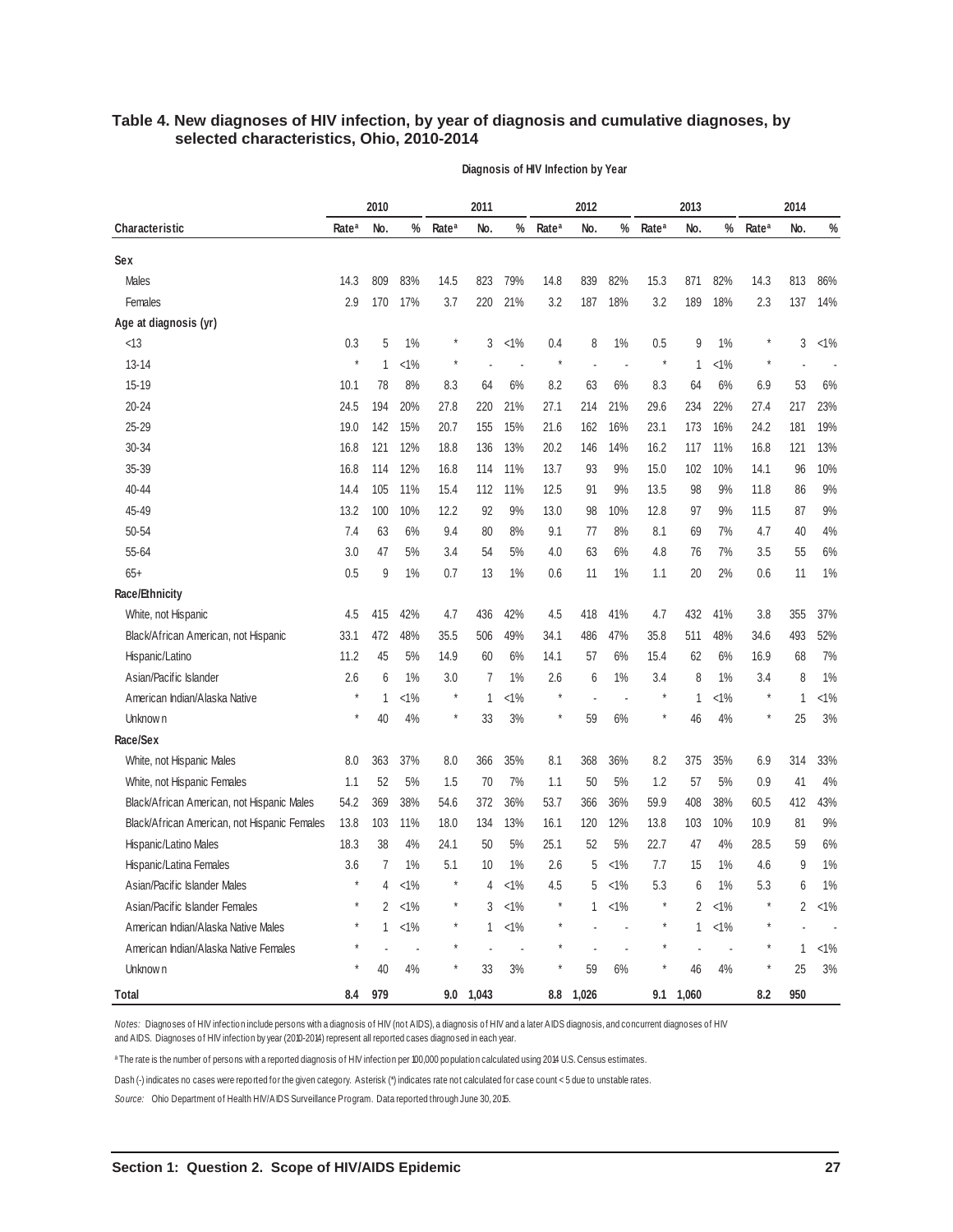## Table 4. New diagnoses of HIV infection, by year of diagnosis and cumulative diagnoses, by selected characteristics, Ohio, 2010-2014

| | Diagnosis of HIV Infection by Year | | | | | | | | | | | | | | |
|---|---|---|---|---|---|---|---|---|---|---|---|---|---|---|---|
| | 2010 | | | 2011 | | | 2012 | | | 2013 | | | 2014 | | |
| Characteristic | Rate[a] | No. | % | Rate[a] | No. | % | Rate[a] | No. | % | Rate[a] | No. | % | Rate[a] | No. | % |
| **Sex** | | | | | | | | | | | | | | | |
| Males | 14.3 | 809 | 83% | 14.5 | 823 | 79% | 14.8 | 839 | 82% | 15.3 | 871 | 82% | 14.3 | 813 | 86% |
| Females | 2.9 | 170 | 17% | 3.7 | 220 | 21% | 3.2 | 187 | 18% | 3.2 | 189 | 18% | 2.3 | 137 | 14% |
| **Age at diagnosis (yr)** | | | | | | | | | | | | | | | |
| <13 | 0.3 | 5 | 1% | * | 3 | <1% | 0.4 | 8 | 1% | 0.5 | 9 | 1% | * | 3 | <1% |
| 13-14 | * | 1 | <1% | * | - | - | * | - | - | * | 1 | <1% | * | - | - |
| 15-19 | 10.1 | 78 | 8% | 8.3 | 64 | 6% | 8.2 | 63 | 6% | 8.3 | 64 | 6% | 6.9 | 53 | 6% |
| 20-24 | 24.5 | 194 | 20% | 27.8 | 220 | 21% | 27.1 | 214 | 21% | 29.6 | 234 | 22% | 27.4 | 217 | 23% |
| 25-29 | 19.0 | 142 | 15% | 20.7 | 155 | 15% | 21.6 | 162 | 16% | 23.1 | 173 | 16% | 24.2 | 181 | 19% |
| 30-34 | 16.8 | 121 | 12% | 18.8 | 136 | 13% | 20.2 | 146 | 14% | 16.2 | 117 | 11% | 16.8 | 121 | 13% |
| 35-39 | 16.8 | 114 | 12% | 16.8 | 114 | 11% | 13.7 | 93 | 9% | 15.0 | 102 | 10% | 14.1 | 96 | 10% |
| 40-44 | 14.4 | 105 | 11% | 15.4 | 112 | 11% | 12.5 | 91 | 9% | 13.5 | 98 | 9% | 11.8 | 86 | 9% |
| 45-49 | 13.2 | 100 | 10% | 12.2 | 92 | 9% | 13.0 | 98 | 10% | 12.8 | 97 | 9% | 11.5 | 87 | 9% |
| 50-54 | 7.4 | 63 | 6% | 9.4 | 80 | 8% | 9.1 | 77 | 8% | 8.1 | 69 | 7% | 4.7 | 40 | 4% |
| 55-64 | 3.0 | 47 | 5% | 3.4 | 54 | 5% | 4.0 | 63 | 6% | 4.8 | 76 | 7% | 3.5 | 55 | 6% |
| 65+ | 0.5 | 9 | 1% | 0.7 | 13 | 1% | 0.6 | 11 | 1% | 1.1 | 20 | 2% | 0.6 | 11 | 1% |
| **Race/Ethnicity** | | | | | | | | | | | | | | | |
| White, not Hispanic | 4.5 | 415 | 42% | 4.7 | 436 | 42% | 4.5 | 418 | 41% | 4.7 | 432 | 41% | 3.8 | 355 | 37% |
| Black/African American, not Hispanic | 33.1 | 472 | 48% | 35.5 | 506 | 49% | 34.1 | 486 | 47% | 35.8 | 511 | 48% | 34.6 | 493 | 52% |
| Hispanic/Latino | 11.2 | 45 | 5% | 14.9 | 60 | 6% | 14.1 | 57 | 6% | 15.4 | 62 | 6% | 16.9 | 68 | 7% |
| Asian/Pacific Islander | 2.6 | 6 | 1% | 3.0 | 7 | 1% | 2.6 | 6 | 1% | 3.4 | 8 | 1% | 3.4 | 8 | 1% |
| American Indian/Alaska Native | * | 1 | <1% | * | 1 | <1% | * | - | - | * | 1 | <1% | * | 1 | <1% |
| Unknown | * | 40 | 4% | * | 33 | 3% | * | 59 | 6% | * | 46 | 4% | * | 25 | 3% |
| **Race/Sex** | | | | | | | | | | | | | | | |
| White, not Hispanic Males | 8.0 | 363 | 37% | 8.0 | 366 | 35% | 8.1 | 368 | 36% | 8.2 | 375 | 35% | 6.9 | 314 | 33% |
| White, not Hispanic Females | 1.1 | 52 | 5% | 1.5 | 70 | 7% | 1.1 | 50 | 5% | 1.2 | 57 | 5% | 0.9 | 41 | 4% |
| Black/African American, not Hispanic Males | 54.2 | 369 | 38% | 54.6 | 372 | 36% | 53.7 | 366 | 36% | 59.9 | 408 | 38% | 60.5 | 412 | 43% |
| Black/African American, not Hispanic Females | 13.8 | 103 | 11% | 18.0 | 134 | 13% | 16.1 | 120 | 12% | 13.8 | 103 | 10% | 10.9 | 81 | 9% |
| Hispanic/Latino Males | 18.3 | 38 | 4% | 24.1 | 50 | 5% | 25.1 | 52 | 5% | 22.7 | 47 | 4% | 28.5 | 59 | 6% |
| Hispanic/Latina Females | 3.6 | 7 | 1% | 5.1 | 10 | 1% | 2.6 | 5 | <1% | 7.7 | 15 | 1% | 4.6 | 9 | 1% |
| Asian/Pacific Islander Males | * | 4 | <1% | * | 4 | <1% | 4.5 | 5 | <1% | 5.3 | 6 | 1% | 5.3 | 6 | 1% |
| Asian/Pacific Islander Females | * | 2 | <1% | * | 3 | <1% | * | 1 | <1% | * | 2 | <1% | * | 2 | <1% |
| American Indian/Alaska Native Males | * | 1 | <1% | * | 1 | <1% | * | - | - | * | 1 | <1% | * | - | - |
| American Indian/Alaska Native Females | * | - | - | * | - | - | * | - | - | * | - | - | * | 1 | <1% |
| Unknown | * | 40 | 4% | * | 33 | 3% | * | 59 | 6% | * | 46 | 4% | * | 25 | 3% |
| **Total** | **8.4** | **979** | | **9.0** | **1,043** | | **8.8** | **1,026** | | **9.1** | **1,060** | | **8.2** | **950** | |

*Notes:* Diagnoses of HIV infection include persons with a diagnosis of HIV (not AIDS), a diagnosis of HIV and a later AIDS diagnosis, and concurrent diagnoses of HIV and AIDS. Diagnoses of HIV infection by year (2010-2014) represent all reported cases diagnosed in each year.

[a] The rate is the number of persons with a reported diagnosis of HIV infection per 100,000 population calculated using 2014 U.S. Census estimates.

Dash (-) indicates no cases were reported for the given category. Asterisk (*) indicates rate not calculated for case count < 5 due to unstable rates.

*Source:* Ohio Department of Health HIV/AIDS Surveillance Program. Data reported through June 30, 2015.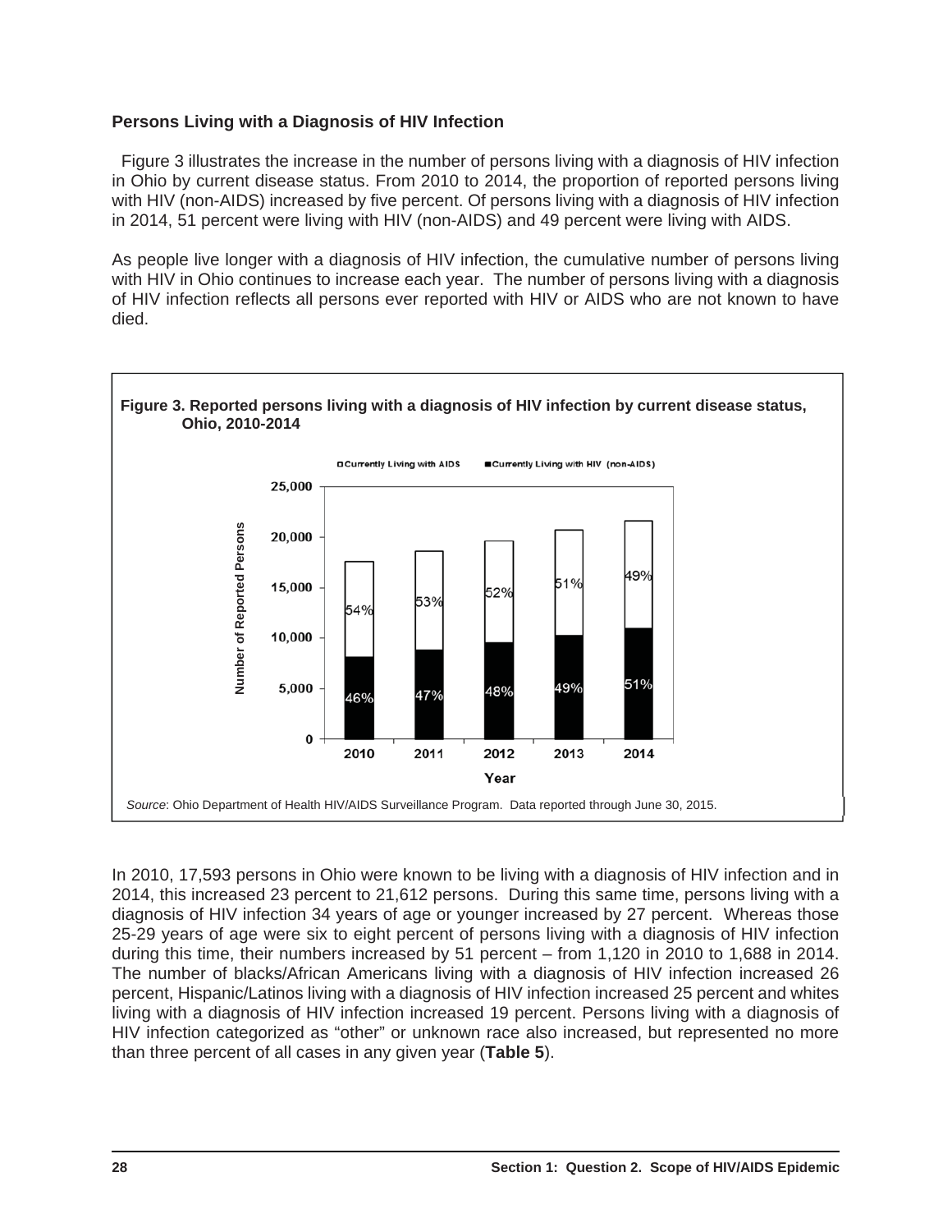### Persons Living with a Diagnosis of HIV Infection

Figure 3 illustrates the increase in the number of persons living with a diagnosis of HIV infection in Ohio by current disease status. From 2010 to 2014, the proportion of reported persons living with HIV (non-AIDS) increased by five percent. Of persons living with a diagnosis of HIV infection in 2014, 51 percent were living with HIV (non-AIDS) and 49 percent were living with AIDS.

As people live longer with a diagnosis of HIV infection, the cumulative number of persons living with HIV in Ohio continues to increase each year. The number of persons living with a diagnosis of HIV infection reflects all persons ever reported with HIV or AIDS who are not known to have died.

**Figure 3. Reported persons living with a diagnosis of HIV infection by current disease status, Ohio, 2010-2014**

| Year | Currently Living with AIDS | Currently Living with HIV (non-AIDS) |
|---|---|---|
| 2010 | 54% | 46% |
| 2011 | 53% | 47% |
| 2012 | 52% | 48% |
| 2013 | 51% | 49% |
| 2014 | 49% | 51% |

*Source*: Ohio Department of Health HIV/AIDS Surveillance Program. Data reported through June 30, 2015.

In 2010, 17,593 persons in Ohio were known to be living with a diagnosis of HIV infection and in 2014, this increased 23 percent to 21,612 persons. During this same time, persons living with a diagnosis of HIV infection 34 years of age or younger increased by 27 percent. Whereas those 25-29 years of age were six to eight percent of persons living with a diagnosis of HIV infection during this time, their numbers increased by 51 percent – from 1,120 in 2010 to 1,688 in 2014. The number of blacks/African Americans living with a diagnosis of HIV infection increased 26 percent, Hispanic/Latinos living with a diagnosis of HIV infection increased 25 percent and whites living with a diagnosis of HIV infection increased 19 percent. Persons living with a diagnosis of HIV infection categorized as "other" or unknown race also increased, but represented no more than three percent of all cases in any given year (**Table 5**).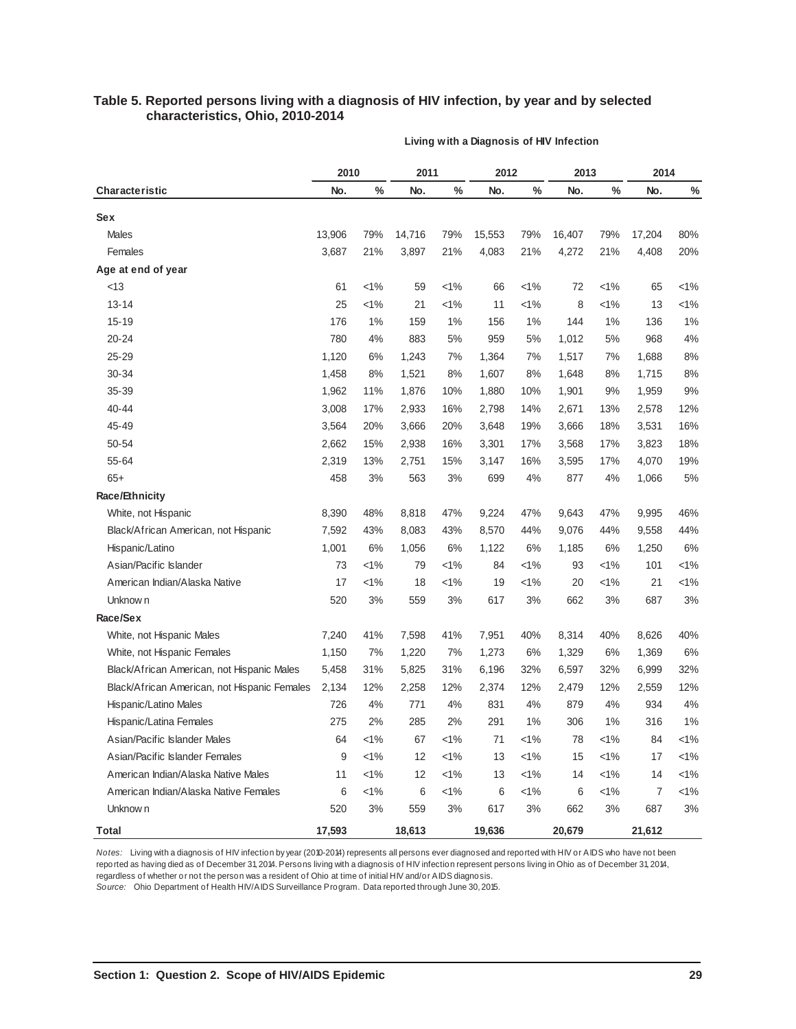**Table 5. Reported persons living with a diagnosis of HIV infection, by year and by selected characteristics, Ohio, 2010-2014**

| | Living with a Diagnosis of HIV Infection | | | | | | | | | |
|---|---|---|---|---|---|---|---|---|---|---|
| | 2010 | | 2011 | | 2012 | | 2013 | | 2014 | |
| **Characteristic** | No. | % | No. | % | No. | % | No. | % | No. | % |
| **Sex** | | | | | | | | | | |
| Males | 13,906 | 79% | 14,716 | 79% | 15,553 | 79% | 16,407 | 79% | 17,204 | 80% |
| Females | 3,687 | 21% | 3,897 | 21% | 4,083 | 21% | 4,272 | 21% | 4,408 | 20% |
| **Age at end of year** | | | | | | | | | | |
| <13 | 61 | <1% | 59 | <1% | 66 | <1% | 72 | <1% | 65 | <1% |
| 13-14 | 25 | <1% | 21 | <1% | 11 | <1% | 8 | <1% | 13 | <1% |
| 15-19 | 176 | 1% | 159 | 1% | 156 | 1% | 144 | 1% | 136 | 1% |
| 20-24 | 780 | 4% | 883 | 5% | 959 | 5% | 1,012 | 5% | 968 | 4% |
| 25-29 | 1,120 | 6% | 1,243 | 7% | 1,364 | 7% | 1,517 | 7% | 1,688 | 8% |
| 30-34 | 1,458 | 8% | 1,521 | 8% | 1,607 | 8% | 1,648 | 8% | 1,715 | 8% |
| 35-39 | 1,962 | 11% | 1,876 | 10% | 1,880 | 10% | 1,901 | 9% | 1,959 | 9% |
| 40-44 | 3,008 | 17% | 2,933 | 16% | 2,798 | 14% | 2,671 | 13% | 2,578 | 12% |
| 45-49 | 3,564 | 20% | 3,666 | 20% | 3,648 | 19% | 3,666 | 18% | 3,531 | 16% |
| 50-54 | 2,662 | 15% | 2,938 | 16% | 3,301 | 17% | 3,568 | 17% | 3,823 | 18% |
| 55-64 | 2,319 | 13% | 2,751 | 15% | 3,147 | 16% | 3,595 | 17% | 4,070 | 19% |
| 65+ | 458 | 3% | 563 | 3% | 699 | 4% | 877 | 4% | 1,066 | 5% |
| **Race/Ethnicity** | | | | | | | | | | |
| White, not Hispanic | 8,390 | 48% | 8,818 | 47% | 9,224 | 47% | 9,643 | 47% | 9,995 | 46% |
| Black/African American, not Hispanic | 7,592 | 43% | 8,083 | 43% | 8,570 | 44% | 9,076 | 44% | 9,558 | 44% |
| Hispanic/Latino | 1,001 | 6% | 1,056 | 6% | 1,122 | 6% | 1,185 | 6% | 1,250 | 6% |
| Asian/Pacific Islander | 73 | <1% | 79 | <1% | 84 | <1% | 93 | <1% | 101 | <1% |
| American Indian/Alaska Native | 17 | <1% | 18 | <1% | 19 | <1% | 20 | <1% | 21 | <1% |
| Unknown | 520 | 3% | 559 | 3% | 617 | 3% | 662 | 3% | 687 | 3% |
| **Race/Sex** | | | | | | | | | | |
| White, not Hispanic Males | 7,240 | 41% | 7,598 | 41% | 7,951 | 40% | 8,314 | 40% | 8,626 | 40% |
| White, not Hispanic Females | 1,150 | 7% | 1,220 | 7% | 1,273 | 6% | 1,329 | 6% | 1,369 | 6% |
| Black/African American, not Hispanic Males | 5,458 | 31% | 5,825 | 31% | 6,196 | 32% | 6,597 | 32% | 6,999 | 32% |
| Black/African American, not Hispanic Females | 2,134 | 12% | 2,258 | 12% | 2,374 | 12% | 2,479 | 12% | 2,559 | 12% |
| Hispanic/Latino Males | 726 | 4% | 771 | 4% | 831 | 4% | 879 | 4% | 934 | 4% |
| Hispanic/Latina Females | 275 | 2% | 285 | 2% | 291 | 1% | 306 | 1% | 316 | 1% |
| Asian/Pacific Islander Males | 64 | <1% | 67 | <1% | 71 | <1% | 78 | <1% | 84 | <1% |
| Asian/Pacific Islander Females | 9 | <1% | 12 | <1% | 13 | <1% | 15 | <1% | 17 | <1% |
| American Indian/Alaska Native Males | 11 | <1% | 12 | <1% | 13 | <1% | 14 | <1% | 14 | <1% |
| American Indian/Alaska Native Females | 6 | <1% | 6 | <1% | 6 | <1% | 6 | <1% | 7 | <1% |
| Unknown | 520 | 3% | 559 | 3% | 617 | 3% | 662 | 3% | 687 | 3% |
| **Total** | **17,593** | | **18,613** | | **19,636** | | **20,679** | | **21,612** | |

*Notes:* Living with a diagnosis of HIV infection by year (2010-2014) represents all persons ever diagnosed and reported with HIV or AIDS who have not been reported as having died as of December 31, 2014. Persons living with a diagnosis of HIV infection represent persons living in Ohio as of December 31, 2014, regardless of whether or not the person was a resident of Ohio at time of initial HIV and/or AIDS diagnosis.
*Source:* Ohio Department of Health HIV/AIDS Surveillance Program. Data reported through June 30, 2015.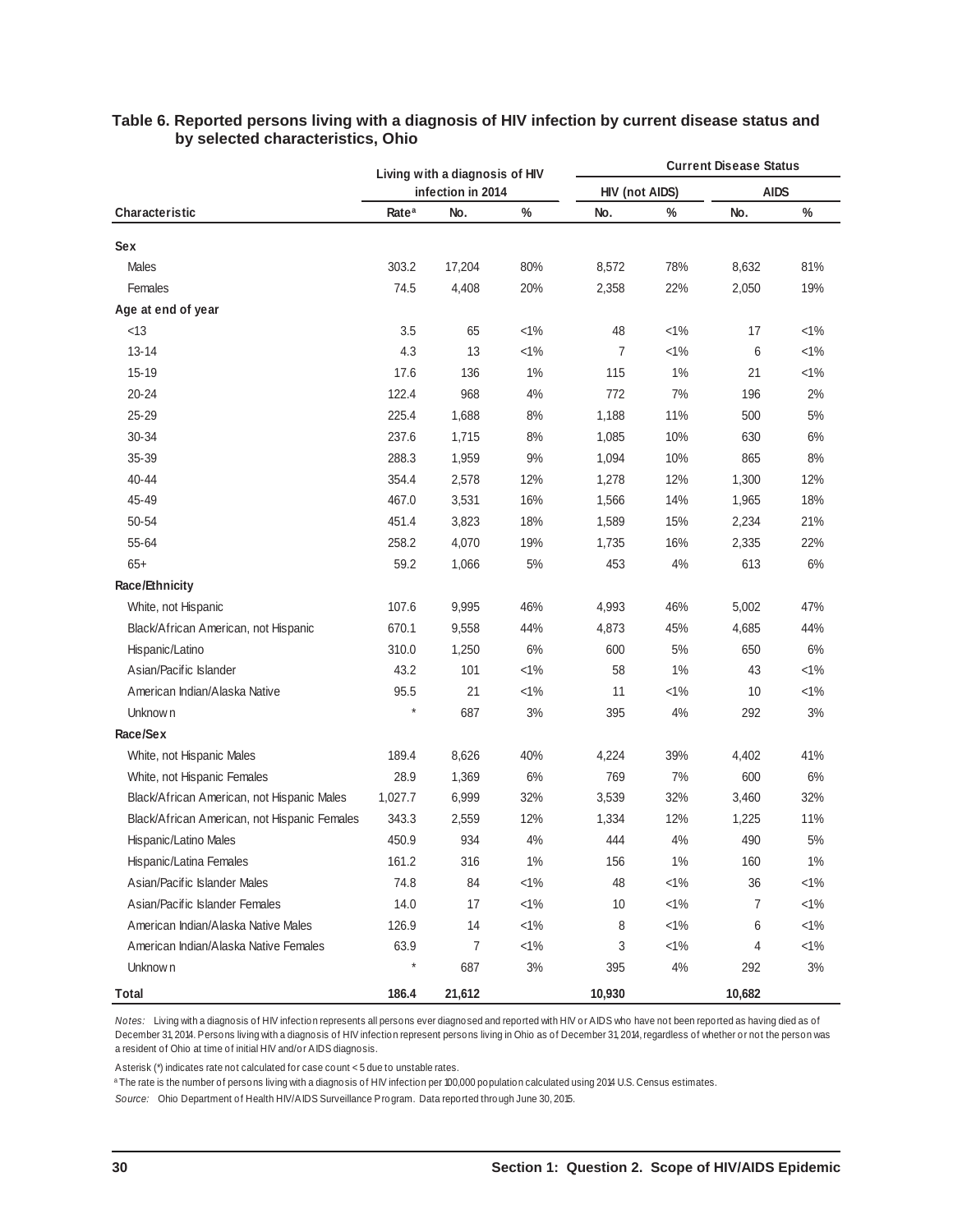**Table 6. Reported persons living with a diagnosis of HIV infection by current disease status and by selected characteristics, Ohio**

| Characteristic | Living with a diagnosis of HIV infection in 2014 | | | Current Disease Status | | | |
|---|---|---|---|---|---|---|---|
| | | | | HIV (not AIDS) | | AIDS | |
| | Rate[a] | No. | % | No. | % | No. | % |
| **Sex** | | | | | | | |
| Males | 303.2 | 17,204 | 80% | 8,572 | 78% | 8,632 | 81% |
| Females | 74.5 | 4,408 | 20% | 2,358 | 22% | 2,050 | 19% |
| **Age at end of year** | | | | | | | |
| <13 | 3.5 | 65 | <1% | 48 | <1% | 17 | <1% |
| 13-14 | 4.3 | 13 | <1% | 7 | <1% | 6 | <1% |
| 15-19 | 17.6 | 136 | 1% | 115 | 1% | 21 | <1% |
| 20-24 | 122.4 | 968 | 4% | 772 | 7% | 196 | 2% |
| 25-29 | 225.4 | 1,688 | 8% | 1,188 | 11% | 500 | 5% |
| 30-34 | 237.6 | 1,715 | 8% | 1,085 | 10% | 630 | 6% |
| 35-39 | 288.3 | 1,959 | 9% | 1,094 | 10% | 865 | 8% |
| 40-44 | 354.4 | 2,578 | 12% | 1,278 | 12% | 1,300 | 12% |
| 45-49 | 467.0 | 3,531 | 16% | 1,566 | 14% | 1,965 | 18% |
| 50-54 | 451.4 | 3,823 | 18% | 1,589 | 15% | 2,234 | 21% |
| 55-64 | 258.2 | 4,070 | 19% | 1,735 | 16% | 2,335 | 22% |
| 65+ | 59.2 | 1,066 | 5% | 453 | 4% | 613 | 6% |
| **Race/Ethnicity** | | | | | | | |
| White, not Hispanic | 107.6 | 9,995 | 46% | 4,993 | 46% | 5,002 | 47% |
| Black/African American, not Hispanic | 670.1 | 9,558 | 44% | 4,873 | 45% | 4,685 | 44% |
| Hispanic/Latino | 310.0 | 1,250 | 6% | 600 | 5% | 650 | 6% |
| Asian/Pacific Islander | 43.2 | 101 | <1% | 58 | 1% | 43 | <1% |
| American Indian/Alaska Native | 95.5 | 21 | <1% | 11 | <1% | 10 | <1% |
| Unknown | * | 687 | 3% | 395 | 4% | 292 | 3% |
| **Race/Sex** | | | | | | | |
| White, not Hispanic Males | 189.4 | 8,626 | 40% | 4,224 | 39% | 4,402 | 41% |
| White, not Hispanic Females | 28.9 | 1,369 | 6% | 769 | 7% | 600 | 6% |
| Black/African American, not Hispanic Males | 1,027.7 | 6,999 | 32% | 3,539 | 32% | 3,460 | 32% |
| Black/African American, not Hispanic Females | 343.3 | 2,559 | 12% | 1,334 | 12% | 1,225 | 11% |
| Hispanic/Latino Males | 450.9 | 934 | 4% | 444 | 4% | 490 | 5% |
| Hispanic/Latina Females | 161.2 | 316 | 1% | 156 | 1% | 160 | 1% |
| Asian/Pacific Islander Males | 74.8 | 84 | <1% | 48 | <1% | 36 | <1% |
| Asian/Pacific Islander Females | 14.0 | 17 | <1% | 10 | <1% | 7 | <1% |
| American Indian/Alaska Native Males | 126.9 | 14 | <1% | 8 | <1% | 6 | <1% |
| American Indian/Alaska Native Females | 63.9 | 7 | <1% | 3 | <1% | 4 | <1% |
| Unknown | * | 687 | 3% | 395 | 4% | 292 | 3% |
| **Total** | **186.4** | **21,612** | | **10,930** | | **10,682** | |

*Notes:* Living with a diagnosis of HIV infection represents all persons ever diagnosed and reported with HIV or AIDS who have not been reported as having died as of December 31, 2014. Persons living with a diagnosis of HIV infection represent persons living in Ohio as of December 31, 2014, regardless of whether or not the person was a resident of Ohio at time of initial HIV and/or AIDS diagnosis.

Asterisk (*) indicates rate not calculated for case count < 5 due to unstable rates.

[a] The rate is the number of persons living with a diagnosis of HIV infection per 100,000 population calculated using 2014 U.S. Census estimates.

*Source:* Ohio Department of Health HIV/AIDS Surveillance Program. Data reported through June 30, 2015.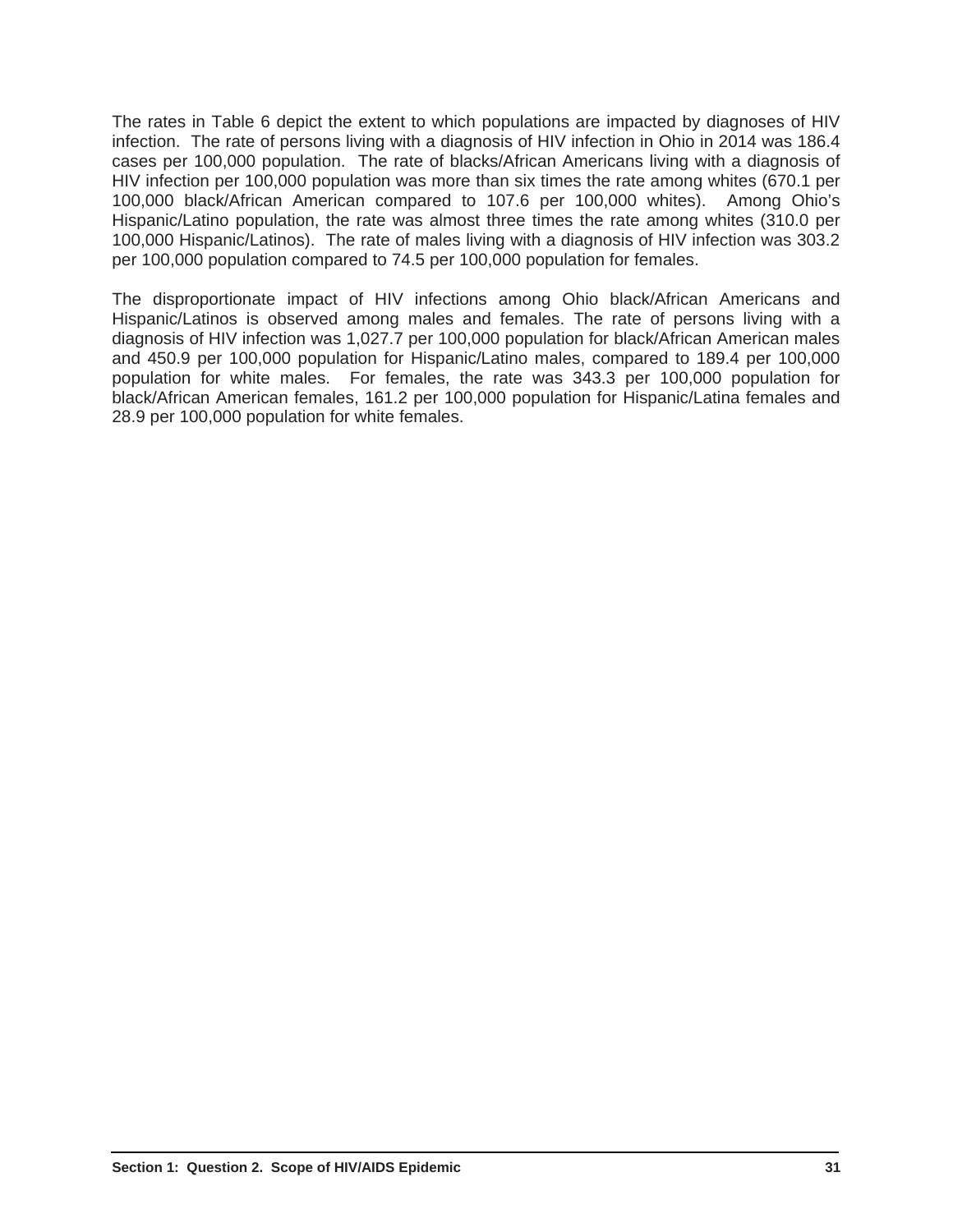The rates in Table 6 depict the extent to which populations are impacted by diagnoses of HIV infection. The rate of persons living with a diagnosis of HIV infection in Ohio in 2014 was 186.4 cases per 100,000 population. The rate of blacks/African Americans living with a diagnosis of HIV infection per 100,000 population was more than six times the rate among whites (670.1 per 100,000 black/African American compared to 107.6 per 100,000 whites). Among Ohio's Hispanic/Latino population, the rate was almost three times the rate among whites (310.0 per 100,000 Hispanic/Latinos). The rate of males living with a diagnosis of HIV infection was 303.2 per 100,000 population compared to 74.5 per 100,000 population for females.

The disproportionate impact of HIV infections among Ohio black/African Americans and Hispanic/Latinos is observed among males and females. The rate of persons living with a diagnosis of HIV infection was 1,027.7 per 100,000 population for black/African American males and 450.9 per 100,000 population for Hispanic/Latino males, compared to 189.4 per 100,000 population for white males. For females, the rate was 343.3 per 100,000 population for black/African American females, 161.2 per 100,000 population for Hispanic/Latina females and 28.9 per 100,000 population for white females.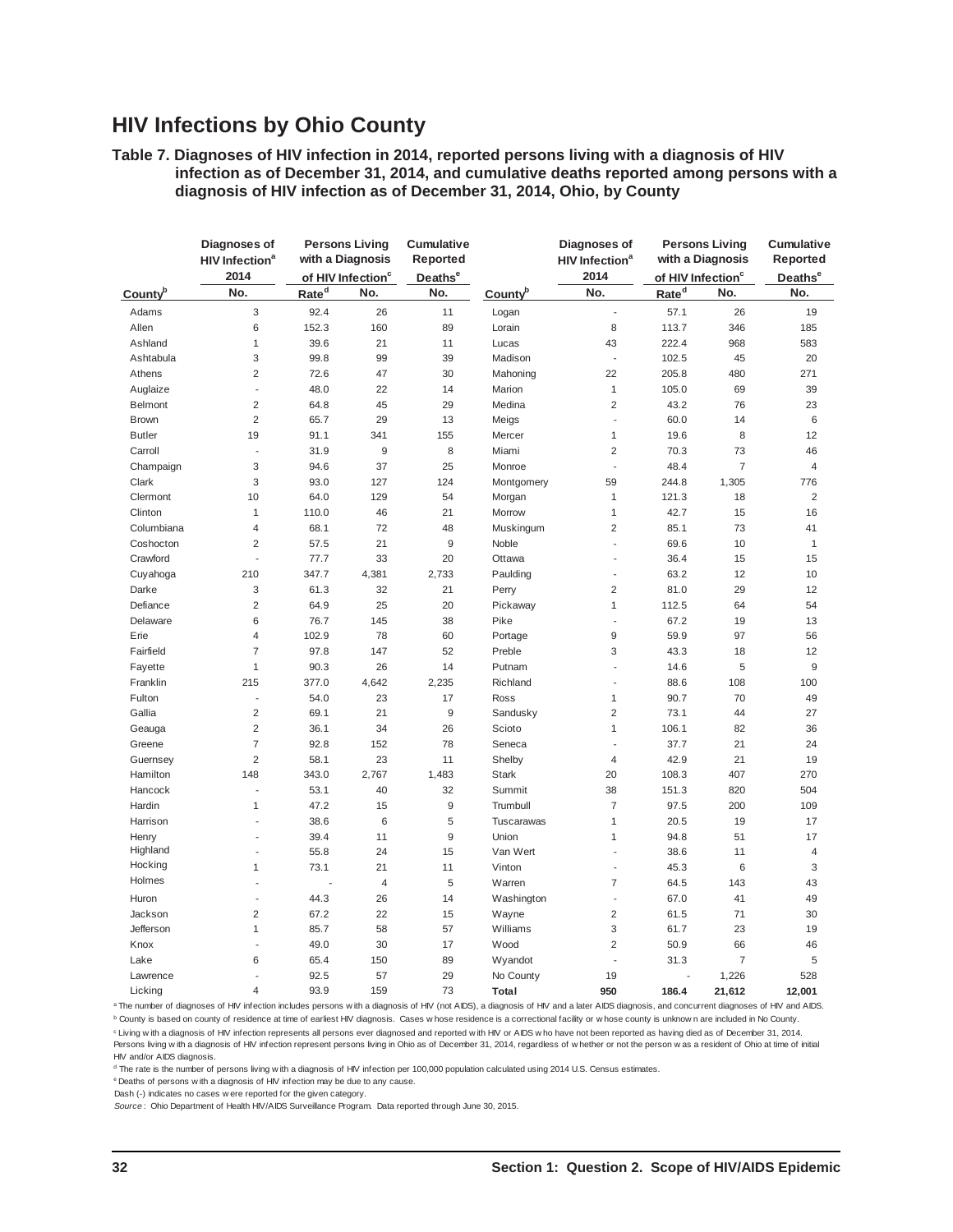# HIV Infections by Ohio County

**Table 7. Diagnoses of HIV infection in 2014, reported persons living with a diagnosis of HIV infection as of December 31, 2014, and cumulative deaths reported among persons with a diagnosis of HIV infection as of December 31, 2014, Ohio, by County**

| | Diagnoses of HIV Infection[a] 2014 | Persons Living with a Diagnosis of HIV Infection[c] | | Cumulative Reported Deaths[e] | | Diagnoses of HIV Infection[a] 2014 | Persons Living with a Diagnosis of HIV Infection[c] | | Cumulative Reported Deaths[e] |
|---|---|---|---|---|---|---|---|---|---|
| County[b] | No. | Rate[d] | No. | No. | County[b] | No. | Rate[d] | No. | No. |
| Adams | 3 | 92.4 | 26 | 11 | Logan | - | 57.1 | 26 | 19 |
| Allen | 6 | 152.3 | 160 | 89 | Lorain | 8 | 113.7 | 346 | 185 |
| Ashland | 1 | 39.6 | 21 | 11 | Lucas | 43 | 222.4 | 968 | 583 |
| Ashtabula | 3 | 99.8 | 99 | 39 | Madison | - | 102.5 | 45 | 20 |
| Athens | 2 | 72.6 | 47 | 30 | Mahoning | 22 | 205.8 | 480 | 271 |
| Auglaize | - | 48.0 | 22 | 14 | Marion | 1 | 105.0 | 69 | 39 |
| Belmont | 2 | 64.8 | 45 | 29 | Medina | 2 | 43.2 | 76 | 23 |
| Brown | 2 | 65.7 | 29 | 13 | Meigs | - | 60.0 | 14 | 6 |
| Butler | 19 | 91.1 | 341 | 155 | Mercer | 1 | 19.6 | 8 | 12 |
| Carroll | - | 31.9 | 9 | 8 | Miami | 2 | 70.3 | 73 | 46 |
| Champaign | 3 | 94.6 | 37 | 25 | Monroe | - | 48.4 | 7 | 4 |
| Clark | 3 | 93.0 | 127 | 124 | Montgomery | 59 | 244.8 | 1,305 | 776 |
| Clermont | 10 | 64.0 | 129 | 54 | Morgan | 1 | 121.3 | 18 | 2 |
| Clinton | 1 | 110.0 | 46 | 21 | Morrow | 1 | 42.7 | 15 | 16 |
| Columbiana | 4 | 68.1 | 72 | 48 | Muskingum | 2 | 85.1 | 73 | 41 |
| Coshocton | 2 | 57.5 | 21 | 9 | Noble | - | 69.6 | 10 | 1 |
| Crawford | - | 77.7 | 33 | 20 | Ottawa | - | 36.4 | 15 | 15 |
| Cuyahoga | 210 | 347.7 | 4,381 | 2,733 | Paulding | - | 63.2 | 12 | 10 |
| Darke | 3 | 61.3 | 32 | 21 | Perry | 2 | 81.0 | 29 | 12 |
| Defiance | 2 | 64.9 | 25 | 20 | Pickaway | 1 | 112.5 | 64 | 54 |
| Delaware | 6 | 76.7 | 145 | 38 | Pike | - | 67.2 | 19 | 13 |
| Erie | 4 | 102.9 | 78 | 60 | Portage | 9 | 59.9 | 97 | 56 |
| Fairfield | 7 | 97.8 | 147 | 52 | Preble | 3 | 43.3 | 18 | 12 |
| Fayette | 1 | 90.3 | 26 | 14 | Putnam | - | 14.6 | 5 | 9 |
| Franklin | 215 | 377.0 | 4,642 | 2,235 | Richland | - | 88.6 | 108 | 100 |
| Fulton | - | 54.0 | 23 | 17 | Ross | 1 | 90.7 | 70 | 49 |
| Gallia | 2 | 69.1 | 21 | 9 | Sandusky | 2 | 73.1 | 44 | 27 |
| Geauga | 2 | 36.1 | 34 | 26 | Scioto | 1 | 106.1 | 82 | 36 |
| Greene | 7 | 92.8 | 152 | 78 | Seneca | - | 37.7 | 21 | 24 |
| Guernsey | 2 | 58.1 | 23 | 11 | Shelby | 4 | 42.9 | 21 | 19 |
| Hamilton | 148 | 343.0 | 2,767 | 1,483 | Stark | 20 | 108.3 | 407 | 270 |
| Hancock | - | 53.1 | 40 | 32 | Summit | 38 | 151.3 | 820 | 504 |
| Hardin | 1 | 47.2 | 15 | 9 | Trumbull | 7 | 97.5 | 200 | 109 |
| Harrison | - | 38.6 | 6 | 5 | Tuscarawas | 1 | 20.5 | 19 | 17 |
| Henry | - | 39.4 | 11 | 9 | Union | 1 | 94.8 | 51 | 17 |
| Highland | - | 55.8 | 24 | 15 | Van Wert | - | 38.6 | 11 | 4 |
| Hocking | 1 | 73.1 | 21 | 11 | Vinton | - | 45.3 | 6 | 3 |
| Holmes | - | - | 4 | 5 | Warren | 7 | 64.5 | 143 | 43 |
| Huron | - | 44.3 | 26 | 14 | Washington | - | 67.0 | 41 | 49 |
| Jackson | 2 | 67.2 | 22 | 15 | Wayne | 2 | 61.5 | 71 | 30 |
| Jefferson | 1 | 85.7 | 58 | 57 | Williams | 3 | 61.7 | 23 | 19 |
| Knox | - | 49.0 | 30 | 17 | Wood | 2 | 50.9 | 66 | 46 |
| Lake | 6 | 65.4 | 150 | 89 | Wyandot | - | 31.3 | 7 | 5 |
| Lawrence | - | 92.5 | 57 | 29 | No County | 19 | - | 1,226 | 528 |
| Licking | 4 | 93.9 | 159 | 73 | **Total** | **950** | **186.4** | **21,612** | **12,001** |

[a] The number of diagnoses of HIV infection includes persons with a diagnosis of HIV (not AIDS), a diagnosis of HIV and a later AIDS diagnosis, and concurrent diagnoses of HIV and AIDS.

[b] County is based on county of residence at time of earliest HIV diagnosis. Cases whose residence is a correctional facility or whose county is unknown are included in No County.

[c] Living with a diagnosis of HIV infection represents all persons ever diagnosed and reported with HIV or AIDS who have not been reported as having died as of December 31, 2014. Persons living with a diagnosis of HIV infection represent persons living in Ohio as of December 31, 2014, regardless of whether or not the person was a resident of Ohio at time of initial HIV and/or AIDS diagnosis.

[d] The rate is the number of persons living with a diagnosis of HIV infection per 100,000 population calculated using 2014 U.S. Census estimates.

[e] Deaths of persons with a diagnosis of HIV infection may be due to any cause.

Dash (-) indicates no cases were reported for the given category.

*Source*: Ohio Department of Health HIV/AIDS Surveillance Program. Data reported through June 30, 2015.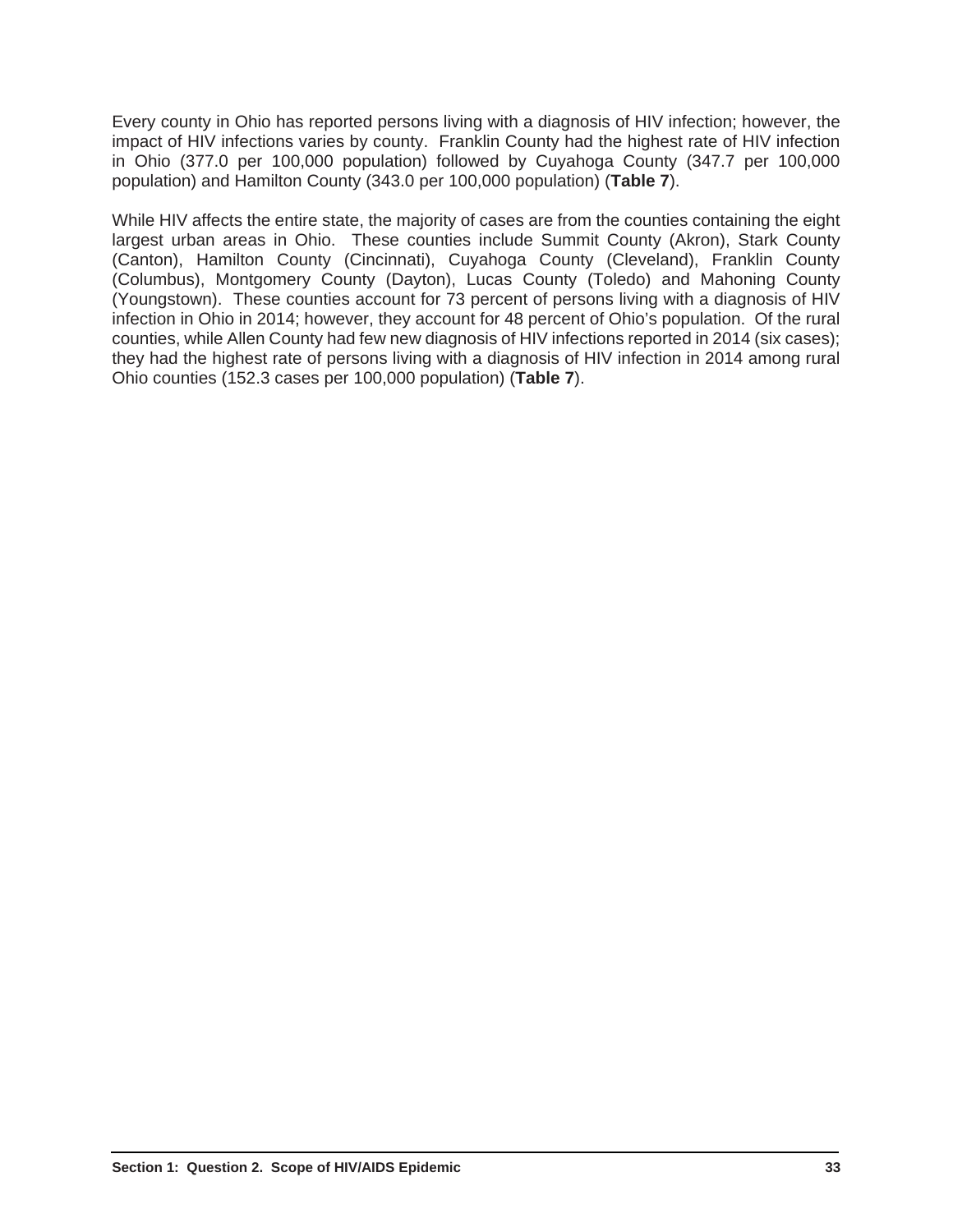Every county in Ohio has reported persons living with a diagnosis of HIV infection; however, the impact of HIV infections varies by county. Franklin County had the highest rate of HIV infection in Ohio (377.0 per 100,000 population) followed by Cuyahoga County (347.7 per 100,000 population) and Hamilton County (343.0 per 100,000 population) (**Table 7**).

While HIV affects the entire state, the majority of cases are from the counties containing the eight largest urban areas in Ohio. These counties include Summit County (Akron), Stark County (Canton), Hamilton County (Cincinnati), Cuyahoga County (Cleveland), Franklin County (Columbus), Montgomery County (Dayton), Lucas County (Toledo) and Mahoning County (Youngstown). These counties account for 73 percent of persons living with a diagnosis of HIV infection in Ohio in 2014; however, they account for 48 percent of Ohio's population. Of the rural counties, while Allen County had few new diagnosis of HIV infections reported in 2014 (six cases); they had the highest rate of persons living with a diagnosis of HIV infection in 2014 among rural Ohio counties (152.3 cases per 100,000 population) (**Table 7**).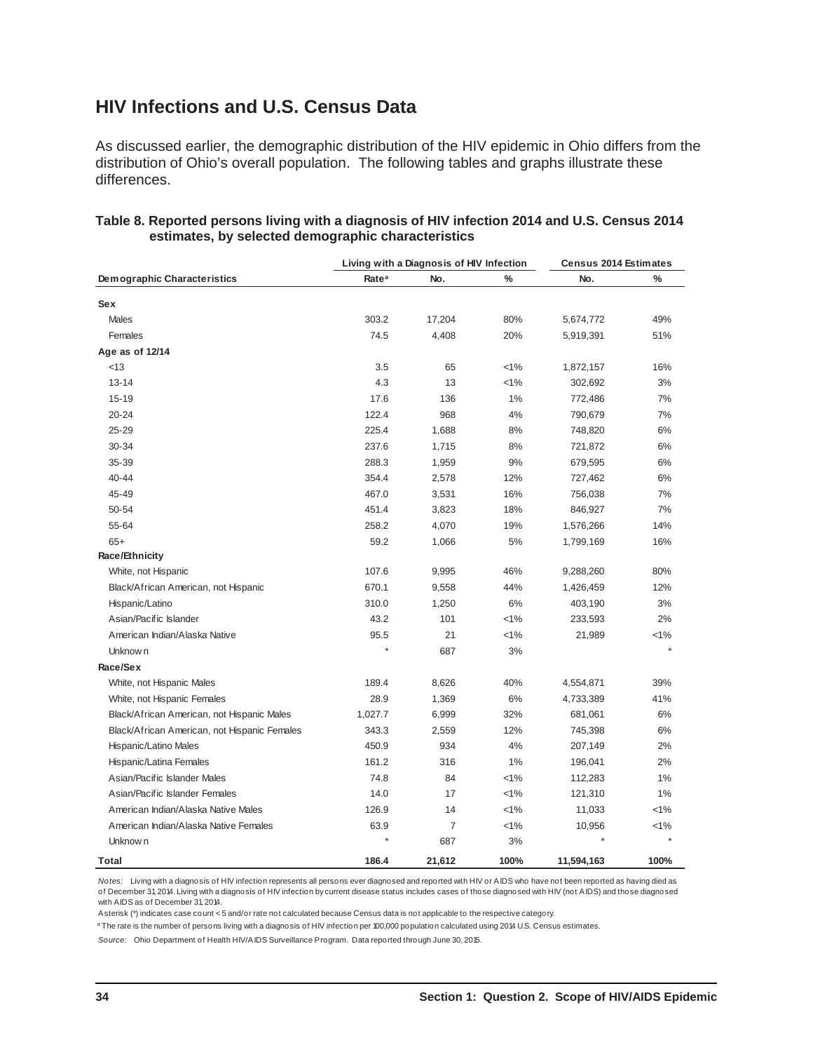## HIV Infections and U.S. Census Data

As discussed earlier, the demographic distribution of the HIV epidemic in Ohio differs from the distribution of Ohio's overall population. The following tables and graphs illustrate these differences.

**Table 8. Reported persons living with a diagnosis of HIV infection 2014 and U.S. Census 2014 estimates, by selected demographic characteristics**

| | Living with a Diagnosis of HIV Infection | | | Census 2014 Estimates | |
|---|---|---|---|---|---|
| **Demographic Characteristics** | **Rate[a]** | **No.** | **%** | **No.** | **%** |
| **Sex** | | | | | |
| Males | 303.2 | 17,204 | 80% | 5,674,772 | 49% |
| Females | 74.5 | 4,408 | 20% | 5,919,391 | 51% |
| **Age as of 12/14** | | | | | |
| <13 | 3.5 | 65 | <1% | 1,872,157 | 16% |
| 13-14 | 4.3 | 13 | <1% | 302,692 | 3% |
| 15-19 | 17.6 | 136 | 1% | 772,486 | 7% |
| 20-24 | 122.4 | 968 | 4% | 790,679 | 7% |
| 25-29 | 225.4 | 1,688 | 8% | 748,820 | 6% |
| 30-34 | 237.6 | 1,715 | 8% | 721,872 | 6% |
| 35-39 | 288.3 | 1,959 | 9% | 679,595 | 6% |
| 40-44 | 354.4 | 2,578 | 12% | 727,462 | 6% |
| 45-49 | 467.0 | 3,531 | 16% | 756,038 | 7% |
| 50-54 | 451.4 | 3,823 | 18% | 846,927 | 7% |
| 55-64 | 258.2 | 4,070 | 19% | 1,576,266 | 14% |
| 65+ | 59.2 | 1,066 | 5% | 1,799,169 | 16% |
| **Race/Ethnicity** | | | | | |
| White, not Hispanic | 107.6 | 9,995 | 46% | 9,288,260 | 80% |
| Black/African American, not Hispanic | 670.1 | 9,558 | 44% | 1,426,459 | 12% |
| Hispanic/Latino | 310.0 | 1,250 | 6% | 403,190 | 3% |
| Asian/Pacific Islander | 43.2 | 101 | <1% | 233,593 | 2% |
| American Indian/Alaska Native | 95.5 | 21 | <1% | 21,989 | <1% |
| Unknown | * | 687 | 3% | | * |
| **Race/Sex** | | | | | |
| White, not Hispanic Males | 189.4 | 8,626 | 40% | 4,554,871 | 39% |
| White, not Hispanic Females | 28.9 | 1,369 | 6% | 4,733,389 | 41% |
| Black/African American, not Hispanic Males | 1,027.7 | 6,999 | 32% | 681,061 | 6% |
| Black/African American, not Hispanic Females | 343.3 | 2,559 | 12% | 745,398 | 6% |
| Hispanic/Latino Males | 450.9 | 934 | 4% | 207,149 | 2% |
| Hispanic/Latina Females | 161.2 | 316 | 1% | 196,041 | 2% |
| Asian/Pacific Islander Males | 74.8 | 84 | <1% | 112,283 | 1% |
| Asian/Pacific Islander Females | 14.0 | 17 | <1% | 121,310 | 1% |
| American Indian/Alaska Native Males | 126.9 | 14 | <1% | 11,033 | <1% |
| American Indian/Alaska Native Females | 63.9 | 7 | <1% | 10,956 | <1% |
| Unknown | * | 687 | 3% | * | * |
| **Total** | **186.4** | **21,612** | **100%** | **11,594,163** | **100%** |

*Notes:* Living with a diagnosis of HIV infection represents all persons ever diagnosed and reported with HIV or AIDS who have not been reported as having died as of December 31, 2014. Living with a diagnosis of HIV infection by current disease status includes cases of those diagnosed with HIV (not AIDS) and those diagnosed with AIDS as of December 31, 2014.

Asterisk (*) indicates case count < 5 and/or rate not calculated because Census data is not applicable to the respective category.

[a] The rate is the number of persons living with a diagnosis of HIV infection per 100,000 population calculated using 2014 U.S. Census estimates.

*Source:* Ohio Department of Health HIV/AIDS Surveillance Program. Data reported through June 30, 2015.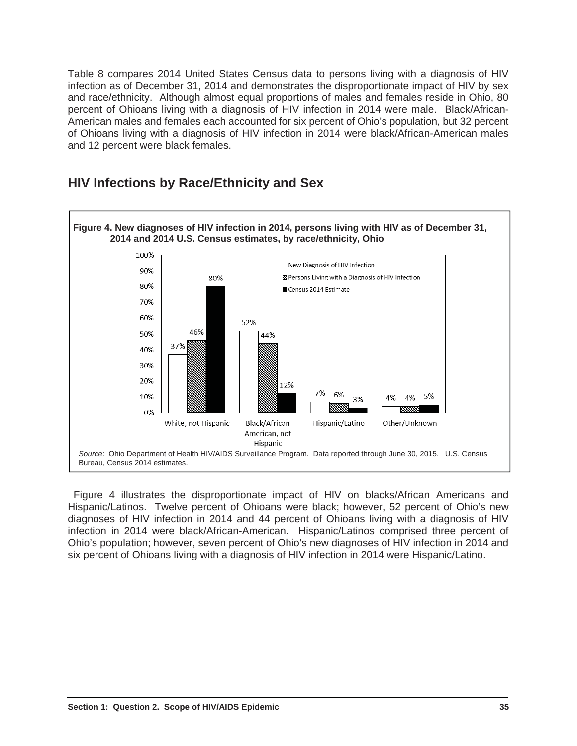Table 8 compares 2014 United States Census data to persons living with a diagnosis of HIV infection as of December 31, 2014 and demonstrates the disproportionate impact of HIV by sex and race/ethnicity. Although almost equal proportions of males and females reside in Ohio, 80 percent of Ohioans living with a diagnosis of HIV infection in 2014 were male. Black/African-American males and females each accounted for six percent of Ohio's population, but 32 percent of Ohioans living with a diagnosis of HIV infection in 2014 were black/African-American males and 12 percent were black females.

## HIV Infections by Race/Ethnicity and Sex

**Figure 4. New diagnoses of HIV infection in 2014, persons living with HIV as of December 31, 2014 and 2014 U.S. Census estimates, by race/ethnicity, Ohio**

| Race/Ethnicity | New Diagnosis of HIV Infection | Persons Living with a Diagnosis of HIV Infection | Census 2014 Estimate |
|---|---|---|---|
| White, not Hispanic | 37% | 46% | 80% |
| Black/African American, not Hispanic | 52% | 44% | 12% |
| Hispanic/Latino | 7% | 6% | 3% |
| Other/Unknown | 4% | 4% | 5% |

*Source*: Ohio Department of Health HIV/AIDS Surveillance Program. Data reported through June 30, 2015. U.S. Census Bureau, Census 2014 estimates.

Figure 4 illustrates the disproportionate impact of HIV on blacks/African Americans and Hispanic/Latinos. Twelve percent of Ohioans were black; however, 52 percent of Ohio's new diagnoses of HIV infection in 2014 and 44 percent of Ohioans living with a diagnosis of HIV infection in 2014 were black/African-American. Hispanic/Latinos comprised three percent of Ohio's population; however, seven percent of Ohio's new diagnoses of HIV infection in 2014 and six percent of Ohioans living with a diagnosis of HIV infection in 2014 were Hispanic/Latino.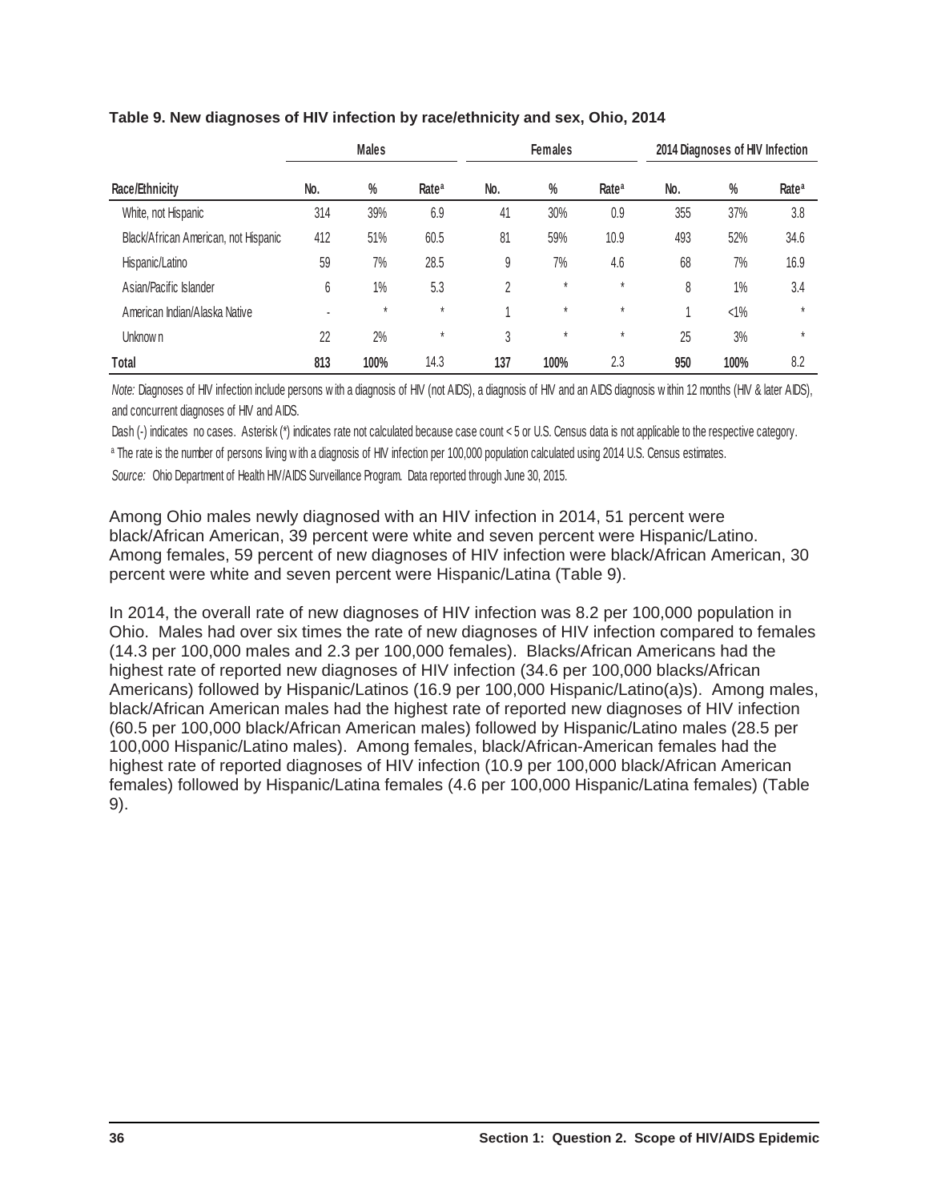**Table 9. New diagnoses of HIV infection by race/ethnicity and sex, Ohio, 2014**

| | Males | | | Females | | | 2014 Diagnoses of HIV Infection | | |
|---|---|---|---|---|---|---|---|---|---|
| Race/Ethnicity | No. | % | Rate[a] | No. | % | Rate[a] | No. | % | Rate[a] |
| White, not Hispanic | 314 | 39% | 6.9 | 41 | 30% | 0.9 | 355 | 37% | 3.8 |
| Black/African American, not Hispanic | 412 | 51% | 60.5 | 81 | 59% | 10.9 | 493 | 52% | 34.6 |
| Hispanic/Latino | 59 | 7% | 28.5 | 9 | 7% | 4.6 | 68 | 7% | 16.9 |
| Asian/Pacific Islander | 6 | 1% | 5.3 | 2 | * | * | 8 | 1% | 3.4 |
| American Indian/Alaska Native | - | * | * | 1 | * | * | 1 | <1% | * |
| Unknown | 22 | 2% | * | 3 | * | * | 25 | 3% | * |
| **Total** | **813** | **100%** | 14.3 | **137** | **100%** | 2.3 | **950** | **100%** | 8.2 |

*Note:* Diagnoses of HIV infection include persons with a diagnosis of HIV (not AIDS), a diagnosis of HIV and an AIDS diagnosis within 12 months (HIV & later AIDS), and concurrent diagnoses of HIV and AIDS.

Dash (-) indicates no cases. Asterisk (*) indicates rate not calculated because case count < 5 or U.S. Census data is not applicable to the respective category.

[a] The rate is the number of persons living with a diagnosis of HIV infection per 100,000 population calculated using 2014 U.S. Census estimates.

*Source:* Ohio Department of Health HIV/AIDS Surveillance Program. Data reported through June 30, 2015.

Among Ohio males newly diagnosed with an HIV infection in 2014, 51 percent were black/African American, 39 percent were white and seven percent were Hispanic/Latino. Among females, 59 percent of new diagnoses of HIV infection were black/African American, 30 percent were white and seven percent were Hispanic/Latina (Table 9).

In 2014, the overall rate of new diagnoses of HIV infection was 8.2 per 100,000 population in Ohio. Males had over six times the rate of new diagnoses of HIV infection compared to females (14.3 per 100,000 males and 2.3 per 100,000 females). Blacks/African Americans had the highest rate of reported new diagnoses of HIV infection (34.6 per 100,000 blacks/African Americans) followed by Hispanic/Latinos (16.9 per 100,000 Hispanic/Latino(a)s). Among males, black/African American males had the highest rate of reported new diagnoses of HIV infection (60.5 per 100,000 black/African American males) followed by Hispanic/Latino males (28.5 per 100,000 Hispanic/Latino males). Among females, black/African-American females had the highest rate of reported diagnoses of HIV infection (10.9 per 100,000 black/African American females) followed by Hispanic/Latina females (4.6 per 100,000 Hispanic/Latina females) (Table 9).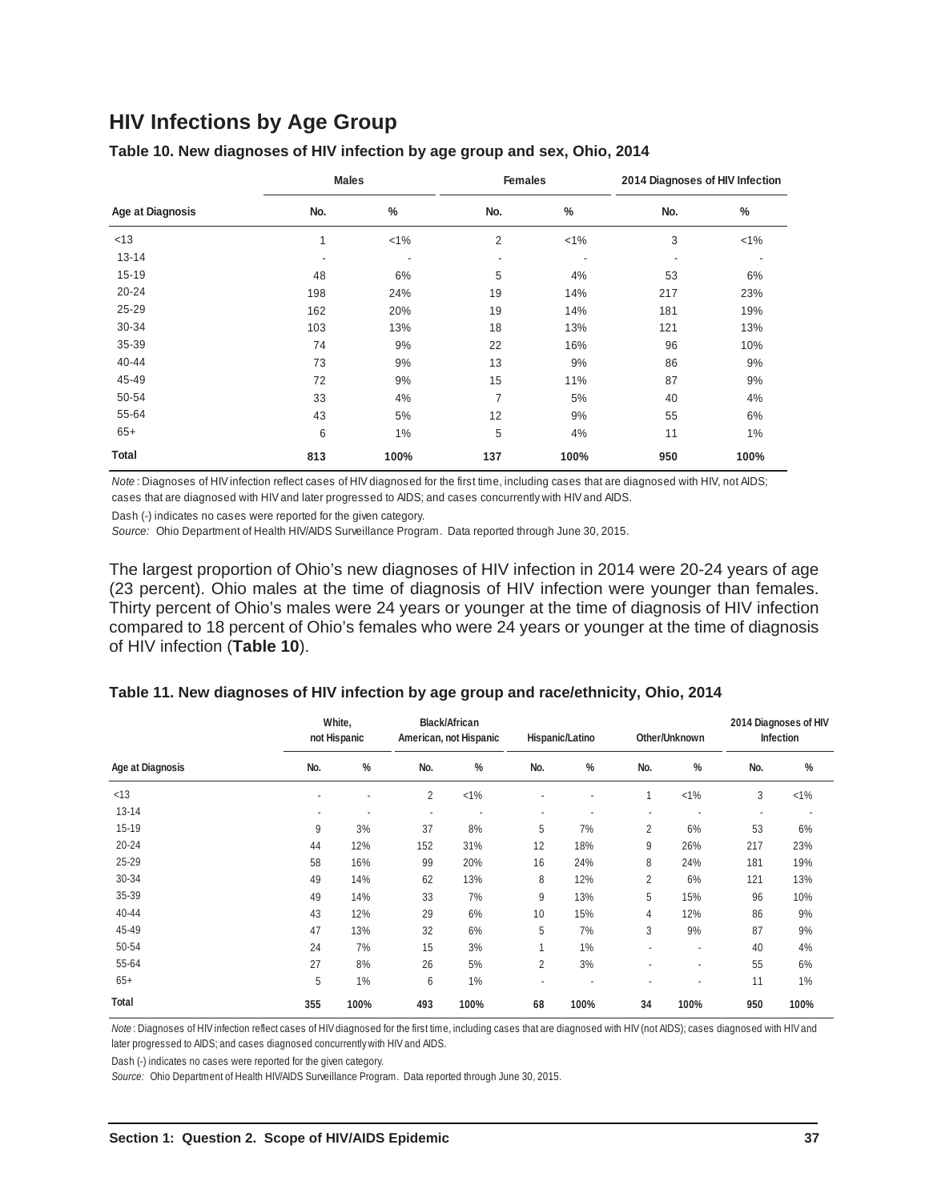## HIV Infections by Age Group

**Table 10. New diagnoses of HIV infection by age group and sex, Ohio, 2014**

| | Males | | Females | | 2014 Diagnoses of HIV Infection | |
|---|---|---|---|---|---|---|
| Age at Diagnosis | No. | % | No. | % | No. | % |
| <13 | 1 | <1% | 2 | <1% | 3 | <1% |
| 13-14 | - | - | - | - | - | - |
| 15-19 | 48 | 6% | 5 | 4% | 53 | 6% |
| 20-24 | 198 | 24% | 19 | 14% | 217 | 23% |
| 25-29 | 162 | 20% | 19 | 14% | 181 | 19% |
| 30-34 | 103 | 13% | 18 | 13% | 121 | 13% |
| 35-39 | 74 | 9% | 22 | 16% | 96 | 10% |
| 40-44 | 73 | 9% | 13 | 9% | 86 | 9% |
| 45-49 | 72 | 9% | 15 | 11% | 87 | 9% |
| 50-54 | 33 | 4% | 7 | 5% | 40 | 4% |
| 55-64 | 43 | 5% | 12 | 9% | 55 | 6% |
| 65+ | 6 | 1% | 5 | 4% | 11 | 1% |
| **Total** | **813** | **100%** | **137** | **100%** | **950** | **100%** |

*Note* : Diagnoses of HIV infection reflect cases of HIV diagnosed for the first time, including cases that are diagnosed with HIV, not AIDS; cases that are diagnosed with HIV and later progressed to AIDS; and cases concurrently with HIV and AIDS.

Dash (-) indicates no cases were reported for the given category.

*Source:* Ohio Department of Health HIV/AIDS Surveillance Program. Data reported through June 30, 2015.

The largest proportion of Ohio's new diagnoses of HIV infection in 2014 were 20-24 years of age (23 percent). Ohio males at the time of diagnosis of HIV infection were younger than females. Thirty percent of Ohio's males were 24 years or younger at the time of diagnosis of HIV infection compared to 18 percent of Ohio's females who were 24 years or younger at the time of diagnosis of HIV infection (**Table 10**).

**Table 11. New diagnoses of HIV infection by age group and race/ethnicity, Ohio, 2014**

| | White, not Hispanic | | Black/African American, not Hispanic | | Hispanic/Latino | | Other/Unknown | | 2014 Diagnoses of HIV Infection | |
|---|---|---|---|---|---|---|---|---|---|---|
| Age at Diagnosis | No. | % | No. | % | No. | % | No. | % | No. | % |
| <13 | - | - | 2 | <1% | - | - | 1 | <1% | 3 | <1% |
| 13-14 | - | - | - | - | - | - | - | - | - | - |
| 15-19 | 9 | 3% | 37 | 8% | 5 | 7% | 2 | 6% | 53 | 6% |
| 20-24 | 44 | 12% | 152 | 31% | 12 | 18% | 9 | 26% | 217 | 23% |
| 25-29 | 58 | 16% | 99 | 20% | 16 | 24% | 8 | 24% | 181 | 19% |
| 30-34 | 49 | 14% | 62 | 13% | 8 | 12% | 2 | 6% | 121 | 13% |
| 35-39 | 49 | 14% | 33 | 7% | 9 | 13% | 5 | 15% | 96 | 10% |
| 40-44 | 43 | 12% | 29 | 6% | 10 | 15% | 4 | 12% | 86 | 9% |
| 45-49 | 47 | 13% | 32 | 6% | 5 | 7% | 3 | 9% | 87 | 9% |
| 50-54 | 24 | 7% | 15 | 3% | 1 | 1% | - | - | 40 | 4% |
| 55-64 | 27 | 8% | 26 | 5% | 2 | 3% | - | - | 55 | 6% |
| 65+ | 5 | 1% | 6 | 1% | - | - | - | - | 11 | 1% |
| **Total** | **355** | **100%** | **493** | **100%** | **68** | **100%** | **34** | **100%** | **950** | **100%** |

*Note* : Diagnoses of HIV infection reflect cases of HIV diagnosed for the first time, including cases that are diagnosed with HIV (not AIDS); cases diagnosed with HIV and later progressed to AIDS; and cases diagnosed concurrently with HIV and AIDS.

Dash (-) indicates no cases were reported for the given category.

*Source:* Ohio Department of Health HIV/AIDS Surveillance Program. Data reported through June 30, 2015.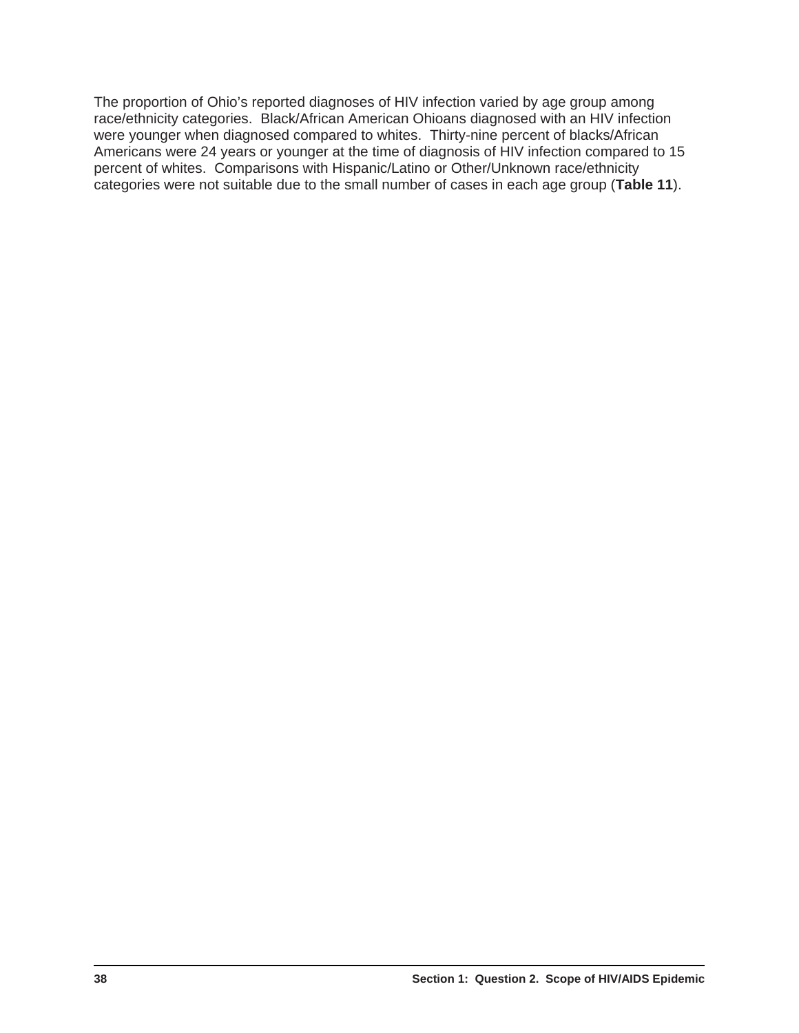The proportion of Ohio's reported diagnoses of HIV infection varied by age group among race/ethnicity categories. Black/African American Ohioans diagnosed with an HIV infection were younger when diagnosed compared to whites. Thirty-nine percent of blacks/African Americans were 24 years or younger at the time of diagnosis of HIV infection compared to 15 percent of whites. Comparisons with Hispanic/Latino or Other/Unknown race/ethnicity categories were not suitable due to the small number of cases in each age group (**Table 11**).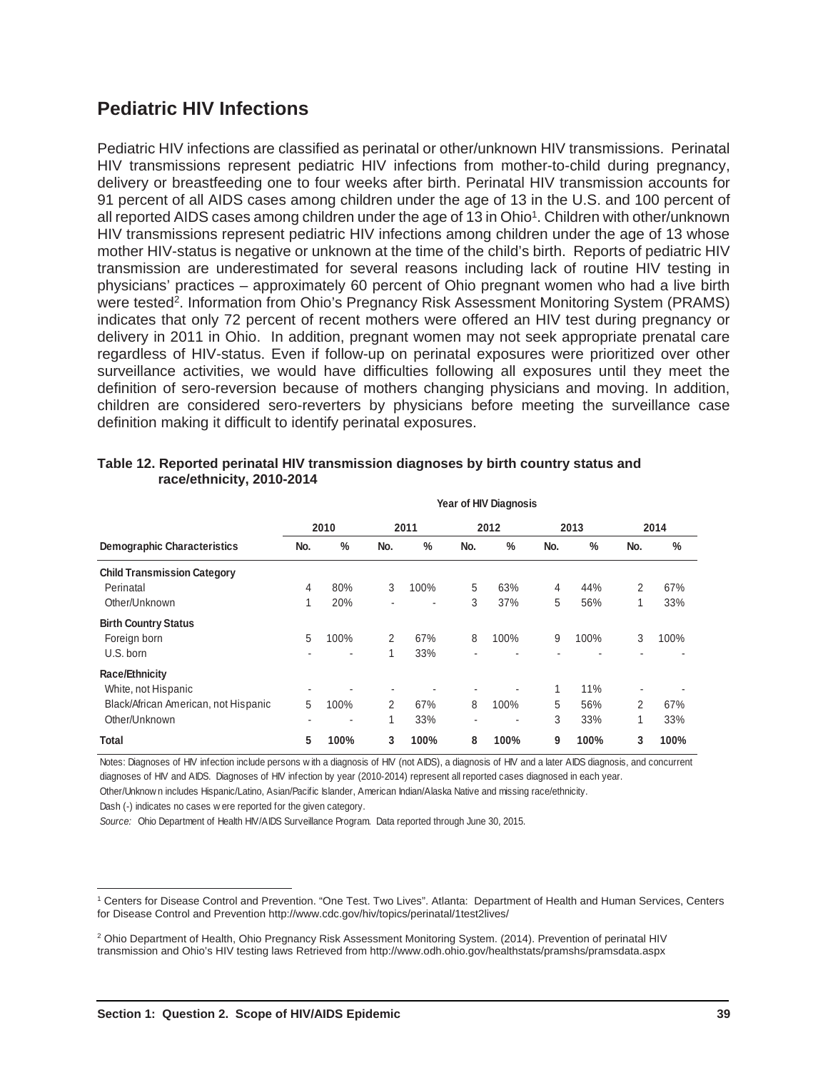## Pediatric HIV Infections

Pediatric HIV infections are classified as perinatal or other/unknown HIV transmissions. Perinatal HIV transmissions represent pediatric HIV infections from mother-to-child during pregnancy, delivery or breastfeeding one to four weeks after birth. Perinatal HIV transmission accounts for 91 percent of all AIDS cases among children under the age of 13 in the U.S. and 100 percent of all reported AIDS cases among children under the age of 13 in Ohio[1]. Children with other/unknown HIV transmissions represent pediatric HIV infections among children under the age of 13 whose mother HIV-status is negative or unknown at the time of the child's birth. Reports of pediatric HIV transmission are underestimated for several reasons including lack of routine HIV testing in physicians' practices – approximately 60 percent of Ohio pregnant women who had a live birth were tested[2]. Information from Ohio's Pregnancy Risk Assessment Monitoring System (PRAMS) indicates that only 72 percent of recent mothers were offered an HIV test during pregnancy or delivery in 2011 in Ohio. In addition, pregnant women may not seek appropriate prenatal care regardless of HIV-status. Even if follow-up on perinatal exposures were prioritized over other surveillance activities, we would have difficulties following all exposures until they meet the definition of sero-reversion because of mothers changing physicians and moving. In addition, children are considered sero-reverters by physicians before meeting the surveillance case definition making it difficult to identify perinatal exposures.

**Table 12. Reported perinatal HIV transmission diagnoses by birth country status and race/ethnicity, 2010-2014**

| | Year of HIV Diagnosis | | | | | | | | | |
|---|---|---|---|---|---|---|---|---|---|---|
| | 2010 | | 2011 | | 2012 | | 2013 | | 2014 | |
| **Demographic Characteristics** | **No.** | **%** | **No.** | **%** | **No.** | **%** | **No.** | **%** | **No.** | **%** |
| **Child Transmission Category** | | | | | | | | | | |
| Perinatal | 4 | 80% | 3 | 100% | 5 | 63% | 4 | 44% | 2 | 67% |
| Other/Unknown | 1 | 20% | - | - | 3 | 37% | 5 | 56% | 1 | 33% |
| **Birth Country Status** | | | | | | | | | | |
| Foreign born | 5 | 100% | 2 | 67% | 8 | 100% | 9 | 100% | 3 | 100% |
| U.S. born | - | - | 1 | 33% | - | - | - | - | - | - |
| **Race/Ethnicity** | | | | | | | | | | |
| White, not Hispanic | - | - | - | - | - | - | 1 | 11% | - | - |
| Black/African American, not Hispanic | 5 | 100% | 2 | 67% | 8 | 100% | 5 | 56% | 2 | 67% |
| Other/Unknown | - | - | 1 | 33% | - | - | 3 | 33% | 1 | 33% |
| **Total** | **5** | **100%** | **3** | **100%** | **8** | **100%** | **9** | **100%** | **3** | **100%** |

Notes: Diagnoses of HIV infection include persons with a diagnosis of HIV (not AIDS), a diagnosis of HIV and a later AIDS diagnosis, and concurrent diagnoses of HIV and AIDS. Diagnoses of HIV infection by year (2010-2014) represent all reported cases diagnosed in each year.

Other/Unknown includes Hispanic/Latino, Asian/Pacific Islander, American Indian/Alaska Native and missing race/ethnicity.

Dash (-) indicates no cases were reported for the given category.

*Source:* Ohio Department of Health HIV/AIDS Surveillance Program. Data reported through June 30, 2015.

---

[1] Centers for Disease Control and Prevention. "One Test. Two Lives". Atlanta: Department of Health and Human Services, Centers for Disease Control and Prevention http://www.cdc.gov/hiv/topics/perinatal/1test2lives/

[2] Ohio Department of Health, Ohio Pregnancy Risk Assessment Monitoring System. (2014). Prevention of perinatal HIV transmission and Ohio's HIV testing laws Retrieved from http://www.odh.ohio.gov/healthstats/pramshs/pramsdata.aspx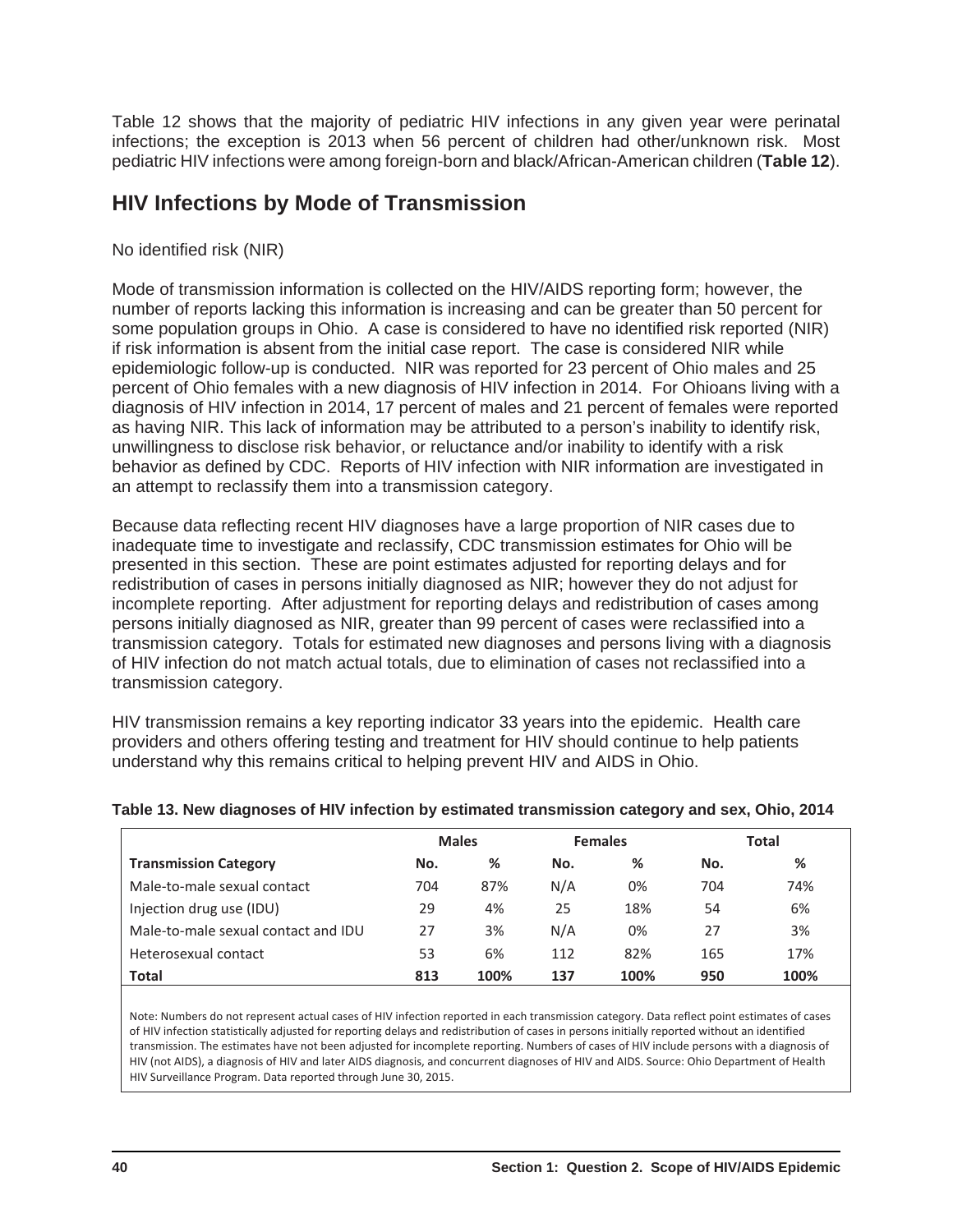Table 12 shows that the majority of pediatric HIV infections in any given year were perinatal infections; the exception is 2013 when 56 percent of children had other/unknown risk. Most pediatric HIV infections were among foreign-born and black/African-American children (**Table 12**).

## HIV Infections by Mode of Transmission

No identified risk (NIR)

Mode of transmission information is collected on the HIV/AIDS reporting form; however, the number of reports lacking this information is increasing and can be greater than 50 percent for some population groups in Ohio. A case is considered to have no identified risk reported (NIR) if risk information is absent from the initial case report. The case is considered NIR while epidemiologic follow-up is conducted. NIR was reported for 23 percent of Ohio males and 25 percent of Ohio females with a new diagnosis of HIV infection in 2014. For Ohioans living with a diagnosis of HIV infection in 2014, 17 percent of males and 21 percent of females were reported as having NIR. This lack of information may be attributed to a person's inability to identify risk, unwillingness to disclose risk behavior, or reluctance and/or inability to identify with a risk behavior as defined by CDC. Reports of HIV infection with NIR information are investigated in an attempt to reclassify them into a transmission category.

Because data reflecting recent HIV diagnoses have a large proportion of NIR cases due to inadequate time to investigate and reclassify, CDC transmission estimates for Ohio will be presented in this section. These are point estimates adjusted for reporting delays and for redistribution of cases in persons initially diagnosed as NIR; however they do not adjust for incomplete reporting. After adjustment for reporting delays and redistribution of cases among persons initially diagnosed as NIR, greater than 99 percent of cases were reclassified into a transmission category. Totals for estimated new diagnoses and persons living with a diagnosis of HIV infection do not match actual totals, due to elimination of cases not reclassified into a transmission category.

HIV transmission remains a key reporting indicator 33 years into the epidemic. Health care providers and others offering testing and treatment for HIV should continue to help patients understand why this remains critical to helping prevent HIV and AIDS in Ohio.

**Table 13. New diagnoses of HIV infection by estimated transmission category and sex, Ohio, 2014**

| | Males | | Females | | Total | |
|---|---|---|---|---|---|---|
| **Transmission Category** | **No.** | **%** | **No.** | **%** | **No.** | **%** |
| Male-to-male sexual contact | 704 | 87% | N/A | 0% | 704 | 74% |
| Injection drug use (IDU) | 29 | 4% | 25 | 18% | 54 | 6% |
| Male-to-male sexual contact and IDU | 27 | 3% | N/A | 0% | 27 | 3% |
| Heterosexual contact | 53 | 6% | 112 | 82% | 165 | 17% |
| **Total** | **813** | **100%** | **137** | **100%** | **950** | **100%** |

Note: Numbers do not represent actual cases of HIV infection reported in each transmission category. Data reflect point estimates of cases of HIV infection statistically adjusted for reporting delays and redistribution of cases in persons initially reported without an identified transmission. The estimates have not been adjusted for incomplete reporting. Numbers of cases of HIV include persons with a diagnosis of HIV (not AIDS), a diagnosis of HIV and later AIDS diagnosis, and concurrent diagnoses of HIV and AIDS. Source: Ohio Department of Health HIV Surveillance Program. Data reported through June 30, 2015.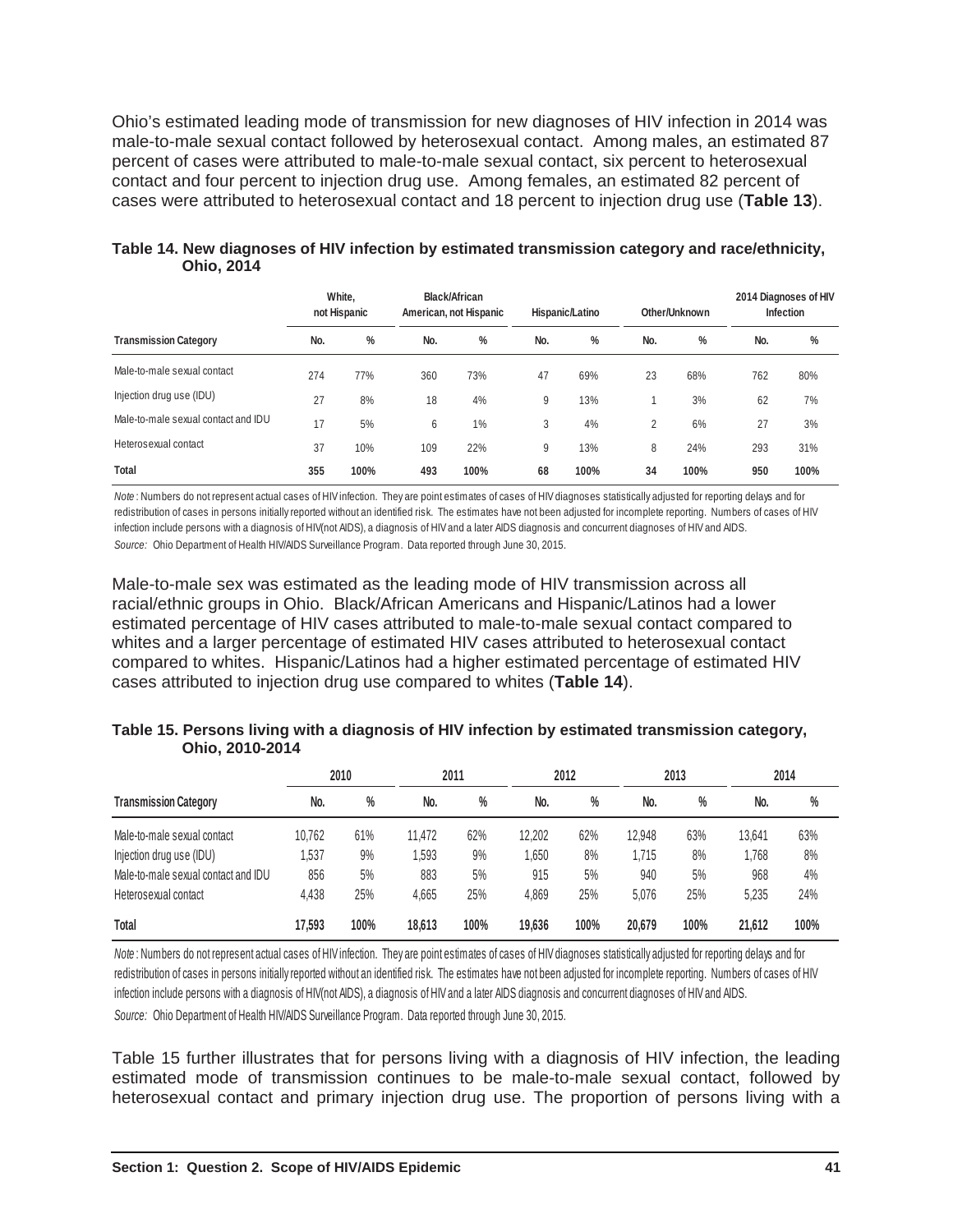Ohio's estimated leading mode of transmission for new diagnoses of HIV infection in 2014 was male-to-male sexual contact followed by heterosexual contact. Among males, an estimated 87 percent of cases were attributed to male-to-male sexual contact, six percent to heterosexual contact and four percent to injection drug use. Among females, an estimated 82 percent of cases were attributed to heterosexual contact and 18 percent to injection drug use (**Table 13**).

**Table 14. New diagnoses of HIV infection by estimated transmission category and race/ethnicity, Ohio, 2014**

| | White, not Hispanic | | Black/African American, not Hispanic | | Hispanic/Latino | | Other/Unknown | | 2014 Diagnoses of HIV Infection | |
|---|---|---|---|---|---|---|---|---|---|---|
| **Transmission Category** | **No.** | **%** | **No.** | **%** | **No.** | **%** | **No.** | **%** | **No.** | **%** |
| Male-to-male sexual contact | 274 | 77% | 360 | 73% | 47 | 69% | 23 | 68% | 762 | 80% |
| Injection drug use (IDU) | 27 | 8% | 18 | 4% | 9 | 13% | 1 | 3% | 62 | 7% |
| Male-to-male sexual contact and IDU | 17 | 5% | 6 | 1% | 3 | 4% | 2 | 6% | 27 | 3% |
| Heterosexual contact | 37 | 10% | 109 | 22% | 9 | 13% | 8 | 24% | 293 | 31% |
| **Total** | **355** | **100%** | **493** | **100%** | **68** | **100%** | **34** | **100%** | **950** | **100%** |

*Note*: Numbers do not represent actual cases of HIV infection. They are point estimates of cases of HIV diagnoses statistically adjusted for reporting delays and for redistribution of cases in persons initially reported without an identified risk. The estimates have not been adjusted for incomplete reporting. Numbers of cases of HIV infection include persons with a diagnosis of HIV(not AIDS), a diagnosis of HIV and a later AIDS diagnosis and concurrent diagnoses of HIV and AIDS.

*Source:* Ohio Department of Health HIV/AIDS Surveillance Program. Data reported through June 30, 2015.

Male-to-male sex was estimated as the leading mode of HIV transmission across all racial/ethnic groups in Ohio. Black/African Americans and Hispanic/Latinos had a lower estimated percentage of HIV cases attributed to male-to-male sexual contact compared to whites and a larger percentage of estimated HIV cases attributed to heterosexual contact compared to whites. Hispanic/Latinos had a higher estimated percentage of estimated HIV cases attributed to injection drug use compared to whites (**Table 14**).

**Table 15. Persons living with a diagnosis of HIV infection by estimated transmission category, Ohio, 2010-2014**

| | 2010 | | 2011 | | 2012 | | 2013 | | 2014 | |
|---|---|---|---|---|---|---|---|---|---|---|
| **Transmission Category** | **No.** | **%** | **No.** | **%** | **No.** | **%** | **No.** | **%** | **No.** | **%** |
| Male-to-male sexual contact | 10,762 | 61% | 11,472 | 62% | 12,202 | 62% | 12,948 | 63% | 13,641 | 63% |
| Injection drug use (IDU) | 1,537 | 9% | 1,593 | 9% | 1,650 | 8% | 1,715 | 8% | 1,768 | 8% |
| Male-to-male sexual contact and IDU | 856 | 5% | 883 | 5% | 915 | 5% | 940 | 5% | 968 | 4% |
| Heterosexual contact | 4,438 | 25% | 4,665 | 25% | 4,869 | 25% | 5,076 | 25% | 5,235 | 24% |
| **Total** | **17,593** | **100%** | **18,613** | **100%** | **19,636** | **100%** | **20,679** | **100%** | **21,612** | **100%** |

*Note*: Numbers do not represent actual cases of HIV infection. They are point estimates of cases of HIV diagnoses statistically adjusted for reporting delays and for redistribution of cases in persons initially reported without an identified risk. The estimates have not been adjusted for incomplete reporting. Numbers of cases of HIV infection include persons with a diagnosis of HIV(not AIDS), a diagnosis of HIV and a later AIDS diagnosis and concurrent diagnoses of HIV and AIDS.

*Source:* Ohio Department of Health HIV/AIDS Surveillance Program. Data reported through June 30, 2015.

Table 15 further illustrates that for persons living with a diagnosis of HIV infection, the leading estimated mode of transmission continues to be male-to-male sexual contact, followed by heterosexual contact and primary injection drug use. The proportion of persons living with a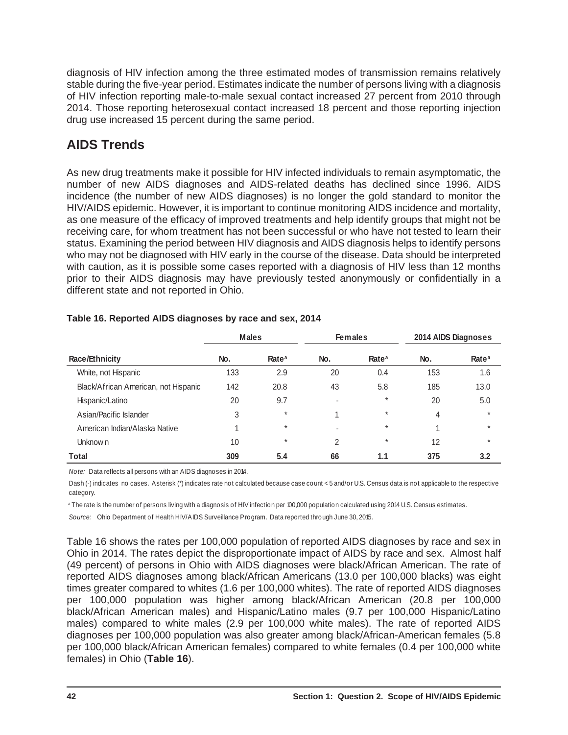diagnosis of HIV infection among the three estimated modes of transmission remains relatively stable during the five-year period. Estimates indicate the number of persons living with a diagnosis of HIV infection reporting male-to-male sexual contact increased 27 percent from 2010 through 2014. Those reporting heterosexual contact increased 18 percent and those reporting injection drug use increased 15 percent during the same period.

## AIDS Trends

As new drug treatments make it possible for HIV infected individuals to remain asymptomatic, the number of new AIDS diagnoses and AIDS-related deaths has declined since 1996. AIDS incidence (the number of new AIDS diagnoses) is no longer the gold standard to monitor the HIV/AIDS epidemic. However, it is important to continue monitoring AIDS incidence and mortality, as one measure of the efficacy of improved treatments and help identify groups that might not be receiving care, for whom treatment has not been successful or who have not tested to learn their status. Examining the period between HIV diagnosis and AIDS diagnosis helps to identify persons who may not be diagnosed with HIV early in the course of the disease. Data should be interpreted with caution, as it is possible some cases reported with a diagnosis of HIV less than 12 months prior to their AIDS diagnosis may have previously tested anonymously or confidentially in a different state and not reported in Ohio.

**Table 16. Reported AIDS diagnoses by race and sex, 2014**

| | Males | | Females | | 2014 AIDS Diagnoses | |
|---|---|---|---|---|---|---|
| Race/Ethnicity | No. | Rate[a] | No. | Rate[a] | No. | Rate[a] |
| White, not Hispanic | 133 | 2.9 | 20 | 0.4 | 153 | 1.6 |
| Black/African American, not Hispanic | 142 | 20.8 | 43 | 5.8 | 185 | 13.0 |
| Hispanic/Latino | 20 | 9.7 | - | * | 20 | 5.0 |
| Asian/Pacific Islander | 3 | * | 1 | * | 4 | * |
| American Indian/Alaska Native | 1 | * | - | * | 1 | * |
| Unknown | 10 | * | 2 | * | 12 | * |
| **Total** | **309** | **5.4** | **66** | **1.1** | **375** | **3.2** |

*Note:* Data reflects all persons with an AIDS diagnoses in 2014.

Dash (-) indicates no cases. Asterisk (*) indicates rate not calculated because case count < 5 and/or U.S. Census data is not applicable to the respective category.

[a] The rate is the number of persons living with a diagnosis of HIV infection per 100,000 population calculated using 2014 U.S. Census estimates.

*Source:* Ohio Department of Health HIV/AIDS Surveillance Program. Data reported through June 30, 2015.

Table 16 shows the rates per 100,000 population of reported AIDS diagnoses by race and sex in Ohio in 2014. The rates depict the disproportionate impact of AIDS by race and sex. Almost half (49 percent) of persons in Ohio with AIDS diagnoses were black/African American. The rate of reported AIDS diagnoses among black/African Americans (13.0 per 100,000 blacks) was eight times greater compared to whites (1.6 per 100,000 whites). The rate of reported AIDS diagnoses per 100,000 population was higher among black/African American (20.8 per 100,000 black/African American males) and Hispanic/Latino males (9.7 per 100,000 Hispanic/Latino males) compared to white males (2.9 per 100,000 white males). The rate of reported AIDS diagnoses per 100,000 population was also greater among black/African-American females (5.8 per 100,000 black/African American females) compared to white females (0.4 per 100,000 white females) in Ohio (**Table 16**).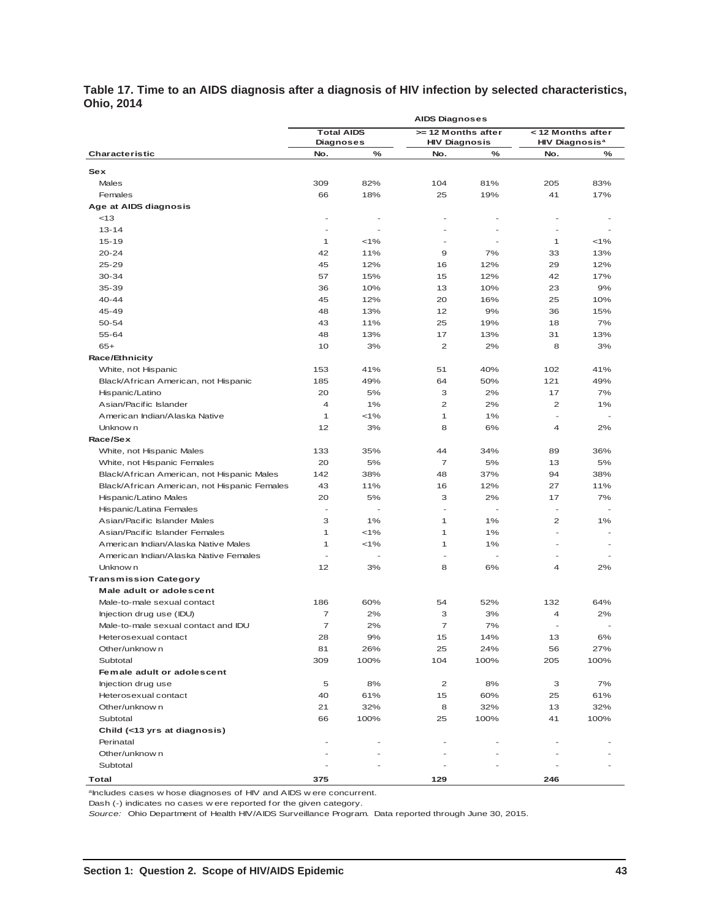**Table 17. Time to an AIDS diagnosis after a diagnosis of HIV infection by selected characteristics, Ohio, 2014**

| | AIDS Diagnoses | | | | | |
|---|---|---|---|---|---|---|
| | Total AIDS Diagnoses | | >= 12 Months after HIV Diagnosis | | < 12 Months after HIV Diagnosis[a] | |
| Characteristic | No. | % | No. | % | No. | % |
| **Sex** | | | | | | |
| Males | 309 | 82% | 104 | 81% | 205 | 83% |
| Females | 66 | 18% | 25 | 19% | 41 | 17% |
| **Age at AIDS diagnosis** | | | | | | |
| <13 | - | - | - | - | - | - |
| 13-14 | - | - | - | - | - | - |
| 15-19 | 1 | <1% | - | - | 1 | <1% |
| 20-24 | 42 | 11% | 9 | 7% | 33 | 13% |
| 25-29 | 45 | 12% | 16 | 12% | 29 | 12% |
| 30-34 | 57 | 15% | 15 | 12% | 42 | 17% |
| 35-39 | 36 | 10% | 13 | 10% | 23 | 9% |
| 40-44 | 45 | 12% | 20 | 16% | 25 | 10% |
| 45-49 | 48 | 13% | 12 | 9% | 36 | 15% |
| 50-54 | 43 | 11% | 25 | 19% | 18 | 7% |
| 55-64 | 48 | 13% | 17 | 13% | 31 | 13% |
| 65+ | 10 | 3% | 2 | 2% | 8 | 3% |
| **Race/Ethnicity** | | | | | | |
| White, not Hispanic | 153 | 41% | 51 | 40% | 102 | 41% |
| Black/African American, not Hispanic | 185 | 49% | 64 | 50% | 121 | 49% |
| Hispanic/Latino | 20 | 5% | 3 | 2% | 17 | 7% |
| Asian/Pacific Islander | 4 | 1% | 2 | 2% | 2 | 1% |
| American Indian/Alaska Native | 1 | <1% | 1 | 1% | - | - |
| Unknown | 12 | 3% | 8 | 6% | 4 | 2% |
| **Race/Sex** | | | | | | |
| White, not Hispanic Males | 133 | 35% | 44 | 34% | 89 | 36% |
| White, not Hispanic Females | 20 | 5% | 7 | 5% | 13 | 5% |
| Black/African American, not Hispanic Males | 142 | 38% | 48 | 37% | 94 | 38% |
| Black/African American, not Hispanic Females | 43 | 11% | 16 | 12% | 27 | 11% |
| Hispanic/Latino Males | 20 | 5% | 3 | 2% | 17 | 7% |
| Hispanic/Latina Females | - | - | - | - | - | - |
| Asian/Pacific Islander Males | 3 | 1% | 1 | 1% | 2 | 1% |
| Asian/Pacific Islander Females | 1 | <1% | 1 | 1% | - | - |
| American Indian/Alaska Native Males | 1 | <1% | 1 | 1% | - | - |
| American Indian/Alaska Native Females | - | - | - | - | - | - |
| Unknown | 12 | 3% | 8 | 6% | 4 | 2% |
| **Transmission Category** | | | | | | |
| **Male adult or adolescent** | | | | | | |
| Male-to-male sexual contact | 186 | 60% | 54 | 52% | 132 | 64% |
| Injection drug use (IDU) | 7 | 2% | 3 | 3% | 4 | 2% |
| Male-to-male sexual contact and IDU | 7 | 2% | 7 | 7% | - | - |
| Heterosexual contact | 28 | 9% | 15 | 14% | 13 | 6% |
| Other/unknown | 81 | 26% | 25 | 24% | 56 | 27% |
| Subtotal | 309 | 100% | 104 | 100% | 205 | 100% |
| **Female adult or adolescent** | | | | | | |
| Injection drug use | 5 | 8% | 2 | 8% | 3 | 7% |
| Heterosexual contact | 40 | 61% | 15 | 60% | 25 | 61% |
| Other/unknown | 21 | 32% | 8 | 32% | 13 | 32% |
| Subtotal | 66 | 100% | 25 | 100% | 41 | 100% |
| **Child (<13 yrs at diagnosis)** | | | | | | |
| Perinatal | - | - | - | - | - | - |
| Other/unknown | - | - | - | - | - | - |
| Subtotal | - | - | - | - | - | - |
| **Total** | **375** | | **129** | | **246** | |

[a]Includes cases whose diagnoses of HIV and AIDS were concurrent.

Dash (-) indicates no cases were reported for the given category.

*Source:* Ohio Department of Health HIV/AIDS Surveillance Program. Data reported through June 30, 2015.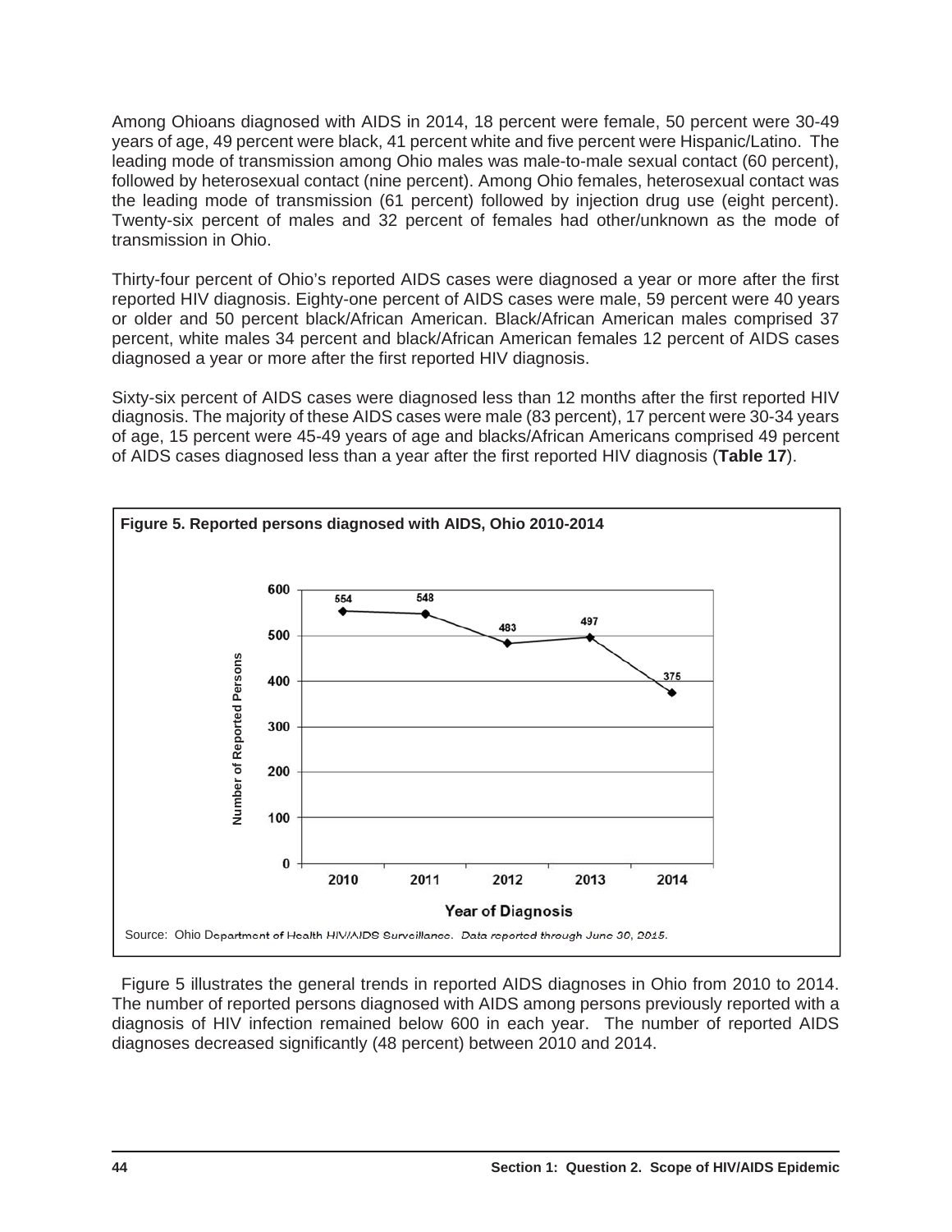Among Ohioans diagnosed with AIDS in 2014, 18 percent were female, 50 percent were 30-49 years of age, 49 percent were black, 41 percent white and five percent were Hispanic/Latino. The leading mode of transmission among Ohio males was male-to-male sexual contact (60 percent), followed by heterosexual contact (nine percent). Among Ohio females, heterosexual contact was the leading mode of transmission (61 percent) followed by injection drug use (eight percent). Twenty-six percent of males and 32 percent of females had other/unknown as the mode of transmission in Ohio.

Thirty-four percent of Ohio's reported AIDS cases were diagnosed a year or more after the first reported HIV diagnosis. Eighty-one percent of AIDS cases were male, 59 percent were 40 years or older and 50 percent black/African American. Black/African American males comprised 37 percent, white males 34 percent and black/African American females 12 percent of AIDS cases diagnosed a year or more after the first reported HIV diagnosis.

Sixty-six percent of AIDS cases were diagnosed less than 12 months after the first reported HIV diagnosis. The majority of these AIDS cases were male (83 percent), 17 percent were 30-34 years of age, 15 percent were 45-49 years of age and blacks/African Americans comprised 49 percent of AIDS cases diagnosed less than a year after the first reported HIV diagnosis (**Table 17**).

**Figure 5. Reported persons diagnosed with AIDS, Ohio 2010-2014**

| Year of Diagnosis | Number of Reported Persons |
|---|---|
| 2010 | 554 |
| 2011 | 548 |
| 2012 | 483 |
| 2013 | 497 |
| 2014 | 375 |

Source: Ohio Department of Health HIV/AIDS Surveillance. *Data reported through June 30, 2015.*

Figure 5 illustrates the general trends in reported AIDS diagnoses in Ohio from 2010 to 2014. The number of reported persons diagnosed with AIDS among persons previously reported with a diagnosis of HIV infection remained below 600 in each year. The number of reported AIDS diagnoses decreased significantly (48 percent) between 2010 and 2014.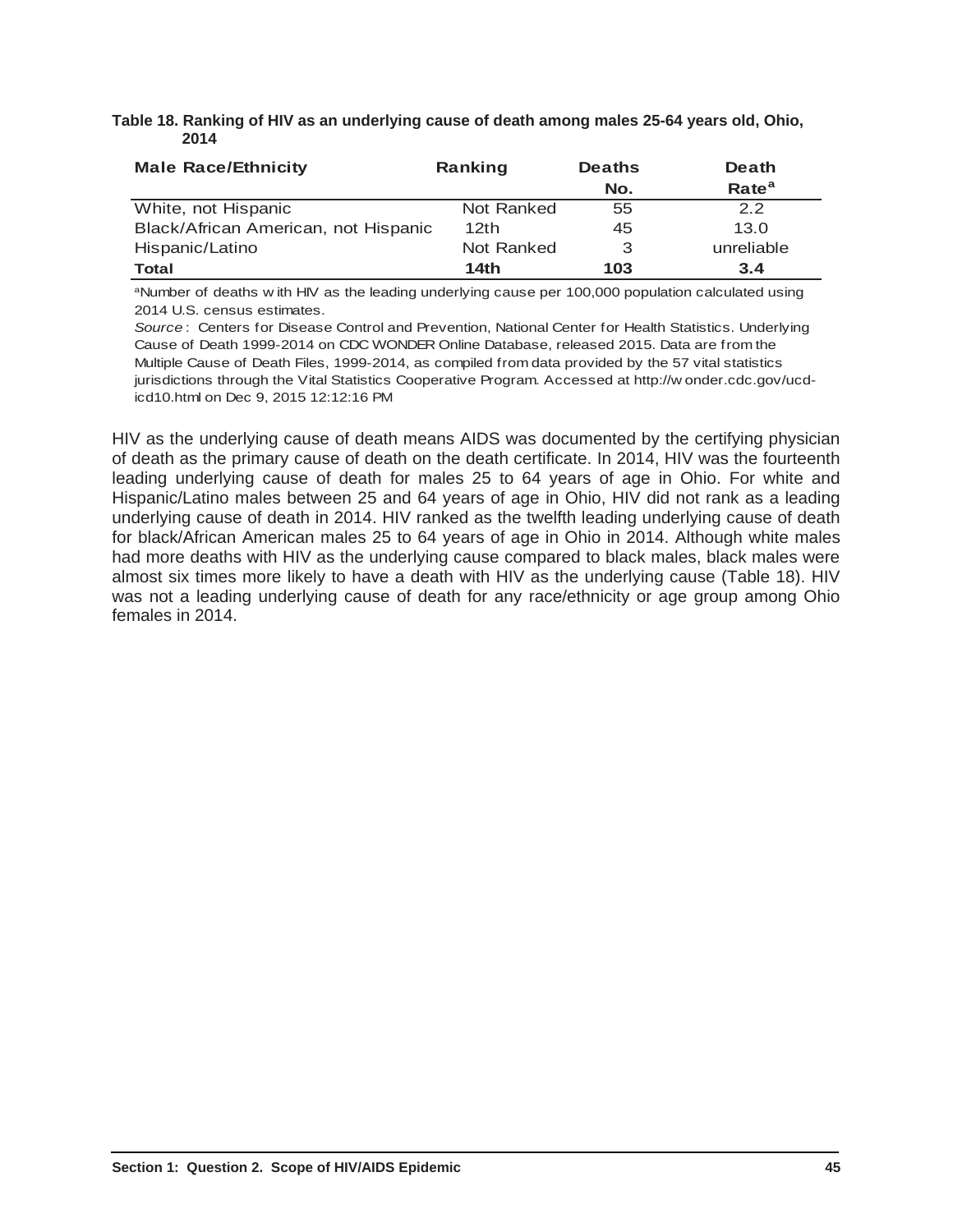**Table 18. Ranking of HIV as an underlying cause of death among males 25-64 years old, Ohio, 2014**

| Male Race/Ethnicity | Ranking | Deaths No. | Death Rate[a] |
|---|---|---|---|
| White, not Hispanic | Not Ranked | 55 | 2.2 |
| Black/African American, not Hispanic | 12th | 45 | 13.0 |
| Hispanic/Latino | Not Ranked | 3 | unreliable |
| **Total** | **14th** | **103** | **3.4** |

[a]Number of deaths with HIV as the leading underlying cause per 100,000 population calculated using 2014 U.S. census estimates.

*Source*: Centers for Disease Control and Prevention, National Center for Health Statistics. Underlying Cause of Death 1999-2014 on CDC WONDER Online Database, released 2015. Data are from the Multiple Cause of Death Files, 1999-2014, as compiled from data provided by the 57 vital statistics jurisdictions through the Vital Statistics Cooperative Program. Accessed at http://wonder.cdc.gov/ucd-icd10.html on Dec 9, 2015 12:12:16 PM

HIV as the underlying cause of death means AIDS was documented by the certifying physician of death as the primary cause of death on the death certificate. In 2014, HIV was the fourteenth leading underlying cause of death for males 25 to 64 years of age in Ohio. For white and Hispanic/Latino males between 25 and 64 years of age in Ohio, HIV did not rank as a leading underlying cause of death in 2014. HIV ranked as the twelfth leading underlying cause of death for black/African American males 25 to 64 years of age in Ohio in 2014. Although white males had more deaths with HIV as the underlying cause compared to black males, black males were almost six times more likely to have a death with HIV as the underlying cause (Table 18). HIV was not a leading underlying cause of death for any race/ethnicity or age group among Ohio females in 2014.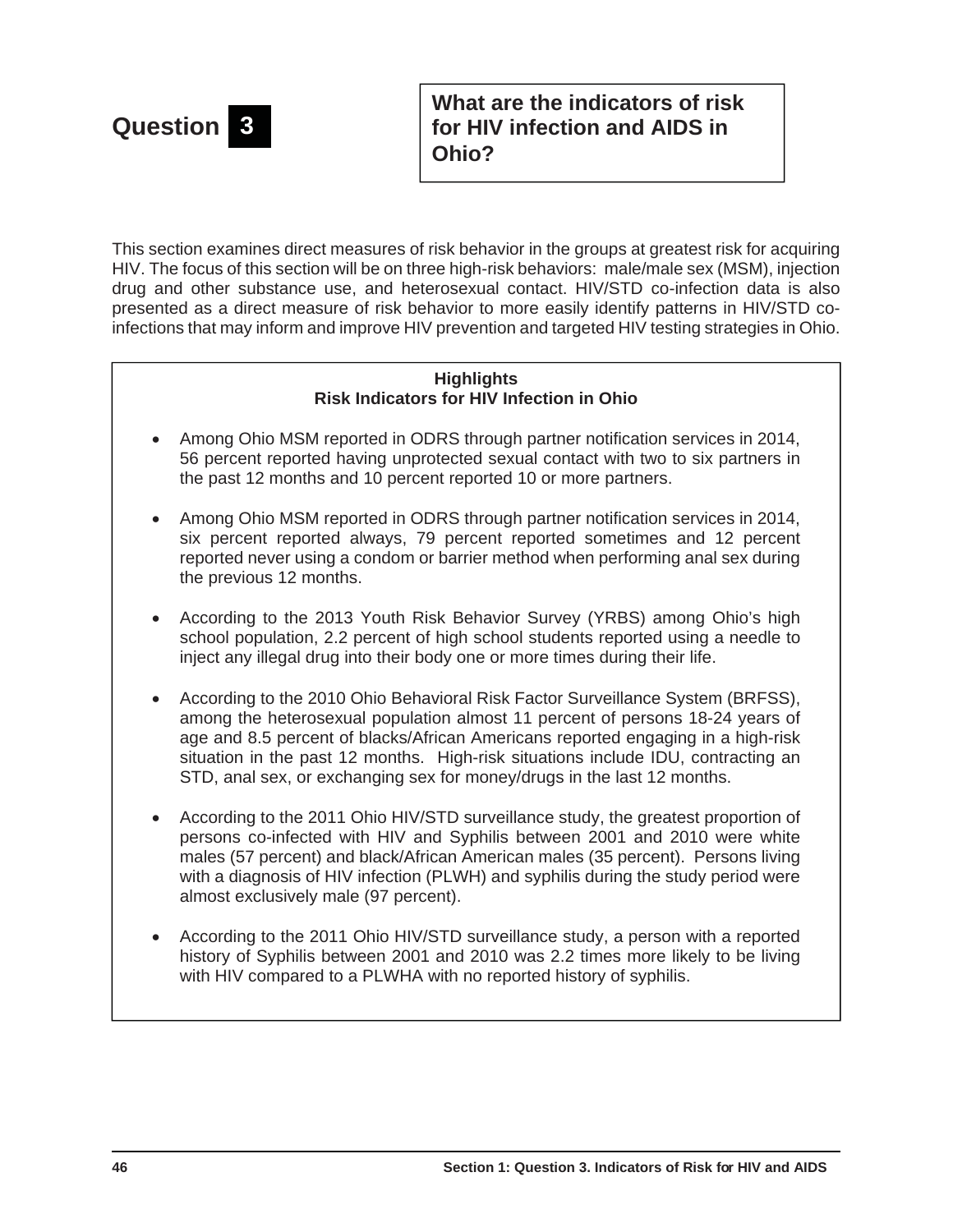# Question 3

## What are the indicators of risk for HIV infection and AIDS in Ohio?

This section examines direct measures of risk behavior in the groups at greatest risk for acquiring HIV. The focus of this section will be on three high-risk behaviors: male/male sex (MSM), injection drug and other substance use, and heterosexual contact. HIV/STD co-infection data is also presented as a direct measure of risk behavior to more easily identify patterns in HIV/STD co-infections that may inform and improve HIV prevention and targeted HIV testing strategies in Ohio.

**Highlights**
**Risk Indicators for HIV Infection in Ohio**

- Among Ohio MSM reported in ODRS through partner notification services in 2014, 56 percent reported having unprotected sexual contact with two to six partners in the past 12 months and 10 percent reported 10 or more partners.

- Among Ohio MSM reported in ODRS through partner notification services in 2014, six percent reported always, 79 percent reported sometimes and 12 percent reported never using a condom or barrier method when performing anal sex during the previous 12 months.

- According to the 2013 Youth Risk Behavior Survey (YRBS) among Ohio's high school population, 2.2 percent of high school students reported using a needle to inject any illegal drug into their body one or more times during their life.

- According to the 2010 Ohio Behavioral Risk Factor Surveillance System (BRFSS), among the heterosexual population almost 11 percent of persons 18-24 years of age and 8.5 percent of blacks/African Americans reported engaging in a high-risk situation in the past 12 months. High-risk situations include IDU, contracting an STD, anal sex, or exchanging sex for money/drugs in the last 12 months.

- According to the 2011 Ohio HIV/STD surveillance study, the greatest proportion of persons co-infected with HIV and Syphilis between 2001 and 2010 were white males (57 percent) and black/African American males (35 percent). Persons living with a diagnosis of HIV infection (PLWH) and syphilis during the study period were almost exclusively male (97 percent).

- According to the 2011 Ohio HIV/STD surveillance study, a person with a reported history of Syphilis between 2001 and 2010 was 2.2 times more likely to be living with HIV compared to a PLWHA with no reported history of syphilis.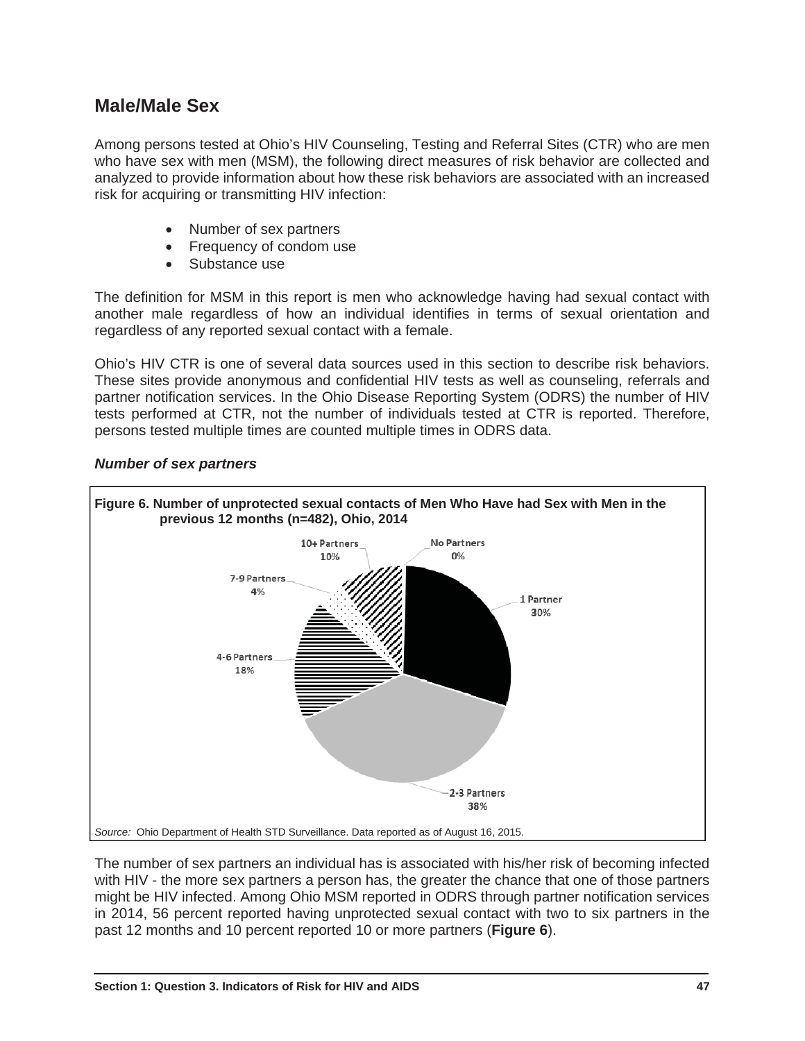## Male/Male Sex

Among persons tested at Ohio's HIV Counseling, Testing and Referral Sites (CTR) who are men who have sex with men (MSM), the following direct measures of risk behavior are collected and analyzed to provide information about how these risk behaviors are associated with an increased risk for acquiring or transmitting HIV infection:

- Number of sex partners
- Frequency of condom use
- Substance use

The definition for MSM in this report is men who acknowledge having had sexual contact with another male regardless of how an individual identifies in terms of sexual orientation and regardless of any reported sexual contact with a female.

Ohio's HIV CTR is one of several data sources used in this section to describe risk behaviors. These sites provide anonymous and confidential HIV tests as well as counseling, referrals and partner notification services. In the Ohio Disease Reporting System (ODRS) the number of HIV tests performed at CTR, not the number of individuals tested at CTR is reported. Therefore, persons tested multiple times are counted multiple times in ODRS data.

### *Number of sex partners*

**Figure 6. Number of unprotected sexual contacts of Men Who Have had Sex with Men in the previous 12 months (n=482), Ohio, 2014**

| Number of Partners | Percent |
|---|---|
| No Partners | 0% |
| 1 Partner | 30% |
| 2-3 Partners | 38% |
| 4-6 Partners | 18% |
| 7-9 Partners | 4% |
| 10+ Partners | 10% |

*Source:* Ohio Department of Health STD Surveillance. Data reported as of August 16, 2015.

The number of sex partners an individual has is associated with his/her risk of becoming infected with HIV - the more sex partners a person has, the greater the chance that one of those partners might be HIV infected. Among Ohio MSM reported in ODRS through partner notification services in 2014, 56 percent reported having unprotected sexual contact with two to six partners in the past 12 months and 10 percent reported 10 or more partners (**Figure 6**).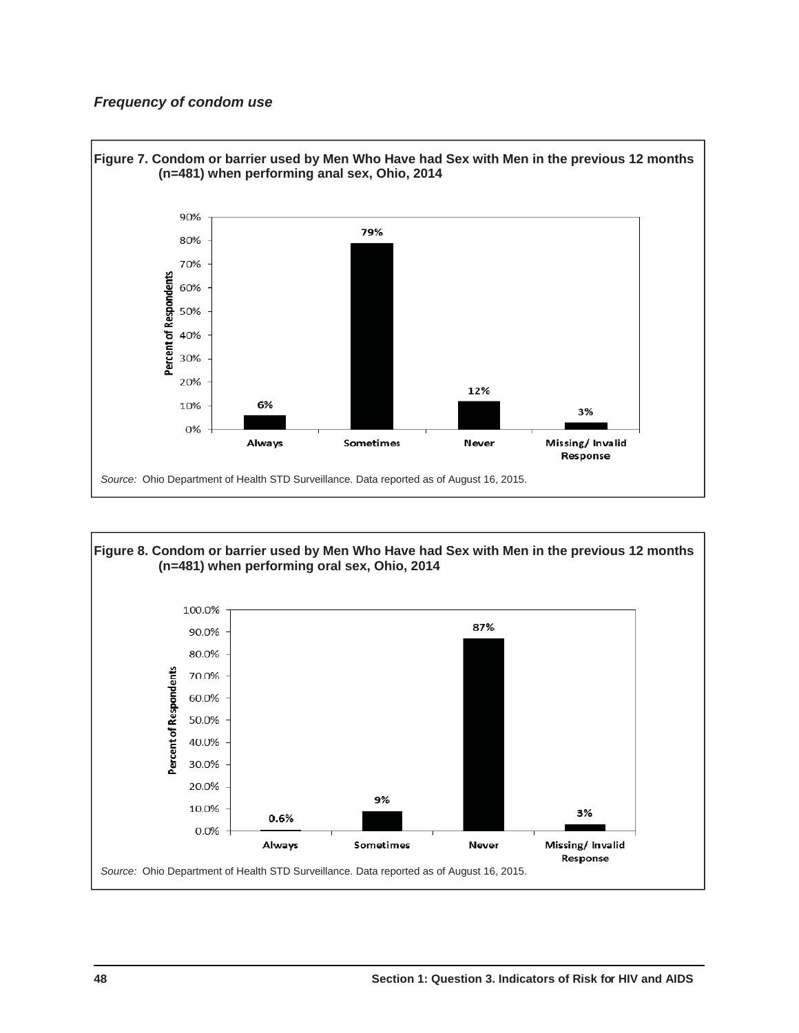***Frequency of condom use***

**Figure 7. Condom or barrier used by Men Who Have had Sex with Men in the previous 12 months (n=481) when performing anal sex, Ohio, 2014**

| Response | Percent of Respondents |
|---|---|
| Always | 6% |
| Sometimes | 79% |
| Never | 12% |
| Missing/ Invalid Response | 3% |

*Source:* Ohio Department of Health STD Surveillance. Data reported as of August 16, 2015.

**Figure 8. Condom or barrier used by Men Who Have had Sex with Men in the previous 12 months (n=481) when performing oral sex, Ohio, 2014**

| Response | Percent of Respondents |
|---|---|
| Always | 0.6% |
| Sometimes | 9% |
| Never | 87% |
| Missing/ Invalid Response | 3% |

*Source:* Ohio Department of Health STD Surveillance. Data reported as of August 16, 2015.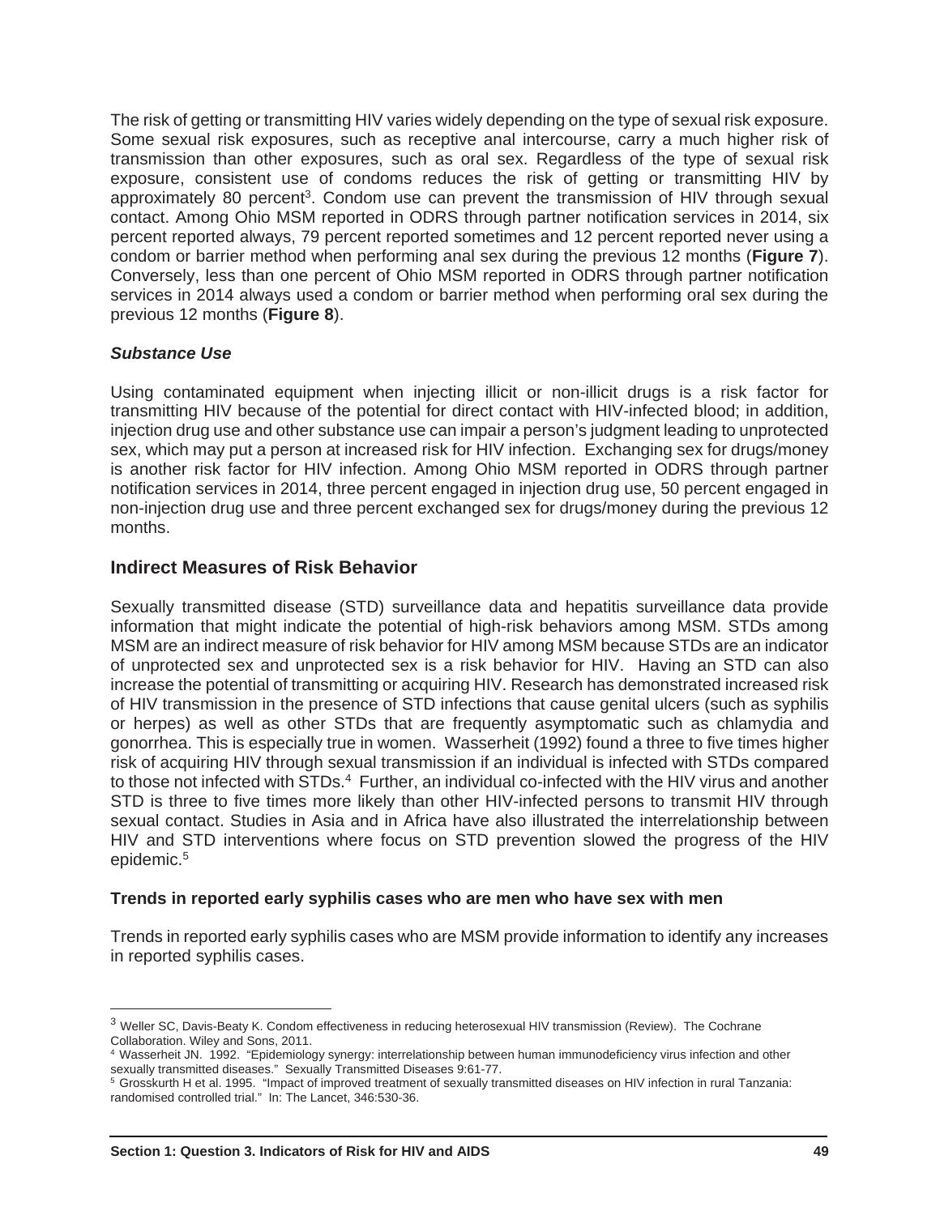The risk of getting or transmitting HIV varies widely depending on the type of sexual risk exposure. Some sexual risk exposures, such as receptive anal intercourse, carry a much higher risk of transmission than other exposures, such as oral sex. Regardless of the type of sexual risk exposure, consistent use of condoms reduces the risk of getting or transmitting HIV by approximately 80 percent[3]. Condom use can prevent the transmission of HIV through sexual contact. Among Ohio MSM reported in ODRS through partner notification services in 2014, six percent reported always, 79 percent reported sometimes and 12 percent reported never using a condom or barrier method when performing anal sex during the previous 12 months (**Figure 7**). Conversely, less than one percent of Ohio MSM reported in ODRS through partner notification services in 2014 always used a condom or barrier method when performing oral sex during the previous 12 months (**Figure 8**).

***Substance Use***

Using contaminated equipment when injecting illicit or non-illicit drugs is a risk factor for transmitting HIV because of the potential for direct contact with HIV-infected blood; in addition, injection drug use and other substance use can impair a person's judgment leading to unprotected sex, which may put a person at increased risk for HIV infection. Exchanging sex for drugs/money is another risk factor for HIV infection. Among Ohio MSM reported in ODRS through partner notification services in 2014, three percent engaged in injection drug use, 50 percent engaged in non-injection drug use and three percent exchanged sex for drugs/money during the previous 12 months.

## Indirect Measures of Risk Behavior

Sexually transmitted disease (STD) surveillance data and hepatitis surveillance data provide information that might indicate the potential of high-risk behaviors among MSM. STDs among MSM are an indirect measure of risk behavior for HIV among MSM because STDs are an indicator of unprotected sex and unprotected sex is a risk behavior for HIV. Having an STD can also increase the potential of transmitting or acquiring HIV. Research has demonstrated increased risk of HIV transmission in the presence of STD infections that cause genital ulcers (such as syphilis or herpes) as well as other STDs that are frequently asymptomatic such as chlamydia and gonorrhea. This is especially true in women. Wasserheit (1992) found a three to five times higher risk of acquiring HIV through sexual transmission if an individual is infected with STDs compared to those not infected with STDs.[4] Further, an individual co-infected with the HIV virus and another STD is three to five times more likely than other HIV-infected persons to transmit HIV through sexual contact. Studies in Asia and in Africa have also illustrated the interrelationship between HIV and STD interventions where focus on STD prevention slowed the progress of the HIV epidemic.[5]

**Trends in reported early syphilis cases who are men who have sex with men**

Trends in reported early syphilis cases who are MSM provide information to identify any increases in reported syphilis cases.

---

[3] Weller SC, Davis-Beaty K. Condom effectiveness in reducing heterosexual HIV transmission (Review). The Cochrane Collaboration. Wiley and Sons, 2011.

[4] Wasserheit JN. 1992. "Epidemiology synergy: interrelationship between human immunodeficiency virus infection and other sexually transmitted diseases." Sexually Transmitted Diseases 9:61-77.

[5] Grosskurth H et al. 1995. "Impact of improved treatment of sexually transmitted diseases on HIV infection in rural Tanzania: randomised controlled trial." In: The Lancet, 346:530-36.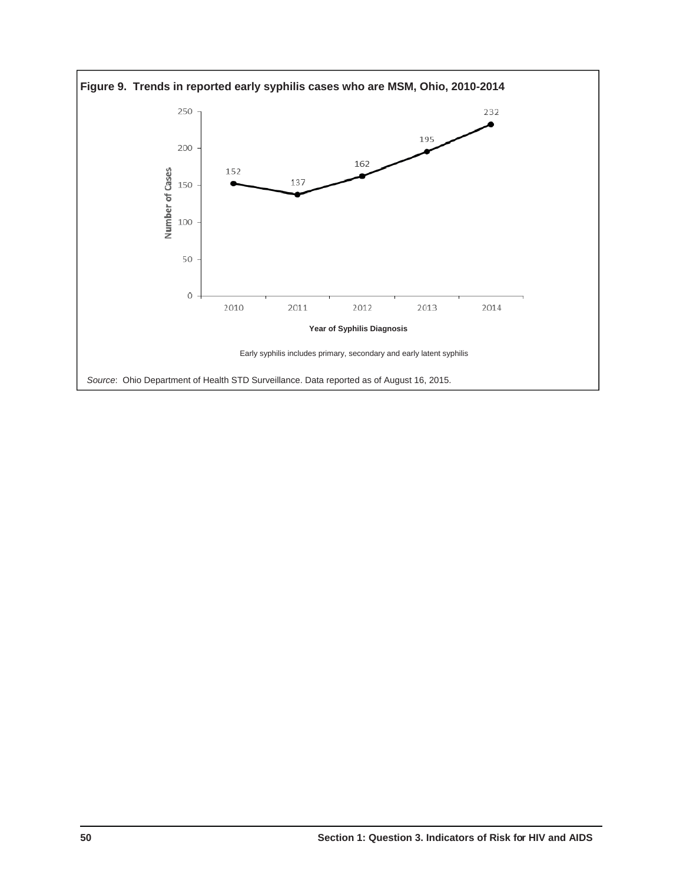**Figure 9. Trends in reported early syphilis cases who are MSM, Ohio, 2010-2014**

| Year of Syphilis Diagnosis | Number of Cases |
|---|---|
| 2010 | 152 |
| 2011 | 137 |
| 2012 | 162 |
| 2013 | 195 |
| 2014 | 232 |

Early syphilis includes primary, secondary and early latent syphilis

*Source*: Ohio Department of Health STD Surveillance. Data reported as of August 16, 2015.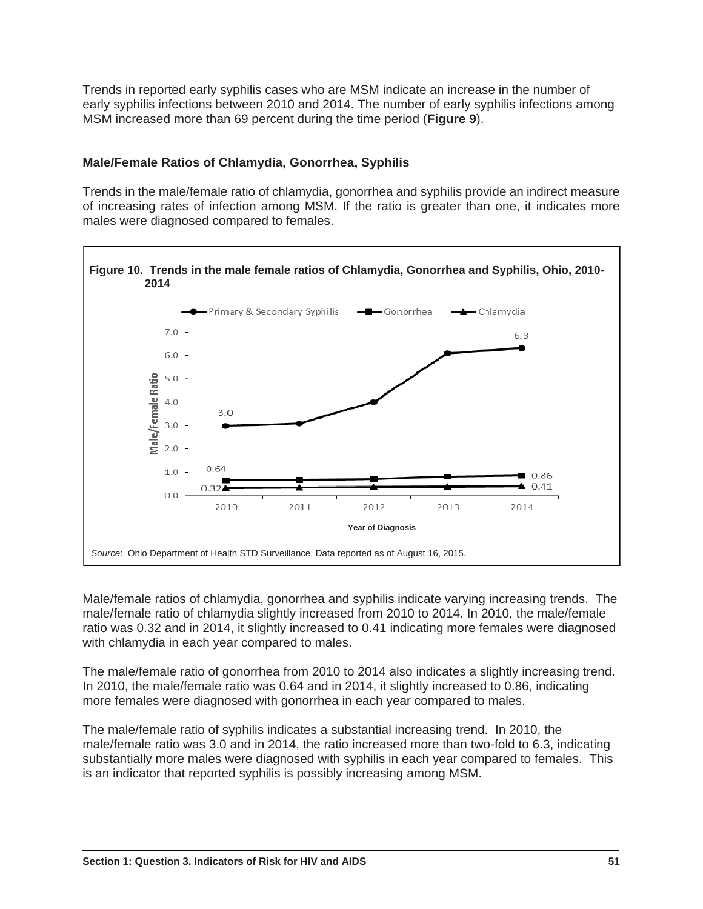Trends in reported early syphilis cases who are MSM indicate an increase in the number of early syphilis infections between 2010 and 2014. The number of early syphilis infections among MSM increased more than 69 percent during the time period (**Figure 9**).

### Male/Female Ratios of Chlamydia, Gonorrhea, Syphilis

Trends in the male/female ratio of chlamydia, gonorrhea and syphilis provide an indirect measure of increasing rates of infection among MSM. If the ratio is greater than one, it indicates more males were diagnosed compared to females.

**Figure 10. Trends in the male female ratios of Chlamydia, Gonorrhea and Syphilis, Ohio, 2010-2014**

*Source*: Ohio Department of Health STD Surveillance. Data reported as of August 16, 2015.

Male/female ratios of chlamydia, gonorrhea and syphilis indicate varying increasing trends. The male/female ratio of chlamydia slightly increased from 2010 to 2014. In 2010, the male/female ratio was 0.32 and in 2014, it slightly increased to 0.41 indicating more females were diagnosed with chlamydia in each year compared to males.

The male/female ratio of gonorrhea from 2010 to 2014 also indicates a slightly increasing trend. In 2010, the male/female ratio was 0.64 and in 2014, it slightly increased to 0.86, indicating more females were diagnosed with gonorrhea in each year compared to males.

The male/female ratio of syphilis indicates a substantial increasing trend. In 2010, the male/female ratio was 3.0 and in 2014, the ratio increased more than two-fold to 6.3, indicating substantially more males were diagnosed with syphilis in each year compared to females. This is an indicator that reported syphilis is possibly increasing among MSM.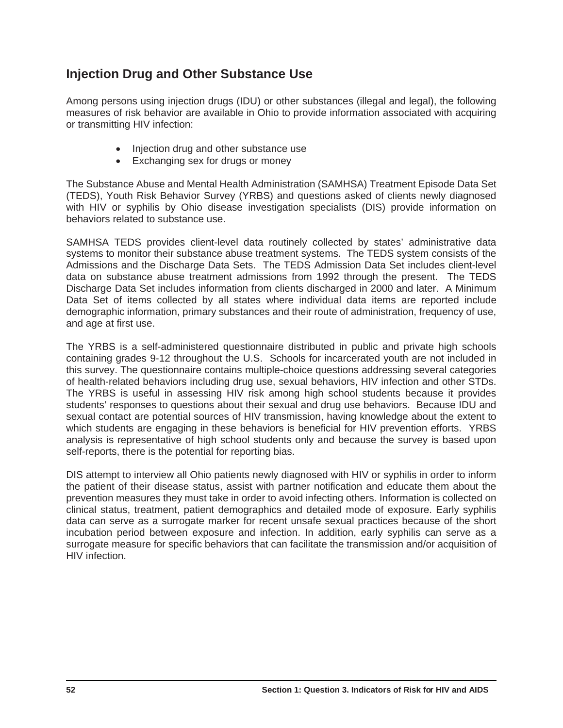## Injection Drug and Other Substance Use

Among persons using injection drugs (IDU) or other substances (illegal and legal), the following measures of risk behavior are available in Ohio to provide information associated with acquiring or transmitting HIV infection:

- Injection drug and other substance use
- Exchanging sex for drugs or money

The Substance Abuse and Mental Health Administration (SAMHSA) Treatment Episode Data Set (TEDS), Youth Risk Behavior Survey (YRBS) and questions asked of clients newly diagnosed with HIV or syphilis by Ohio disease investigation specialists (DIS) provide information on behaviors related to substance use.

SAMHSA TEDS provides client-level data routinely collected by states' administrative data systems to monitor their substance abuse treatment systems. The TEDS system consists of the Admissions and the Discharge Data Sets. The TEDS Admission Data Set includes client-level data on substance abuse treatment admissions from 1992 through the present. The TEDS Discharge Data Set includes information from clients discharged in 2000 and later. A Minimum Data Set of items collected by all states where individual data items are reported include demographic information, primary substances and their route of administration, frequency of use, and age at first use.

The YRBS is a self-administered questionnaire distributed in public and private high schools containing grades 9-12 throughout the U.S. Schools for incarcerated youth are not included in this survey. The questionnaire contains multiple-choice questions addressing several categories of health-related behaviors including drug use, sexual behaviors, HIV infection and other STDs. The YRBS is useful in assessing HIV risk among high school students because it provides students' responses to questions about their sexual and drug use behaviors. Because IDU and sexual contact are potential sources of HIV transmission, having knowledge about the extent to which students are engaging in these behaviors is beneficial for HIV prevention efforts. YRBS analysis is representative of high school students only and because the survey is based upon self-reports, there is the potential for reporting bias.

DIS attempt to interview all Ohio patients newly diagnosed with HIV or syphilis in order to inform the patient of their disease status, assist with partner notification and educate them about the prevention measures they must take in order to avoid infecting others. Information is collected on clinical status, treatment, patient demographics and detailed mode of exposure. Early syphilis data can serve as a surrogate marker for recent unsafe sexual practices because of the short incubation period between exposure and infection. In addition, early syphilis can serve as a surrogate measure for specific behaviors that can facilitate the transmission and/or acquisition of HIV infection.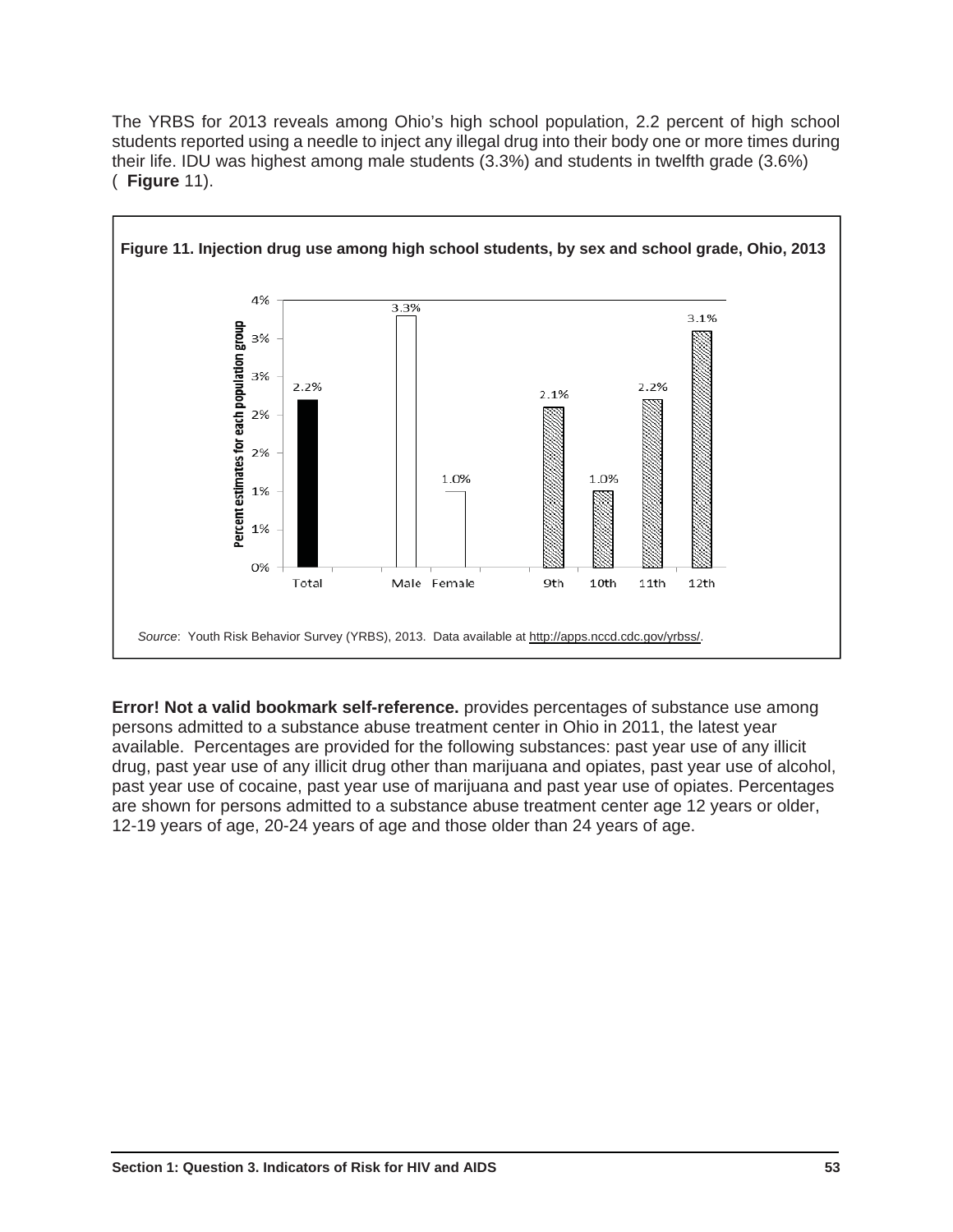The YRBS for 2013 reveals among Ohio's high school population, 2.2 percent of high school students reported using a needle to inject any illegal drug into their body one or more times during their life. IDU was highest among male students (3.3%) and students in twelfth grade (3.6%) ( **Figure** 11).

**Figure 11. Injection drug use among high school students, by sex and school grade, Ohio, 2013**

| Population group | Percent estimates for each population group |
|---|---|
| Total | 2.2% |
| Male | 3.3% |
| Female | 1.0% |
| 9th | 2.1% |
| 10th | 1.0% |
| 11th | 2.2% |
| 12th | 3.1% |

*Source*: Youth Risk Behavior Survey (YRBS), 2013. Data available at http://apps.nccd.cdc.gov/yrbss/.

**Error! Not a valid bookmark self-reference.** provides percentages of substance use among persons admitted to a substance abuse treatment center in Ohio in 2011, the latest year available. Percentages are provided for the following substances: past year use of any illicit drug, past year use of any illicit drug other than marijuana and opiates, past year use of alcohol, past year use of cocaine, past year use of marijuana and past year use of opiates. Percentages are shown for persons admitted to a substance abuse treatment center age 12 years or older, 12-19 years of age, 20-24 years of age and those older than 24 years of age.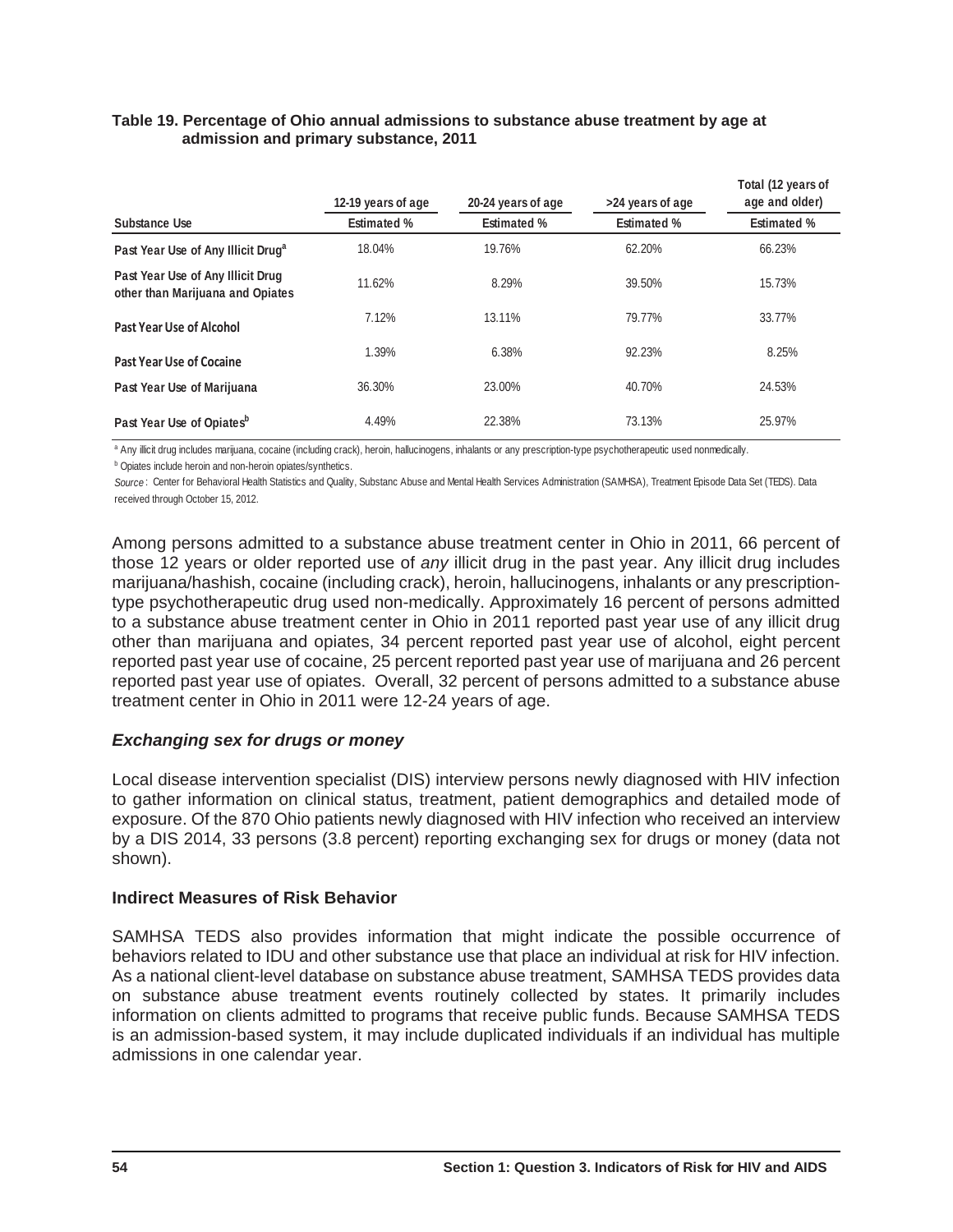**Table 19. Percentage of Ohio annual admissions to substance abuse treatment by age at admission and primary substance, 2011**

| | 12-19 years of age | 20-24 years of age | >24 years of age | Total (12 years of age and older) |
|---|---|---|---|---|
| Substance Use | Estimated % | Estimated % | Estimated % | Estimated % |
| Past Year Use of Any Illicit Drug[a] | 18.04% | 19.76% | 62.20% | 66.23% |
| Past Year Use of Any Illicit Drug other than Marijuana and Opiates | 11.62% | 8.29% | 39.50% | 15.73% |
| Past Year Use of Alcohol | 7.12% | 13.11% | 79.77% | 33.77% |
| Past Year Use of Cocaine | 1.39% | 6.38% | 92.23% | 8.25% |
| Past Year Use of Marijuana | 36.30% | 23.00% | 40.70% | 24.53% |
| Past Year Use of Opiates[b] | 4.49% | 22.38% | 73.13% | 25.97% |

[a] Any illicit drug includes marijuana, cocaine (including crack), heroin, hallucinogens, inhalants or any prescription-type psychotherapeutic used nonmedically.

[b] Opiates include heroin and non-heroin opiates/synthetics.

*Source*: Center for Behavioral Health Statistics and Quality, Substanc Abuse and Mental Health Services Administration (SAMHSA), Treatment Episode Data Set (TEDS). Data received through October 15, 2012.

Among persons admitted to a substance abuse treatment center in Ohio in 2011, 66 percent of those 12 years or older reported use of *any* illicit drug in the past year. Any illicit drug includes marijuana/hashish, cocaine (including crack), heroin, hallucinogens, inhalants or any prescription-type psychotherapeutic drug used non-medically. Approximately 16 percent of persons admitted to a substance abuse treatment center in Ohio in 2011 reported past year use of any illicit drug other than marijuana and opiates, 34 percent reported past year use of alcohol, eight percent reported past year use of cocaine, 25 percent reported past year use of marijuana and 26 percent reported past year use of opiates. Overall, 32 percent of persons admitted to a substance abuse treatment center in Ohio in 2011 were 12-24 years of age.

### *Exchanging sex for drugs or money*

Local disease intervention specialist (DIS) interview persons newly diagnosed with HIV infection to gather information on clinical status, treatment, patient demographics and detailed mode of exposure. Of the 870 Ohio patients newly diagnosed with HIV infection who received an interview by a DIS 2014, 33 persons (3.8 percent) reporting exchanging sex for drugs or money (data not shown).

### Indirect Measures of Risk Behavior

SAMHSA TEDS also provides information that might indicate the possible occurrence of behaviors related to IDU and other substance use that place an individual at risk for HIV infection. As a national client-level database on substance abuse treatment, SAMHSA TEDS provides data on substance abuse treatment events routinely collected by states. It primarily includes information on clients admitted to programs that receive public funds. Because SAMHSA TEDS is an admission-based system, it may include duplicated individuals if an individual has multiple admissions in one calendar year.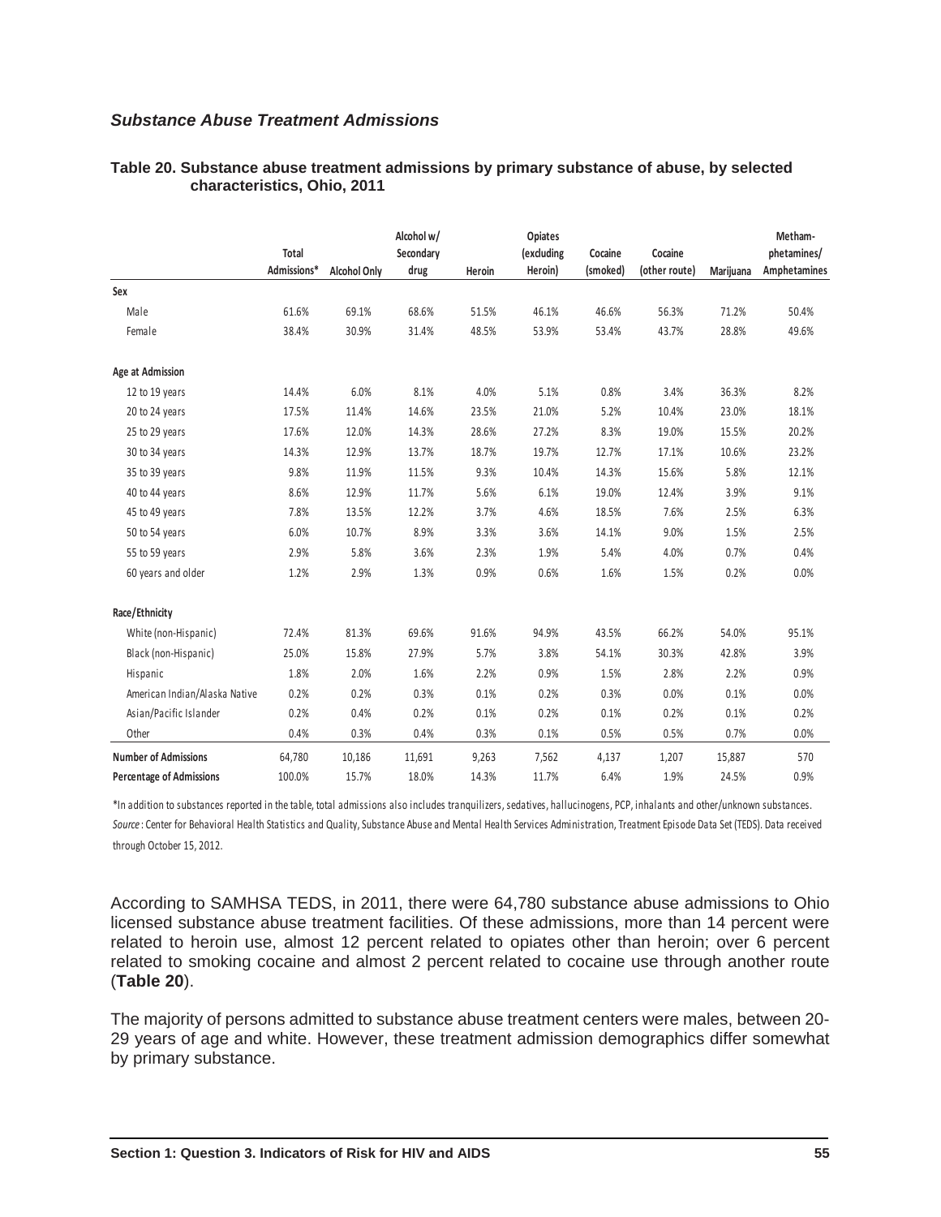### *Substance Abuse Treatment Admissions*

**Table 20. Substance abuse treatment admissions by primary substance of abuse, by selected characteristics, Ohio, 2011**

| | Total Admissions* | Alcohol Only | Alcohol w/ Secondary drug | Heroin | Opiates (excluding Heroin) | Cocaine (smoked) | Cocaine (other route) | Marijuana | Metham-phetamines/ Amphetamines |
|---|---|---|---|---|---|---|---|---|---|
| **Sex** | | | | | | | | | |
| Male | 61.6% | 69.1% | 68.6% | 51.5% | 46.1% | 46.6% | 56.3% | 71.2% | 50.4% |
| Female | 38.4% | 30.9% | 31.4% | 48.5% | 53.9% | 53.4% | 43.7% | 28.8% | 49.6% |
| **Age at Admission** | | | | | | | | | |
| 12 to 19 years | 14.4% | 6.0% | 8.1% | 4.0% | 5.1% | 0.8% | 3.4% | 36.3% | 8.2% |
| 20 to 24 years | 17.5% | 11.4% | 14.6% | 23.5% | 21.0% | 5.2% | 10.4% | 23.0% | 18.1% |
| 25 to 29 years | 17.6% | 12.0% | 14.3% | 28.6% | 27.2% | 8.3% | 19.0% | 15.5% | 20.2% |
| 30 to 34 years | 14.3% | 12.9% | 13.7% | 18.7% | 19.7% | 12.7% | 17.1% | 10.6% | 23.2% |
| 35 to 39 years | 9.8% | 11.9% | 11.5% | 9.3% | 10.4% | 14.3% | 15.6% | 5.8% | 12.1% |
| 40 to 44 years | 8.6% | 12.9% | 11.7% | 5.6% | 6.1% | 19.0% | 12.4% | 3.9% | 9.1% |
| 45 to 49 years | 7.8% | 13.5% | 12.2% | 3.7% | 4.6% | 18.5% | 7.6% | 2.5% | 6.3% |
| 50 to 54 years | 6.0% | 10.7% | 8.9% | 3.3% | 3.6% | 14.1% | 9.0% | 1.5% | 2.5% |
| 55 to 59 years | 2.9% | 5.8% | 3.6% | 2.3% | 1.9% | 5.4% | 4.0% | 0.7% | 0.4% |
| 60 years and older | 1.2% | 2.9% | 1.3% | 0.9% | 0.6% | 1.6% | 1.5% | 0.2% | 0.0% |
| **Race/Ethnicity** | | | | | | | | | |
| White (non-Hispanic) | 72.4% | 81.3% | 69.6% | 91.6% | 94.9% | 43.5% | 66.2% | 54.0% | 95.1% |
| Black (non-Hispanic) | 25.0% | 15.8% | 27.9% | 5.7% | 3.8% | 54.1% | 30.3% | 42.8% | 3.9% |
| Hispanic | 1.8% | 2.0% | 1.6% | 2.2% | 0.9% | 1.5% | 2.8% | 2.2% | 0.9% |
| American Indian/Alaska Native | 0.2% | 0.2% | 0.3% | 0.1% | 0.2% | 0.3% | 0.0% | 0.1% | 0.0% |
| Asian/Pacific Islander | 0.2% | 0.4% | 0.2% | 0.1% | 0.2% | 0.1% | 0.2% | 0.1% | 0.2% |
| Other | 0.4% | 0.3% | 0.4% | 0.3% | 0.1% | 0.5% | 0.5% | 0.7% | 0.0% |
| **Number of Admissions** | 64,780 | 10,186 | 11,691 | 9,263 | 7,562 | 4,137 | 1,207 | 15,887 | 570 |
| **Percentage of Admissions** | 100.0% | 15.7% | 18.0% | 14.3% | 11.7% | 6.4% | 1.9% | 24.5% | 0.9% |

*In addition to substances reported in the table, total admissions also includes tranquilizers, sedatives, hallucinogens, PCP, inhalants and other/unknown substances.
*Source*: Center for Behavioral Health Statistics and Quality, Substance Abuse and Mental Health Services Administration, Treatment Episode Data Set (TEDS). Data received through October 15, 2012.

According to SAMHSA TEDS, in 2011, there were 64,780 substance abuse admissions to Ohio licensed substance abuse treatment facilities. Of these admissions, more than 14 percent were related to heroin use, almost 12 percent related to opiates other than heroin; over 6 percent related to smoking cocaine and almost 2 percent related to cocaine use through another route (**Table 20**).

The majority of persons admitted to substance abuse treatment centers were males, between 20-29 years of age and white. However, these treatment admission demographics differ somewhat by primary substance.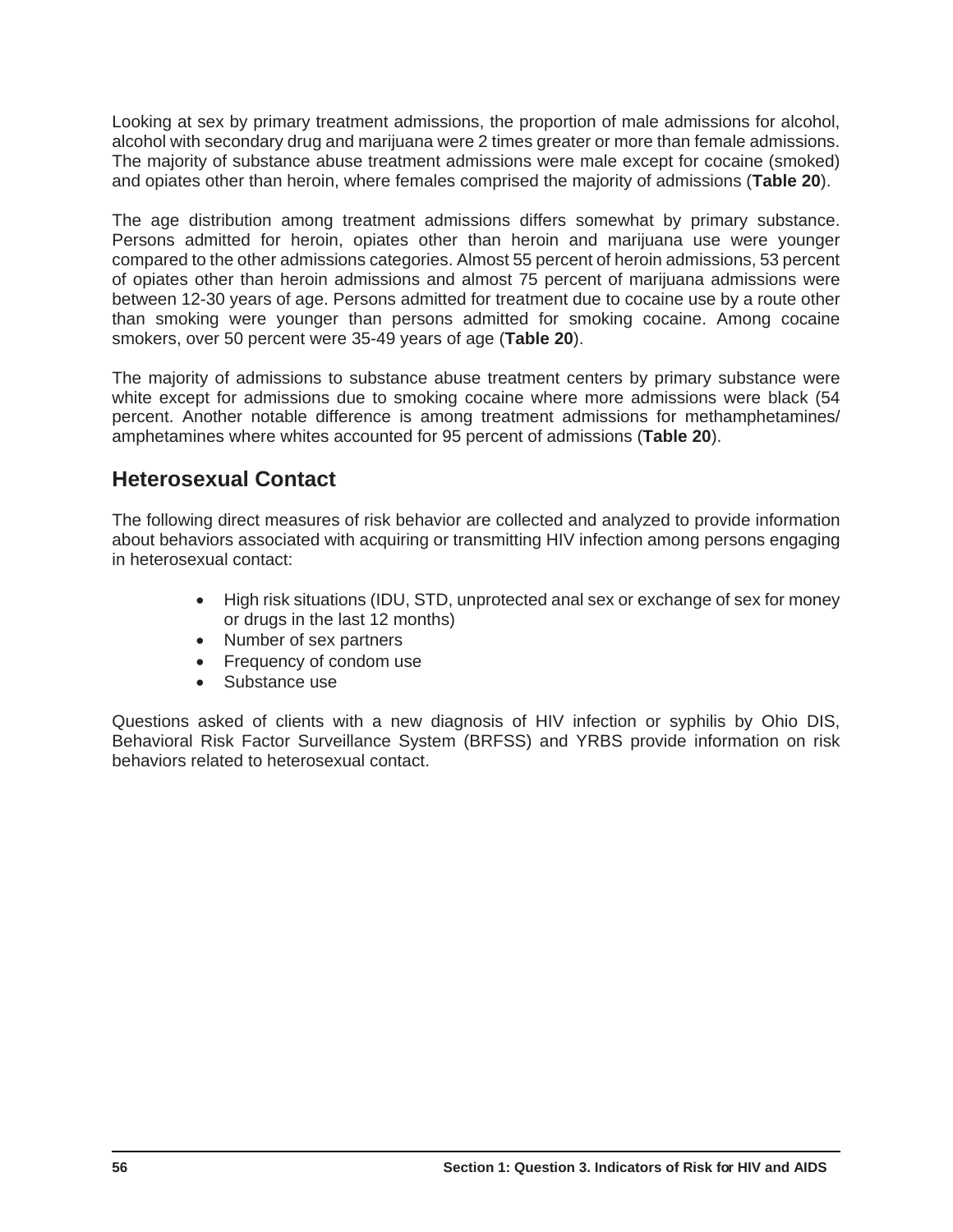Looking at sex by primary treatment admissions, the proportion of male admissions for alcohol, alcohol with secondary drug and marijuana were 2 times greater or more than female admissions. The majority of substance abuse treatment admissions were male except for cocaine (smoked) and opiates other than heroin, where females comprised the majority of admissions (**Table 20**).

The age distribution among treatment admissions differs somewhat by primary substance. Persons admitted for heroin, opiates other than heroin and marijuana use were younger compared to the other admissions categories. Almost 55 percent of heroin admissions, 53 percent of opiates other than heroin admissions and almost 75 percent of marijuana admissions were between 12-30 years of age. Persons admitted for treatment due to cocaine use by a route other than smoking were younger than persons admitted for smoking cocaine. Among cocaine smokers, over 50 percent were 35-49 years of age (**Table 20**).

The majority of admissions to substance abuse treatment centers by primary substance were white except for admissions due to smoking cocaine where more admissions were black (54 percent. Another notable difference is among treatment admissions for methamphetamines/ amphetamines where whites accounted for 95 percent of admissions (**Table 20**).

## Heterosexual Contact

The following direct measures of risk behavior are collected and analyzed to provide information about behaviors associated with acquiring or transmitting HIV infection among persons engaging in heterosexual contact:

- High risk situations (IDU, STD, unprotected anal sex or exchange of sex for money or drugs in the last 12 months)
- Number of sex partners
- Frequency of condom use
- Substance use

Questions asked of clients with a new diagnosis of HIV infection or syphilis by Ohio DIS, Behavioral Risk Factor Surveillance System (BRFSS) and YRBS provide information on risk behaviors related to heterosexual contact.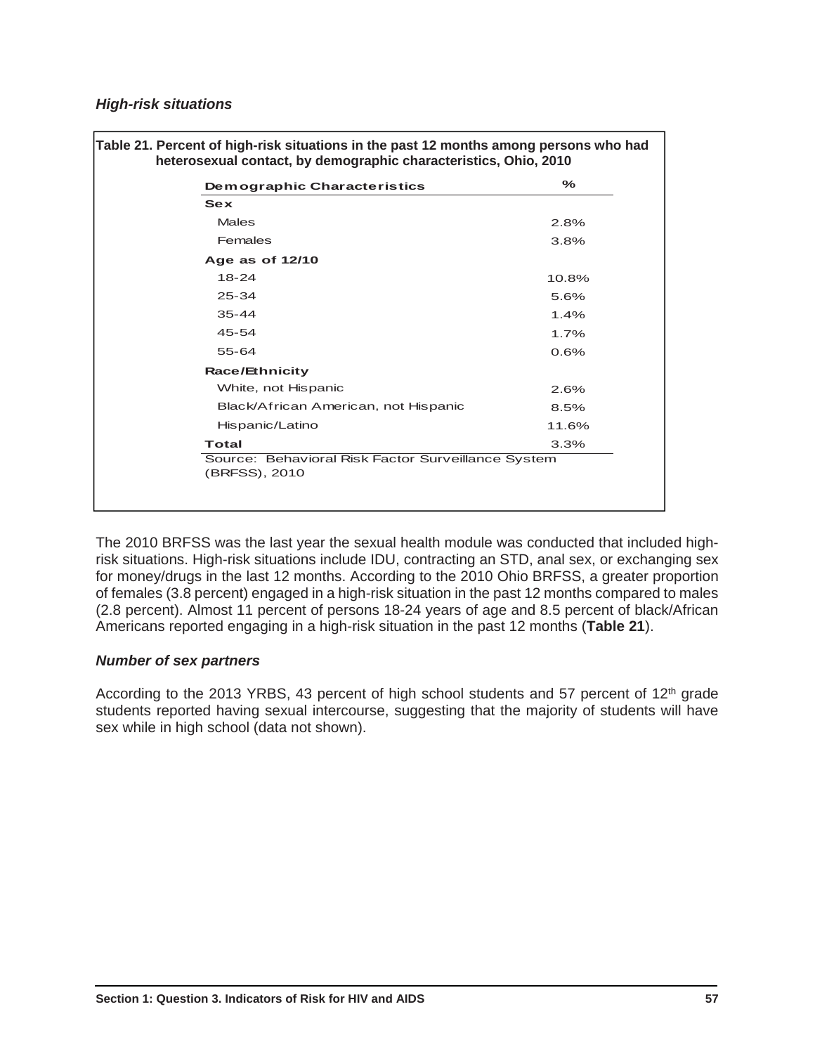### *High-risk situations*

**Table 21. Percent of high-risk situations in the past 12 months among persons who had heterosexual contact, by demographic characteristics, Ohio, 2010**

| Demographic Characteristics | % |
|---|---|
| **Sex** | |
| Males | 2.8% |
| Females | 3.8% |
| **Age as of 12/10** | |
| 18-24 | 10.8% |
| 25-34 | 5.6% |
| 35-44 | 1.4% |
| 45-54 | 1.7% |
| 55-64 | 0.6% |
| **Race/Ethnicity** | |
| White, not Hispanic | 2.6% |
| Black/African American, not Hispanic | 8.5% |
| Hispanic/Latino | 11.6% |
| **Total** | 3.3% |

Source: Behavioral Risk Factor Surveillance System (BRFSS), 2010

The 2010 BRFSS was the last year the sexual health module was conducted that included high-risk situations. High-risk situations include IDU, contracting an STD, anal sex, or exchanging sex for money/drugs in the last 12 months. According to the 2010 Ohio BRFSS, a greater proportion of females (3.8 percent) engaged in a high-risk situation in the past 12 months compared to males (2.8 percent). Almost 11 percent of persons 18-24 years of age and 8.5 percent of black/African Americans reported engaging in a high-risk situation in the past 12 months (**Table 21**).

### *Number of sex partners*

According to the 2013 YRBS, 43 percent of high school students and 57 percent of 12th grade students reported having sexual intercourse, suggesting that the majority of students will have sex while in high school (data not shown).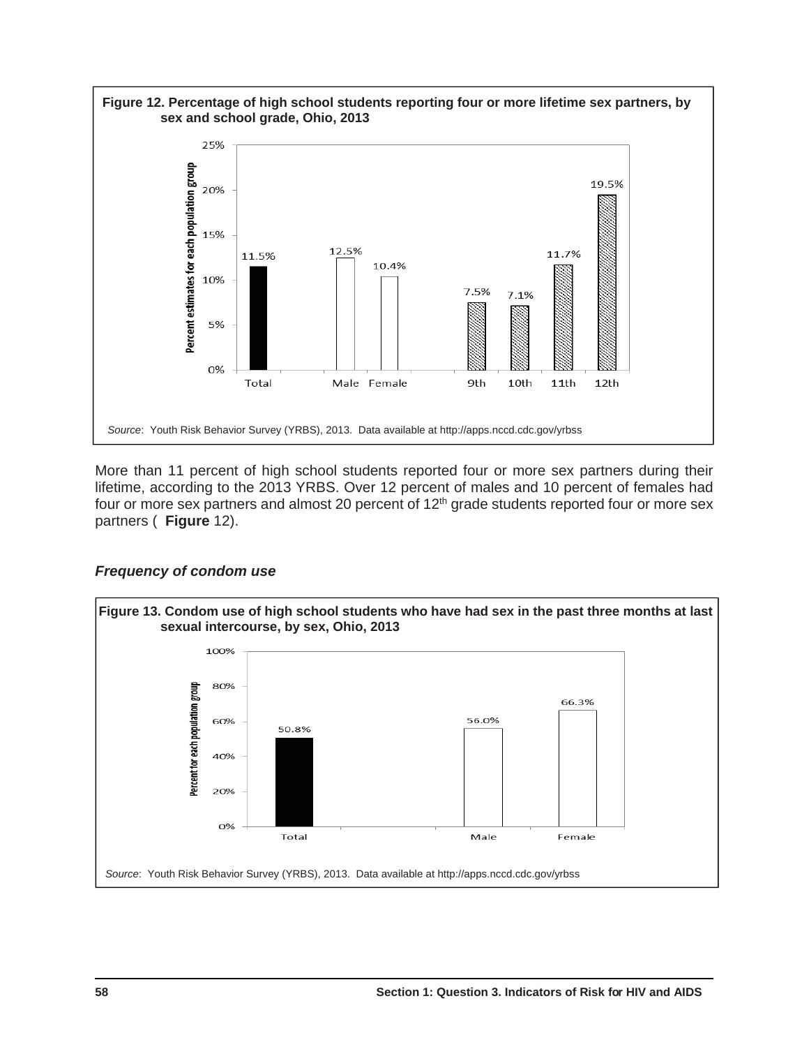**Figure 12. Percentage of high school students reporting four or more lifetime sex partners, by sex and school grade, Ohio, 2013**

| Group | Percent estimates for each population group |
|---|---|
| Total | 11.5% |
| Male | 12.5% |
| Female | 10.4% |
| 9th | 7.5% |
| 10th | 7.1% |
| 11th | 11.7% |
| 12th | 19.5% |

*Source*: Youth Risk Behavior Survey (YRBS), 2013. Data available at http://apps.nccd.cdc.gov/yrbss

More than 11 percent of high school students reported four or more sex partners during their lifetime, according to the 2013 YRBS. Over 12 percent of males and 10 percent of females had four or more sex partners and almost 20 percent of 12th grade students reported four or more sex partners ( **Figure** 12).

### *Frequency of condom use*

**Figure 13. Condom use of high school students who have had sex in the past three months at last sexual intercourse, by sex, Ohio, 2013**

| Group | Percent for each population group |
|---|---|
| Total | 50.8% |
| Male | 56.0% |
| Female | 66.3% |

*Source*: Youth Risk Behavior Survey (YRBS), 2013. Data available at http://apps.nccd.cdc.gov/yrbss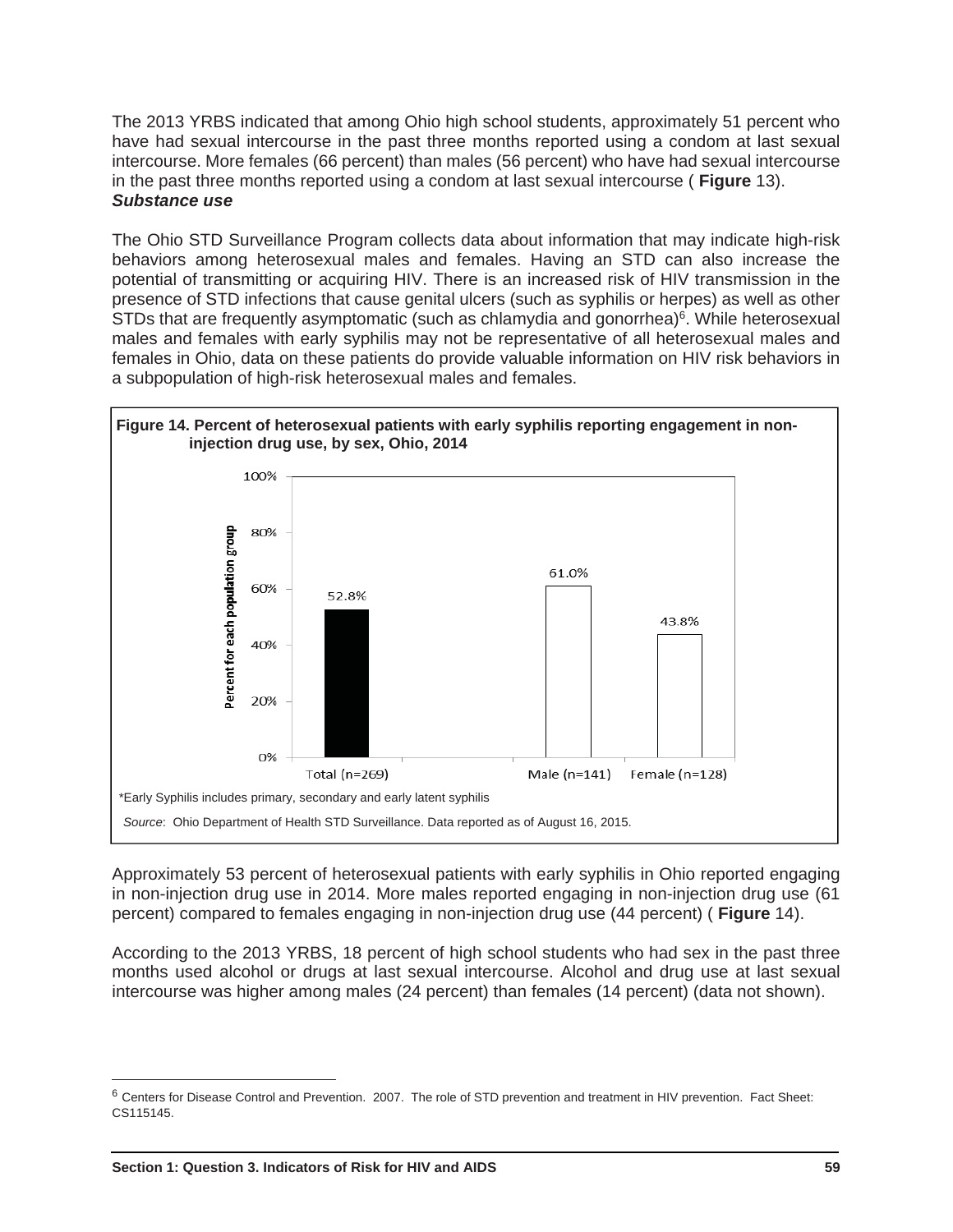The 2013 YRBS indicated that among Ohio high school students, approximately 51 percent who have had sexual intercourse in the past three months reported using a condom at last sexual intercourse. More females (66 percent) than males (56 percent) who have had sexual intercourse in the past three months reported using a condom at last sexual intercourse ( **Figure** 13).

***Substance use***

The Ohio STD Surveillance Program collects data about information that may indicate high-risk behaviors among heterosexual males and females. Having an STD can also increase the potential of transmitting or acquiring HIV. There is an increased risk of HIV transmission in the presence of STD infections that cause genital ulcers (such as syphilis or herpes) as well as other STDs that are frequently asymptomatic (such as chlamydia and gonorrhea)[6]. While heterosexual males and females with early syphilis may not be representative of all heterosexual males and females in Ohio, data on these patients do provide valuable information on HIV risk behaviors in a subpopulation of high-risk heterosexual males and females.

**Figure 14. Percent of heterosexual patients with early syphilis reporting engagement in non-injection drug use, by sex, Ohio, 2014**

| Group | Percent for each population group |
|---|---|
| Total (n=269) | 52.8% |
| Male (n=141) | 61.0% |
| Female (n=128) | 43.8% |

*Early Syphilis includes primary, secondary and early latent syphilis

*Source*: Ohio Department of Health STD Surveillance. Data reported as of August 16, 2015.

Approximately 53 percent of heterosexual patients with early syphilis in Ohio reported engaging in non-injection drug use in 2014. More males reported engaging in non-injection drug use (61 percent) compared to females engaging in non-injection drug use (44 percent) ( **Figure** 14).

According to the 2013 YRBS, 18 percent of high school students who had sex in the past three months used alcohol or drugs at last sexual intercourse. Alcohol and drug use at last sexual intercourse was higher among males (24 percent) than females (14 percent) (data not shown).

[6] Centers for Disease Control and Prevention. 2007. The role of STD prevention and treatment in HIV prevention. Fact Sheet: CS115145.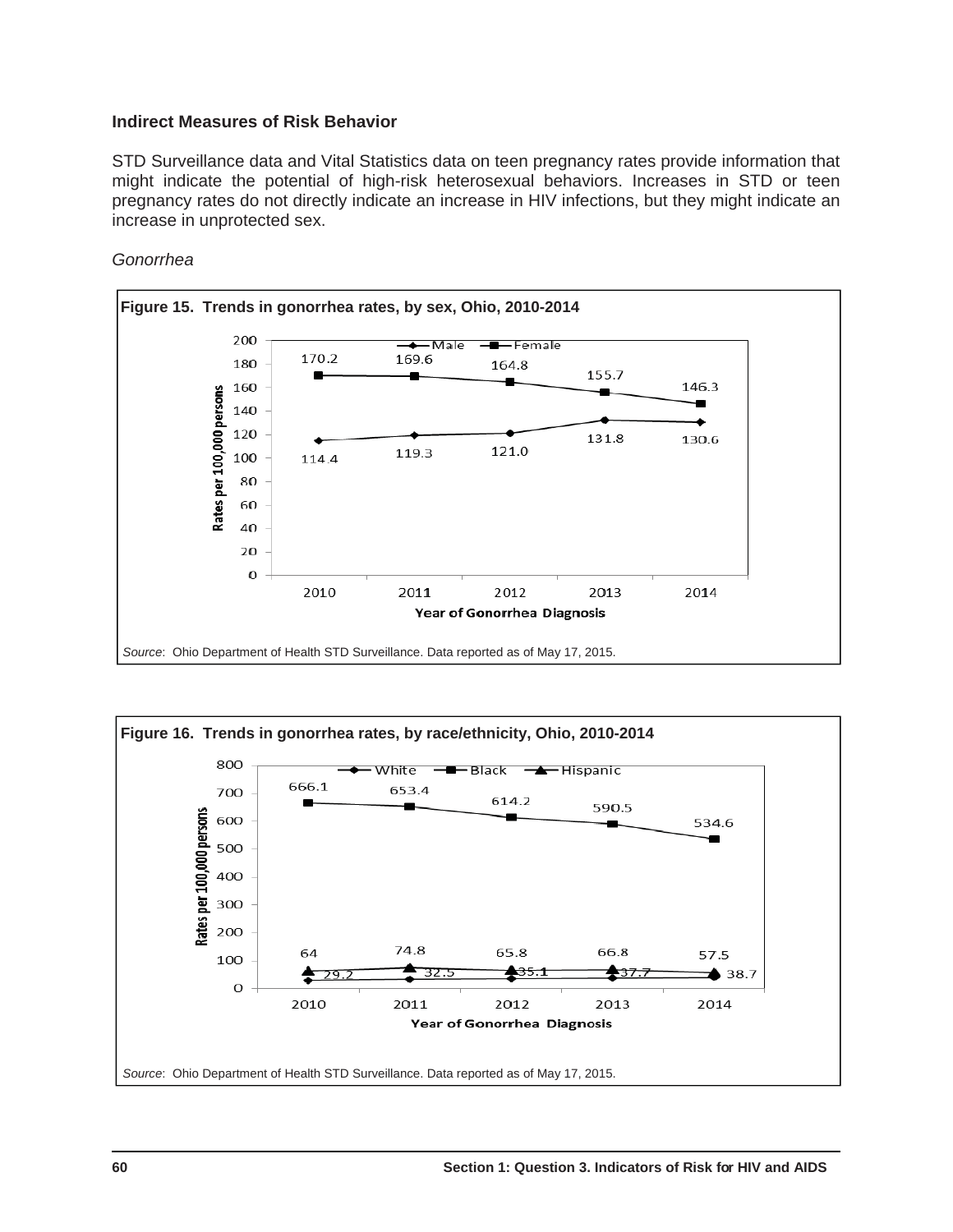### Indirect Measures of Risk Behavior

STD Surveillance data and Vital Statistics data on teen pregnancy rates provide information that might indicate the potential of high-risk heterosexual behaviors. Increases in STD or teen pregnancy rates do not directly indicate an increase in HIV infections, but they might indicate an increase in unprotected sex.

*Gonorrhea*

**Figure 15. Trends in gonorrhea rates, by sex, Ohio, 2010-2014**

| Year of Gonorrhea Diagnosis | Male | Female |
|---|---|---|
| 2010 | 114.4 | 170.2 |
| 2011 | 119.3 | 169.6 |
| 2012 | 121.0 | 164.8 |
| 2013 | 131.8 | 155.7 |
| 2014 | 130.6 | 146.3 |

Rates per 100,000 persons

*Source*: Ohio Department of Health STD Surveillance. Data reported as of May 17, 2015.

**Figure 16. Trends in gonorrhea rates, by race/ethnicity, Ohio, 2010-2014**

| Year of Gonorrhea Diagnosis | White | Black | Hispanic |
|---|---|---|---|
| 2010 | 29.2 | 666.1 | 64 |
| 2011 | 32.5 | 653.4 | 74.8 |
| 2012 | 35.1 | 614.2 | 65.8 |
| 2013 | 37.7 | 590.5 | 66.8 |
| 2014 | 38.7 | 534.6 | 57.5 |

Rates per 100,000 persons

*Source*: Ohio Department of Health STD Surveillance. Data reported as of May 17, 2015.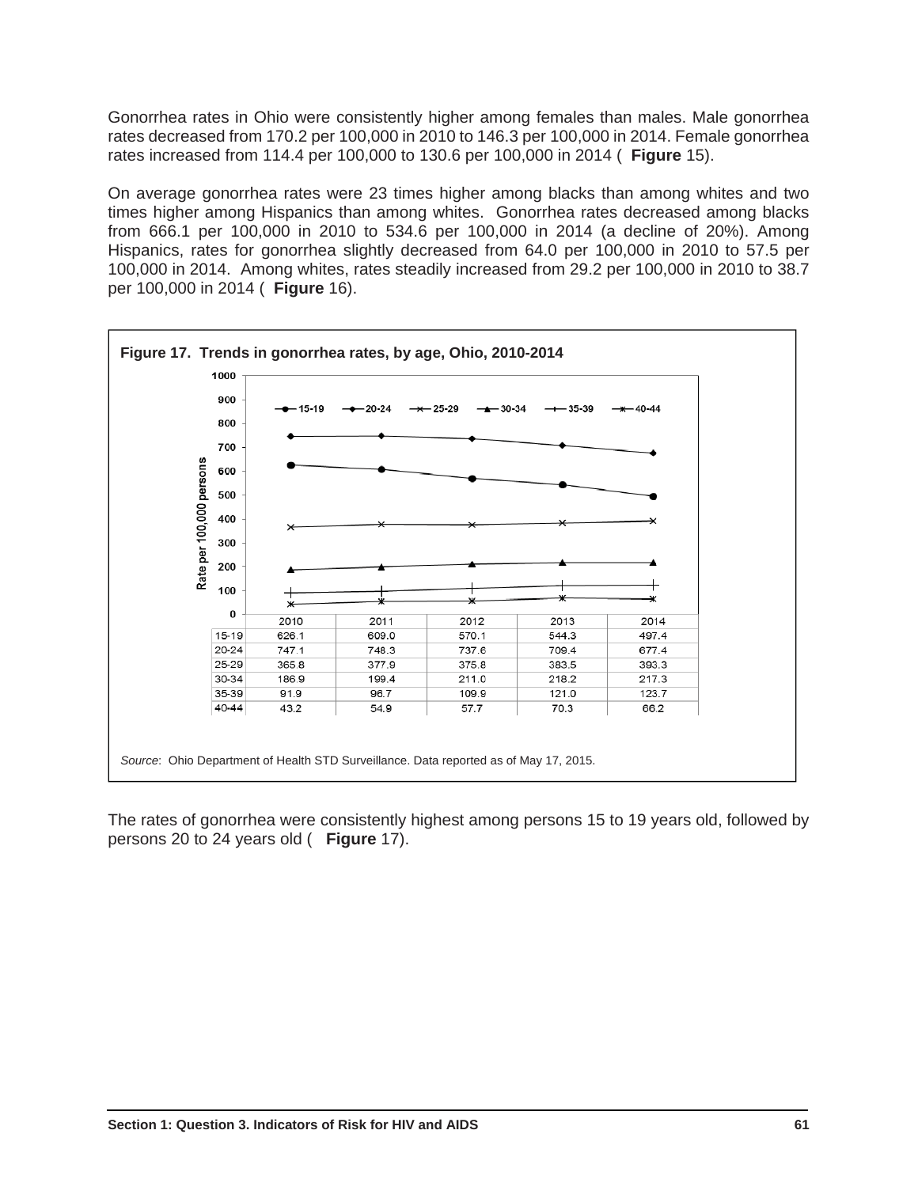Gonorrhea rates in Ohio were consistently higher among females than males. Male gonorrhea rates decreased from 170.2 per 100,000 in 2010 to 146.3 per 100,000 in 2014. Female gonorrhea rates increased from 114.4 per 100,000 to 130.6 per 100,000 in 2014 ( **Figure** 15).

On average gonorrhea rates were 23 times higher among blacks than among whites and two times higher among Hispanics than among whites. Gonorrhea rates decreased among blacks from 666.1 per 100,000 in 2010 to 534.6 per 100,000 in 2014 (a decline of 20%). Among Hispanics, rates for gonorrhea slightly decreased from 64.0 per 100,000 in 2010 to 57.5 per 100,000 in 2014. Among whites, rates steadily increased from 29.2 per 100,000 in 2010 to 38.7 per 100,000 in 2014 ( **Figure** 16).

**Figure 17. Trends in gonorrhea rates, by age, Ohio, 2010-2014**

| | 2010 | 2011 | 2012 | 2013 | 2014 |
|---|---|---|---|---|---|
| 15-19 | 626.1 | 609.0 | 570.1 | 544.3 | 497.4 |
| 20-24 | 747.1 | 748.3 | 737.6 | 709.4 | 677.4 |
| 25-29 | 365.8 | 377.9 | 375.8 | 383.5 | 393.3 |
| 30-34 | 186.9 | 199.4 | 211.0 | 218.2 | 217.3 |
| 35-39 | 91.9 | 96.7 | 109.9 | 121.0 | 123.7 |
| 40-44 | 43.2 | 54.9 | 57.7 | 70.3 | 66.2 |

*Source*: Ohio Department of Health STD Surveillance. Data reported as of May 17, 2015.

The rates of gonorrhea were consistently highest among persons 15 to 19 years old, followed by persons 20 to 24 years old ( **Figure** 17).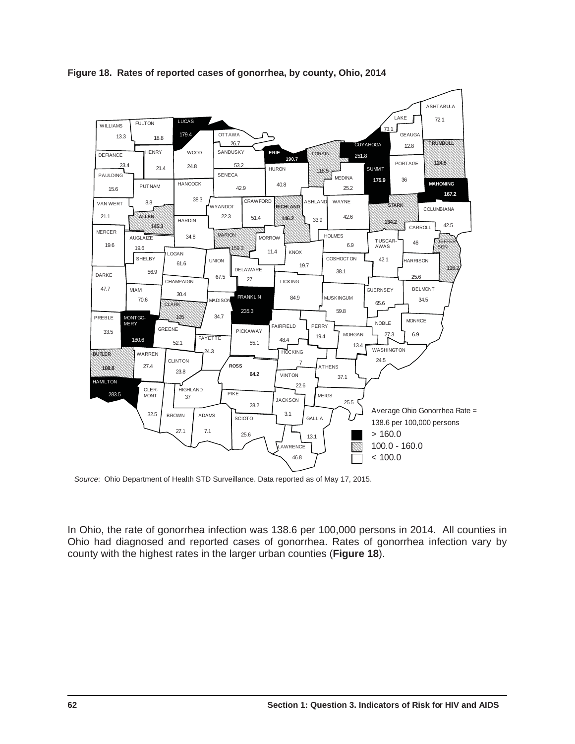**Figure 18. Rates of reported cases of gonorrhea, by county, Ohio, 2014**

| County | Rate | County | Rate | County | Rate |
|---|---|---|---|---|---|
| Williams | 13.3 | Fulton | 18.8 | Lucas | 179.4 |
| Ottawa | 26.7 | Lake | 73.1 | Ashtabula | 72.1 |
| Geauga | 12.8 | Trumbull | 124.5 | Cuyahoga | 251.8 |
| Defiance | 23.4 | Henry | 21.4 | Wood | 24.8 |
| Sandusky | 53.2 | Erie | 190.7 | Lorain | 118.5 |
| Huron | 40.8 | Medina | 25.2 | Summit | 175.9 |
| Portage | 36 | Mahoning | 167.2 | Paulding | 15.6 |
| Putnam | 8.8 | Hancock | 38.3 | Seneca | 42.9 |
| Van Wert | 21.1 | Allen | 145.3 | Wyandot | 22.3 |
| Crawford | 51.4 | Richland | 146.2 | Ashland | 33.9 |
| Wayne | 42.6 | Stark | 134.2 | Columbiana | 42.5 |
| Mercer | 19.6 | Auglaize | 19.6 | Hardin | 34.8 |
| Marion | 159.3 | Morrow | 11.4 | Holmes | 6.9 |
| Tuscarawas | 42.1 | Carroll | 46 | Jefferson | 116.2 |
| Shelby | 56.9 | Logan | 61.6 | Union | 67.5 |
| Delaware | 27 | Knox | 19.7 | Coshocton | 38.1 |
| Harrison | 25.6 | Darke | 47.7 | Champaign | 30.4 |
| Miami | 70.6 | Clark | 105 | Madison | 34.7 |
| Franklin | 235.3 | Licking | 84.9 | Muskingum | 59.8 |
| Guernsey | 65.6 | Belmont | 34.5 | Preble | 33.5 |
| Montgomery | 180.6 | Greene | 52.1 | Fayette | 24.3 |
| Pickaway | 55.1 | Fairfield | 48.4 | Perry | 19.4 |
| Morgan | 13.4 | Noble | 27.3 | Monroe | 6.9 |
| Butler | 108.8 | Warren | 27.4 | Clinton | 23.8 |
| Ross | 64.2 | Hocking | 7 | Athens | 37.1 |
| Washington | 24.5 | Hamilton | 283.5 | Clermont | 32.5 |
| Highland | 37 | Pike | 28.2 | Vinton | 22.6 |
| Jackson | 3.1 | Meigs | 25.5 | Brown | 27.1 |
| Adams | 7.1 | Scioto | 25.6 | Gallia | 13.1 |
| Lawrence | 46.8 | | | | |

Average Ohio Gonorrhea Rate = 138.6 per 100,000 persons

- > 160.0
- 100.0 - 160.0
- < 100.0

*Source*: Ohio Department of Health STD Surveillance. Data reported as of May 17, 2015.

In Ohio, the rate of gonorrhea infection was 138.6 per 100,000 persons in 2014. All counties in Ohio had diagnosed and reported cases of gonorrhea. Rates of gonorrhea infection vary by county with the highest rates in the larger urban counties (**Figure 18**).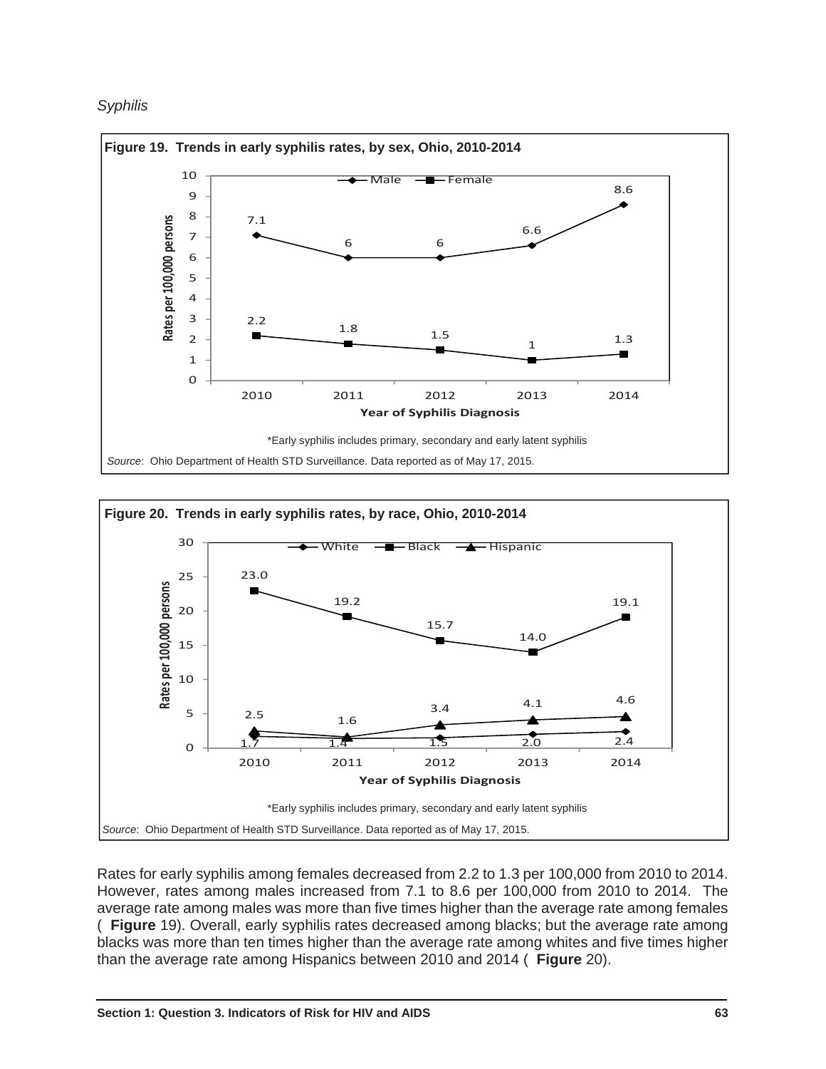*Syphilis*

**Figure 19. Trends in early syphilis rates, by sex, Ohio, 2010-2014**

| Year of Syphilis Diagnosis | Male | Female |
|---|---|---|
| 2010 | 7.1 | 2.2 |
| 2011 | 6 | 1.8 |
| 2012 | 6 | 1.5 |
| 2013 | 6.6 | 1 |
| 2014 | 8.6 | 1.3 |

Rates per 100,000 persons

*Early syphilis includes primary, secondary and early latent syphilis

*Source*: Ohio Department of Health STD Surveillance. Data reported as of May 17, 2015.

**Figure 20. Trends in early syphilis rates, by race, Ohio, 2010-2014**

| Year of Syphilis Diagnosis | White | Black | Hispanic |
|---|---|---|---|
| 2010 | 1.7 | 23.0 | 2.5 |
| 2011 | 1.4 | 19.2 | 1.6 |
| 2012 | 1.5 | 15.7 | 3.4 |
| 2013 | 2.0 | 14.0 | 4.1 |
| 2014 | 2.4 | 19.1 | 4.6 |

Rates per 100,000 persons

*Early syphilis includes primary, secondary and early latent syphilis

*Source*: Ohio Department of Health STD Surveillance. Data reported as of May 17, 2015.

Rates for early syphilis among females decreased from 2.2 to 1.3 per 100,000 from 2010 to 2014. However, rates among males increased from 7.1 to 8.6 per 100,000 from 2010 to 2014. The average rate among males was more than five times higher than the average rate among females ( **Figure** 19). Overall, early syphilis rates decreased among blacks; but the average rate among blacks was more than ten times higher than the average rate among whites and five times higher than the average rate among Hispanics between 2010 and 2014 ( **Figure** 20).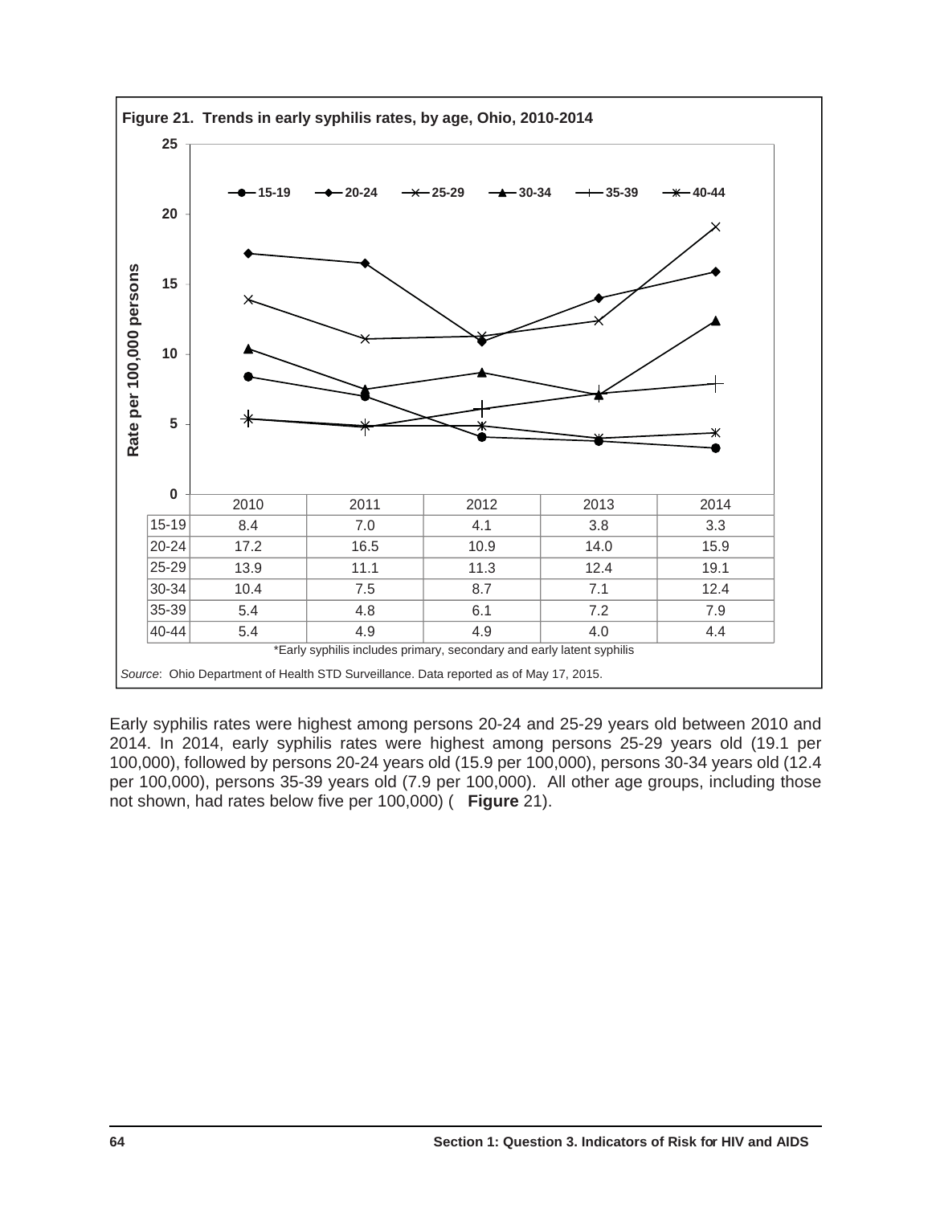**Figure 21. Trends in early syphilis rates, by age, Ohio, 2010-2014**

| | 2010 | 2011 | 2012 | 2013 | 2014 |
|---|---|---|---|---|---|
| 15-19 | 8.4 | 7.0 | 4.1 | 3.8 | 3.3 |
| 20-24 | 17.2 | 16.5 | 10.9 | 14.0 | 15.9 |
| 25-29 | 13.9 | 11.1 | 11.3 | 12.4 | 19.1 |
| 30-34 | 10.4 | 7.5 | 8.7 | 7.1 | 12.4 |
| 35-39 | 5.4 | 4.8 | 6.1 | 7.2 | 7.9 |
| 40-44 | 5.4 | 4.9 | 4.9 | 4.0 | 4.4 |

*Early syphilis includes primary, secondary and early latent syphilis

*Source*: Ohio Department of Health STD Surveillance. Data reported as of May 17, 2015.

Early syphilis rates were highest among persons 20-24 and 25-29 years old between 2010 and 2014. In 2014, early syphilis rates were highest among persons 25-29 years old (19.1 per 100,000), followed by persons 20-24 years old (15.9 per 100,000), persons 30-34 years old (12.4 per 100,000), persons 35-39 years old (7.9 per 100,000). All other age groups, including those not shown, had rates below five per 100,000) ( **Figure** 21).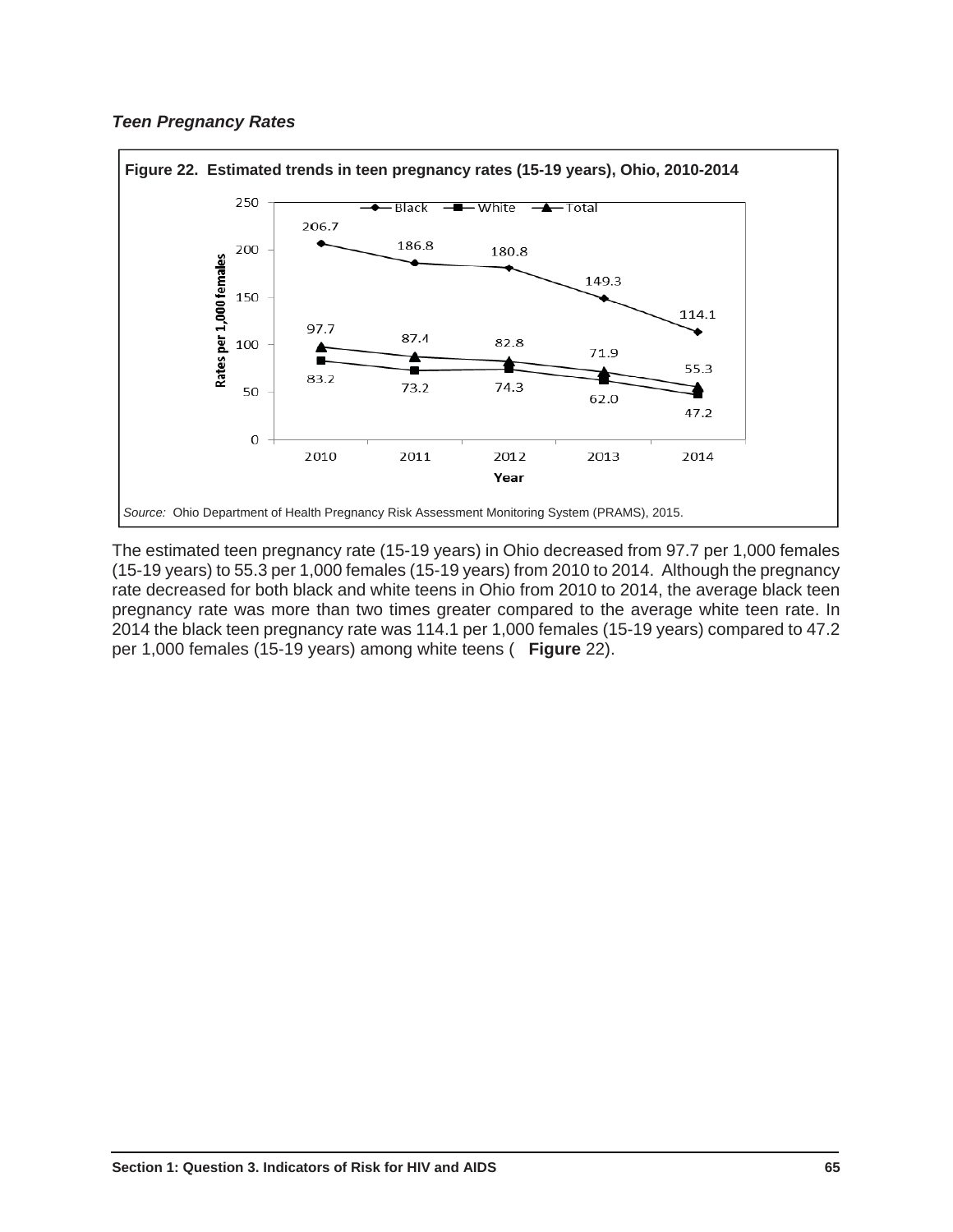### *Teen Pregnancy Rates*

**Figure 22. Estimated trends in teen pregnancy rates (15-19 years), Ohio, 2010-2014**

| Year | Black | White | Total |
|---|---|---|---|
| 2010 | 206.7 | 83.2 | 97.7 |
| 2011 | 186.8 | 73.2 | 87.4 |
| 2012 | 180.8 | 74.3 | 82.8 |
| 2013 | 149.3 | 62.0 | 71.9 |
| 2014 | 114.1 | 47.2 | 55.3 |

Rates per 1,000 females

*Source:* Ohio Department of Health Pregnancy Risk Assessment Monitoring System (PRAMS), 2015.

The estimated teen pregnancy rate (15-19 years) in Ohio decreased from 97.7 per 1,000 females (15-19 years) to 55.3 per 1,000 females (15-19 years) from 2010 to 2014. Although the pregnancy rate decreased for both black and white teens in Ohio from 2010 to 2014, the average black teen pregnancy rate was more than two times greater compared to the average white teen rate. In 2014 the black teen pregnancy rate was 114.1 per 1,000 females (15-19 years) compared to 47.2 per 1,000 females (15-19 years) among white teens ( **Figure** 22).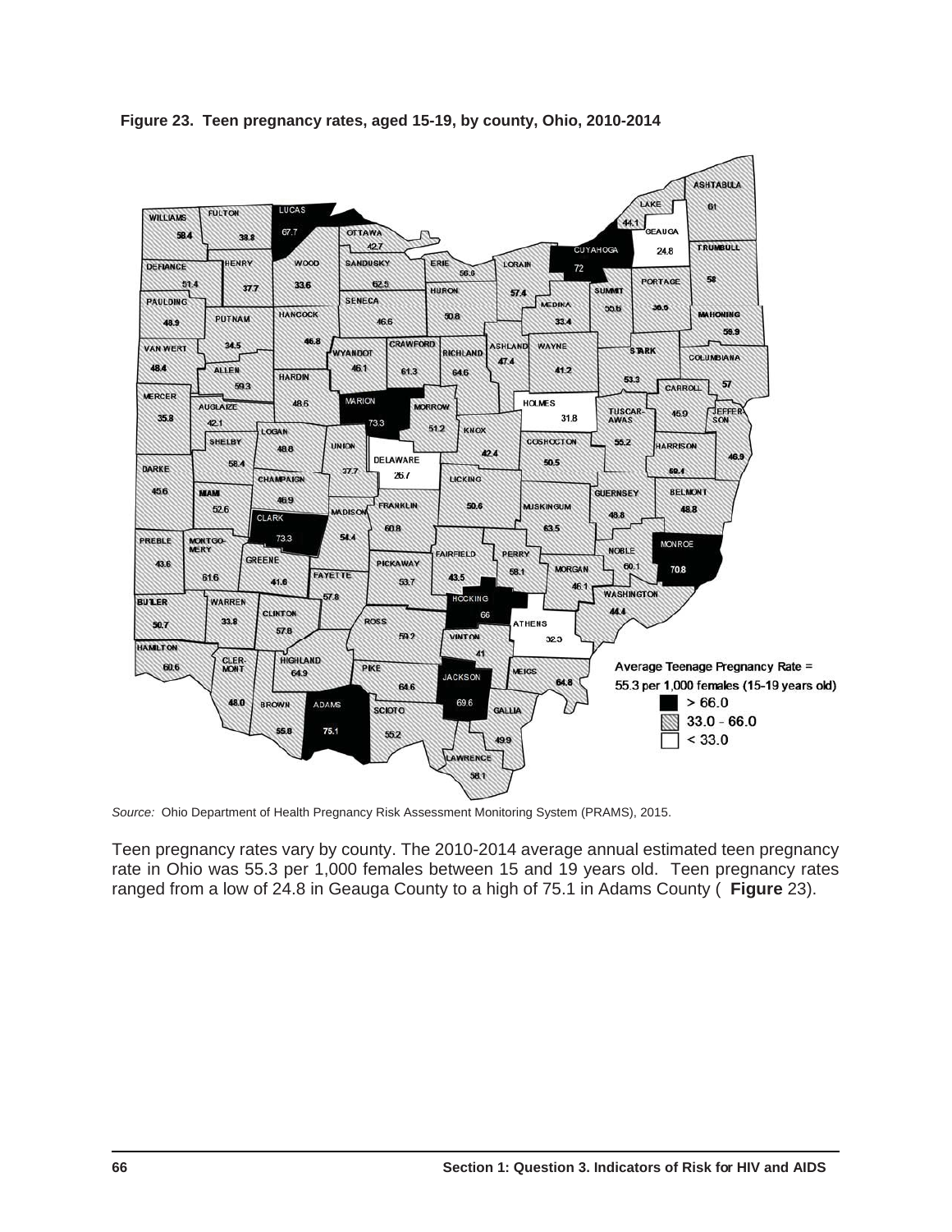**Figure 23. Teen pregnancy rates, aged 15-19, by county, Ohio, 2010-2014**

*Source:* Ohio Department of Health Pregnancy Risk Assessment Monitoring System (PRAMS), 2015.

Teen pregnancy rates vary by county. The 2010-2014 average annual estimated teen pregnancy rate in Ohio was 55.3 per 1,000 females between 15 and 19 years old. Teen pregnancy rates ranged from a low of 24.8 in Geauga County to a high of 75.1 in Adams County ( **Figure** 23).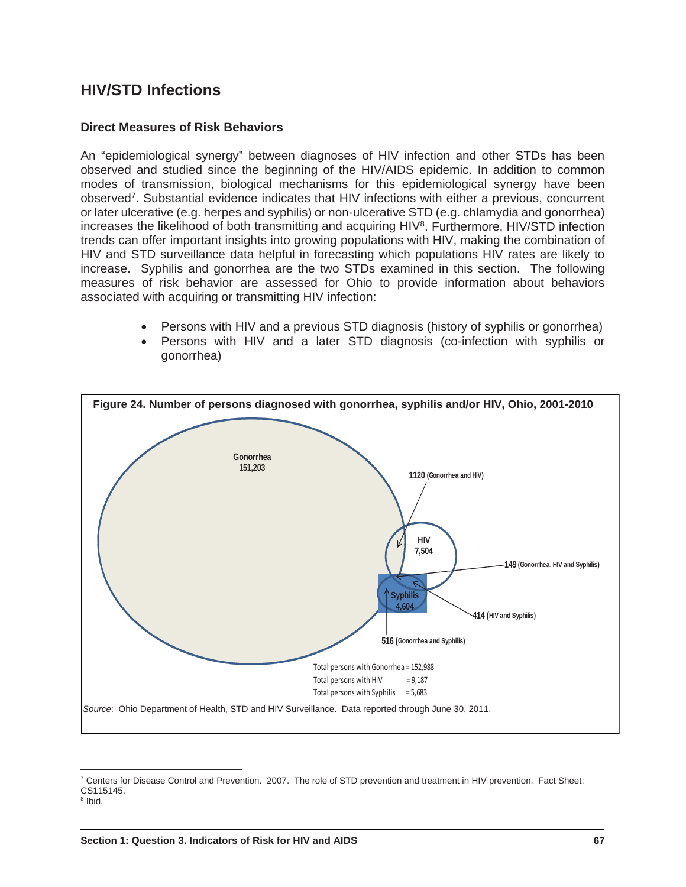## HIV/STD Infections

### Direct Measures of Risk Behaviors

An "epidemiological synergy" between diagnoses of HIV infection and other STDs has been observed and studied since the beginning of the HIV/AIDS epidemic. In addition to common modes of transmission, biological mechanisms for this epidemiological synergy have been observed[7]. Substantial evidence indicates that HIV infections with either a previous, concurrent or later ulcerative (e.g. herpes and syphilis) or non-ulcerative STD (e.g. chlamydia and gonorrhea) increases the likelihood of both transmitting and acquiring HIV[8]. Furthermore, HIV/STD infection trends can offer important insights into growing populations with HIV, making the combination of HIV and STD surveillance data helpful in forecasting which populations HIV rates are likely to increase. Syphilis and gonorrhea are the two STDs examined in this section. The following measures of risk behavior are assessed for Ohio to provide information about behaviors associated with acquiring or transmitting HIV infection:

- Persons with HIV and a previous STD diagnosis (history of syphilis or gonorrhea)
- Persons with HIV and a later STD diagnosis (co-infection with syphilis or gonorrhea)

**Figure 24. Number of persons diagnosed with gonorrhea, syphilis and/or HIV, Ohio, 2001-2010**

Gonorrhea 151,203

HIV 7,504

Syphilis 4,604

1120 (Gonorrhea and HIV)

149 (Gonorrhea, HIV and Syphilis)

414 (HIV and Syphilis)

516 (Gonorrhea and Syphilis)

Total persons with Gonorrhea = 152,988
Total persons with HIV = 9,187
Total persons with Syphilis = 5,683

*Source*: Ohio Department of Health, STD and HIV Surveillance. Data reported through June 30, 2011.

---

[7] Centers for Disease Control and Prevention. 2007. The role of STD prevention and treatment in HIV prevention. Fact Sheet: CS115145.

[8] Ibid.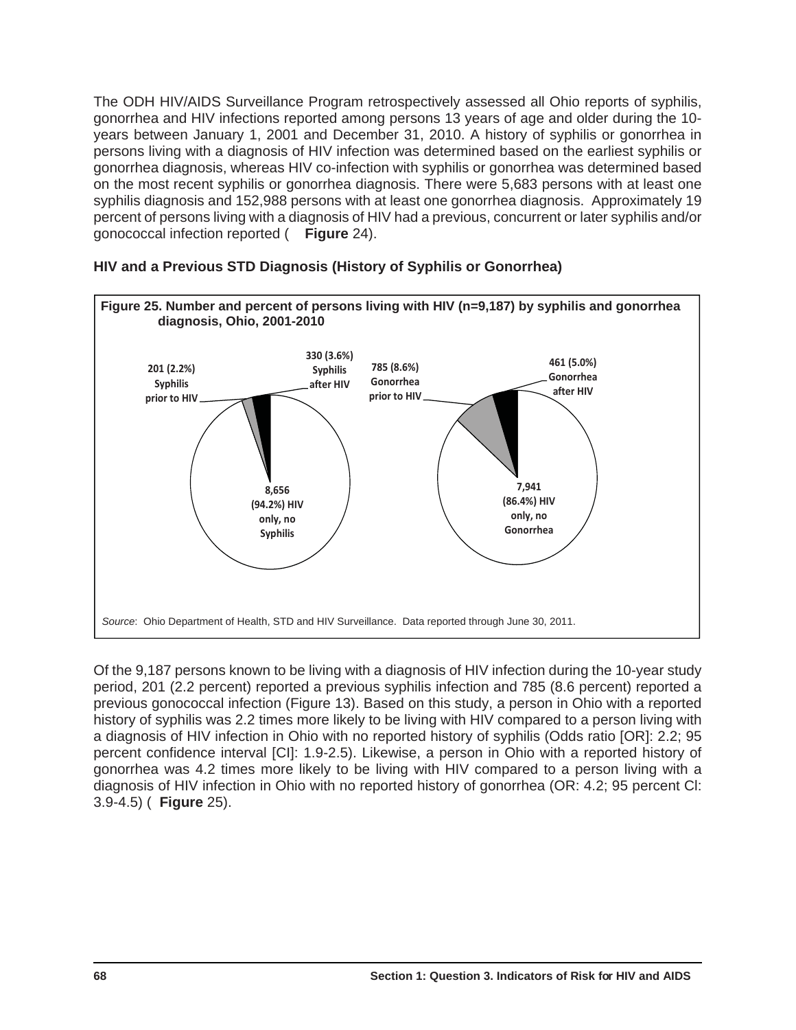The ODH HIV/AIDS Surveillance Program retrospectively assessed all Ohio reports of syphilis, gonorrhea and HIV infections reported among persons 13 years of age and older during the 10-years between January 1, 2001 and December 31, 2010. A history of syphilis or gonorrhea in persons living with a diagnosis of HIV infection was determined based on the earliest syphilis or gonorrhea diagnosis, whereas HIV co-infection with syphilis or gonorrhea was determined based on the most recent syphilis or gonorrhea diagnosis. There were 5,683 persons with at least one syphilis diagnosis and 152,988 persons with at least one gonorrhea diagnosis. Approximately 19 percent of persons living with a diagnosis of HIV had a previous, concurrent or later syphilis and/or gonococcal infection reported ( **Figure** 24).

### HIV and a Previous STD Diagnosis (History of Syphilis or Gonorrhea)

**Figure 25. Number and percent of persons living with HIV (n=9,187) by syphilis and gonorrhea diagnosis, Ohio, 2001-2010**

Syphilis:
- 201 (2.2%) Syphilis prior to HIV
- 330 (3.6%) Syphilis after HIV
- 8,656 (94.2%) HIV only, no Syphilis

Gonorrhea:
- 785 (8.6%) Gonorrhea prior to HIV
- 461 (5.0%) Gonorrhea after HIV
- 7,941 (86.4%) HIV only, no Gonorrhea

*Source*: Ohio Department of Health, STD and HIV Surveillance. Data reported through June 30, 2011.

Of the 9,187 persons known to be living with a diagnosis of HIV infection during the 10-year study period, 201 (2.2 percent) reported a previous syphilis infection and 785 (8.6 percent) reported a previous gonococcal infection (Figure 13). Based on this study, a person in Ohio with a reported history of syphilis was 2.2 times more likely to be living with HIV compared to a person living with a diagnosis of HIV infection in Ohio with no reported history of syphilis (Odds ratio [OR]: 2.2; 95 percent confidence interval [CI]: 1.9-2.5). Likewise, a person in Ohio with a reported history of gonorrhea was 4.2 times more likely to be living with HIV compared to a person living with a diagnosis of HIV infection in Ohio with no reported history of gonorrhea (OR: 4.2; 95 percent Cl: 3.9-4.5) ( **Figure** 25).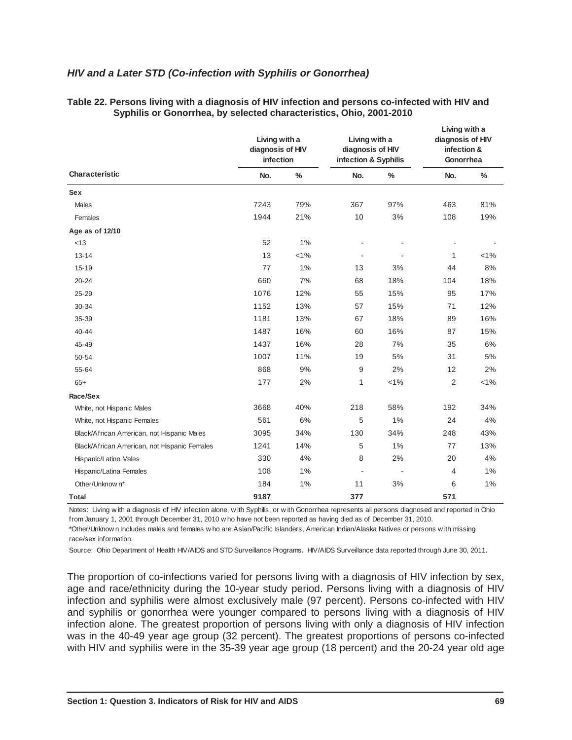### *HIV and a Later STD (Co-infection with Syphilis or Gonorrhea)*

**Table 22. Persons living with a diagnosis of HIV infection and persons co-infected with HIV and Syphilis or Gonorrhea, by selected characteristics, Ohio, 2001-2010**

| Characteristic | Living with a diagnosis of HIV infection | | Living with a diagnosis of HIV infection & Syphilis | | Living with a diagnosis of HIV infection & Gonorrhea | |
|---|---|---|---|---|---|---|
| | No. | % | No. | % | No. | % |
| **Sex** | | | | | | |
| Males | 7243 | 79% | 367 | 97% | 463 | 81% |
| Females | 1944 | 21% | 10 | 3% | 108 | 19% |
| **Age as of 12/10** | | | | | | |
| <13 | 52 | 1% | - | - | - | - |
| 13-14 | 13 | <1% | - | - | 1 | <1% |
| 15-19 | 77 | 1% | 13 | 3% | 44 | 8% |
| 20-24 | 660 | 7% | 68 | 18% | 104 | 18% |
| 25-29 | 1076 | 12% | 55 | 15% | 95 | 17% |
| 30-34 | 1152 | 13% | 57 | 15% | 71 | 12% |
| 35-39 | 1181 | 13% | 67 | 18% | 89 | 16% |
| 40-44 | 1487 | 16% | 60 | 16% | 87 | 15% |
| 45-49 | 1437 | 16% | 28 | 7% | 35 | 6% |
| 50-54 | 1007 | 11% | 19 | 5% | 31 | 5% |
| 55-64 | 868 | 9% | 9 | 2% | 12 | 2% |
| 65+ | 177 | 2% | 1 | <1% | 2 | <1% |
| **Race/Sex** | | | | | | |
| White, not Hispanic Males | 3668 | 40% | 218 | 58% | 192 | 34% |
| White, not Hispanic Females | 561 | 6% | 5 | 1% | 24 | 4% |
| Black/African American, not Hispanic Males | 3095 | 34% | 130 | 34% | 248 | 43% |
| Black/African American, not Hispanic Females | 1241 | 14% | 5 | 1% | 77 | 13% |
| Hispanic/Latino Males | 330 | 4% | 8 | 2% | 20 | 4% |
| Hispanic/Latina Females | 108 | 1% | - | - | 4 | 1% |
| Other/Unknown* | 184 | 1% | 11 | 3% | 6 | 1% |
| **Total** | **9187** | | **377** | | **571** | |

Notes: Living with a diagnosis of HIV infection alone, with Syphilis, or with Gonorrhea represents all persons diagnosed and reported in Ohio from January 1, 2001 through December 31, 2010 who have not been reported as having died as of December 31, 2010.

*Other/Unknown Includes males and females who are Asian/Pacific Islanders, American Indian/Alaska Natives or persons with missing race/sex information.

Source: Ohio Department of Health HIV/AIDS and STD Surveillance Programs. HIV/AIDS Surveillance data reported through June 30, 2011.

The proportion of co-infections varied for persons living with a diagnosis of HIV infection by sex, age and race/ethnicity during the 10-year study period. Persons living with a diagnosis of HIV infection and syphilis were almost exclusively male (97 percent). Persons co-infected with HIV and syphilis or gonorrhea were younger compared to persons living with a diagnosis of HIV infection alone. The greatest proportion of persons living with only a diagnosis of HIV infection was in the 40-49 year age group (32 percent). The greatest proportions of persons co-infected with HIV and syphilis were in the 35-39 year age group (18 percent) and the 20-24 year old age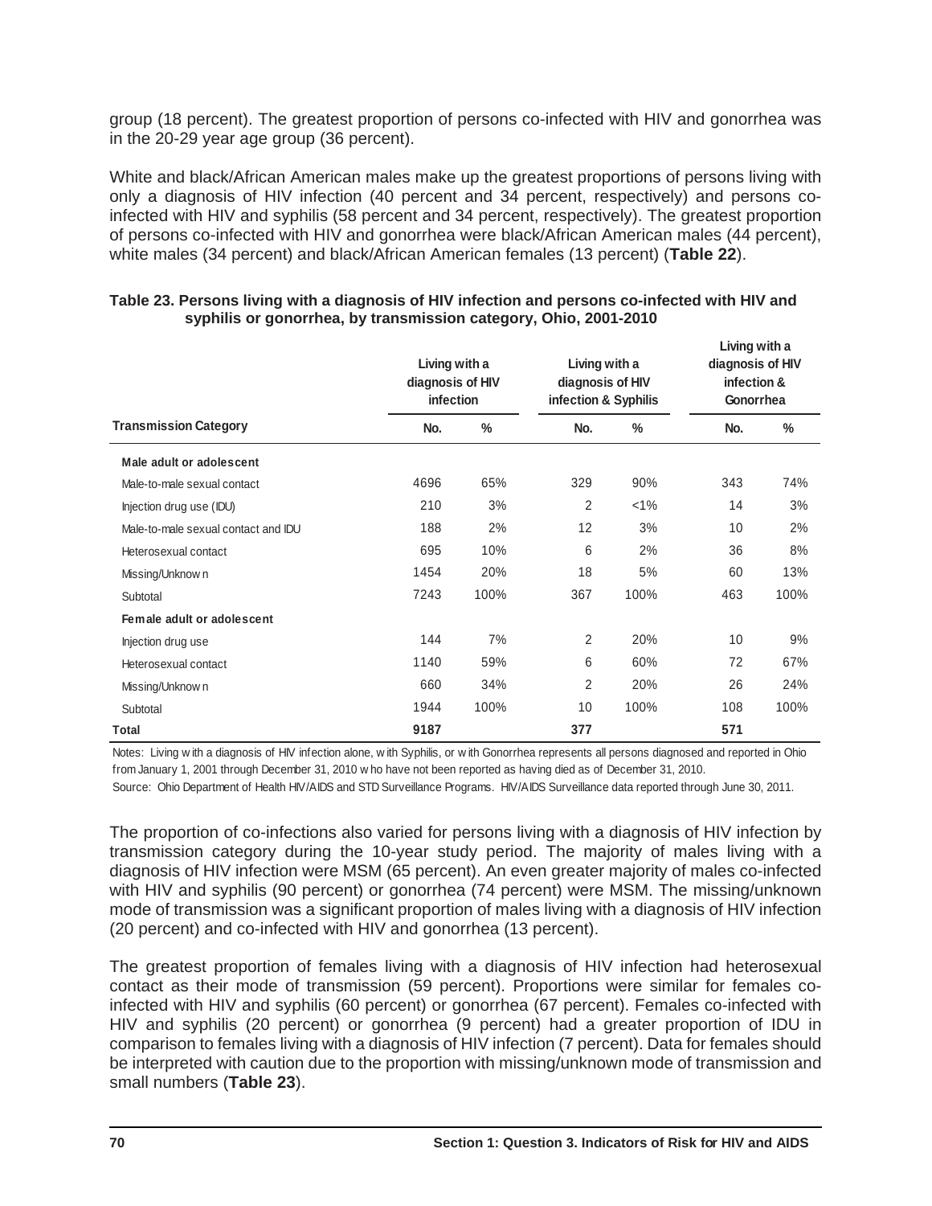group (18 percent). The greatest proportion of persons co-infected with HIV and gonorrhea was in the 20-29 year age group (36 percent).

White and black/African American males make up the greatest proportions of persons living with only a diagnosis of HIV infection (40 percent and 34 percent, respectively) and persons co-infected with HIV and syphilis (58 percent and 34 percent, respectively). The greatest proportion of persons co-infected with HIV and gonorrhea were black/African American males (44 percent), white males (34 percent) and black/African American females (13 percent) (**Table 22**).

**Table 23. Persons living with a diagnosis of HIV infection and persons co-infected with HIV and syphilis or gonorrhea, by transmission category, Ohio, 2001-2010**

| | Living with a diagnosis of HIV infection | | Living with a diagnosis of HIV infection & Syphilis | | Living with a diagnosis of HIV infection & Gonorrhea | |
|---|---|---|---|---|---|---|
| **Transmission Category** | **No.** | **%** | **No.** | **%** | **No.** | **%** |
| **Male adult or adolescent** | | | | | | |
| Male-to-male sexual contact | 4696 | 65% | 329 | 90% | 343 | 74% |
| Injection drug use (IDU) | 210 | 3% | 2 | <1% | 14 | 3% |
| Male-to-male sexual contact and IDU | 188 | 2% | 12 | 3% | 10 | 2% |
| Heterosexual contact | 695 | 10% | 6 | 2% | 36 | 8% |
| Missing/Unknown | 1454 | 20% | 18 | 5% | 60 | 13% |
| Subtotal | 7243 | 100% | 367 | 100% | 463 | 100% |
| **Female adult or adolescent** | | | | | | |
| Injection drug use | 144 | 7% | 2 | 20% | 10 | 9% |
| Heterosexual contact | 1140 | 59% | 6 | 60% | 72 | 67% |
| Missing/Unknown | 660 | 34% | 2 | 20% | 26 | 24% |
| Subtotal | 1944 | 100% | 10 | 100% | 108 | 100% |
| **Total** | **9187** | | **377** | | **571** | |

Notes: Living with a diagnosis of HIV infection alone, with Syphilis, or with Gonorrhea represents all persons diagnosed and reported in Ohio from January 1, 2001 through December 31, 2010 who have not been reported as having died as of December 31, 2010.

Source: Ohio Department of Health HIV/AIDS and STD Surveillance Programs. HIV/AIDS Surveillance data reported through June 30, 2011.

The proportion of co-infections also varied for persons living with a diagnosis of HIV infection by transmission category during the 10-year study period. The majority of males living with a diagnosis of HIV infection were MSM (65 percent). An even greater majority of males co-infected with HIV and syphilis (90 percent) or gonorrhea (74 percent) were MSM. The missing/unknown mode of transmission was a significant proportion of males living with a diagnosis of HIV infection (20 percent) and co-infected with HIV and gonorrhea (13 percent).

The greatest proportion of females living with a diagnosis of HIV infection had heterosexual contact as their mode of transmission (59 percent). Proportions were similar for females co-infected with HIV and syphilis (60 percent) or gonorrhea (67 percent). Females co-infected with HIV and syphilis (20 percent) or gonorrhea (9 percent) had a greater proportion of IDU in comparison to females living with a diagnosis of HIV infection (7 percent). Data for females should be interpreted with caution due to the proportion with missing/unknown mode of transmission and small numbers (**Table 23**).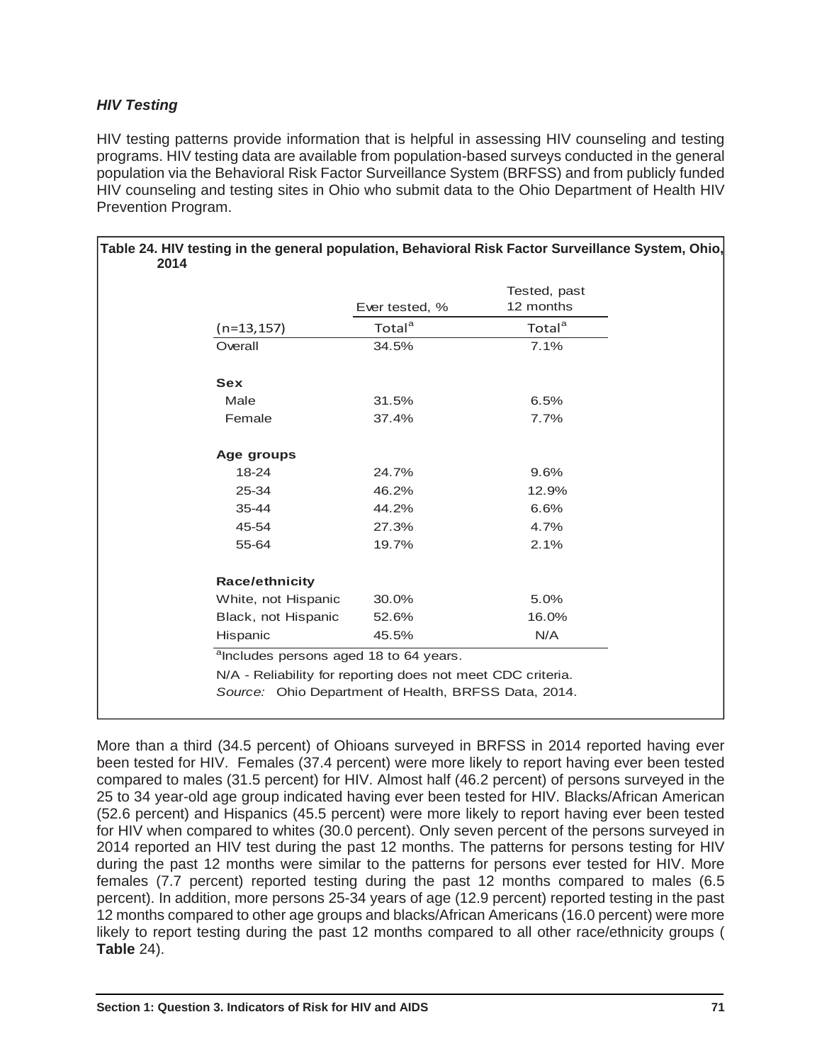### *HIV Testing*

HIV testing patterns provide information that is helpful in assessing HIV counseling and testing programs. HIV testing data are available from population-based surveys conducted in the general population via the Behavioral Risk Factor Surveillance System (BRFSS) and from publicly funded HIV counseling and testing sites in Ohio who submit data to the Ohio Department of Health HIV Prevention Program.

**Table 24. HIV testing in the general population, Behavioral Risk Factor Surveillance System, Ohio, 2014**

| | Ever tested, % | Tested, past 12 months |
|---|---|---|
| (n=13,157) | Total[a] | Total[a] |
| Overall | 34.5% | 7.1% |
| **Sex** | | |
| Male | 31.5% | 6.5% |
| Female | 37.4% | 7.7% |
| **Age groups** | | |
| 18-24 | 24.7% | 9.6% |
| 25-34 | 46.2% | 12.9% |
| 35-44 | 44.2% | 6.6% |
| 45-54 | 27.3% | 4.7% |
| 55-64 | 19.7% | 2.1% |
| **Race/ethnicity** | | |
| White, not Hispanic | 30.0% | 5.0% |
| Black, not Hispanic | 52.6% | 16.0% |
| Hispanic | 45.5% | N/A |

[a]Includes persons aged 18 to 64 years.

N/A - Reliability for reporting does not meet CDC criteria.

*Source:* Ohio Department of Health, BRFSS Data, 2014.

More than a third (34.5 percent) of Ohioans surveyed in BRFSS in 2014 reported having ever been tested for HIV. Females (37.4 percent) were more likely to report having ever been tested compared to males (31.5 percent) for HIV. Almost half (46.2 percent) of persons surveyed in the 25 to 34 year-old age group indicated having ever been tested for HIV. Blacks/African American (52.6 percent) and Hispanics (45.5 percent) were more likely to report having ever been tested for HIV when compared to whites (30.0 percent). Only seven percent of the persons surveyed in 2014 reported an HIV test during the past 12 months. The patterns for persons testing for HIV during the past 12 months were similar to the patterns for persons ever tested for HIV. More females (7.7 percent) reported testing during the past 12 months compared to males (6.5 percent). In addition, more persons 25-34 years of age (12.9 percent) reported testing in the past 12 months compared to other age groups and blacks/African Americans (16.0 percent) were more likely to report testing during the past 12 months compared to all other race/ethnicity groups ( **Table** 24).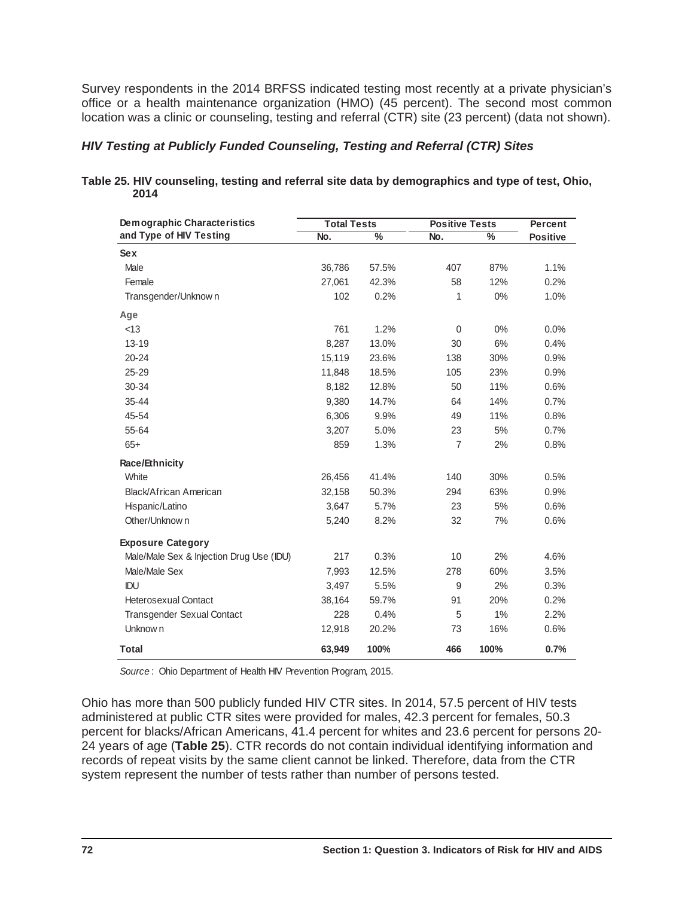Survey respondents in the 2014 BRFSS indicated testing most recently at a private physician's office or a health maintenance organization (HMO) (45 percent). The second most common location was a clinic or counseling, testing and referral (CTR) site (23 percent) (data not shown).

### *HIV Testing at Publicly Funded Counseling, Testing and Referral (CTR) Sites*

**Table 25. HIV counseling, testing and referral site data by demographics and type of test, Ohio, 2014**

| Demographic Characteristics and Type of HIV Testing | Total Tests | | Positive Tests | | Percent Positive |
|---|---|---|---|---|---|
| | No. | % | No. | % | |
| **Sex** | | | | | |
| Male | 36,786 | 57.5% | 407 | 87% | 1.1% |
| Female | 27,061 | 42.3% | 58 | 12% | 0.2% |
| Transgender/Unknown | 102 | 0.2% | 1 | 0% | 1.0% |
| **Age** | | | | | |
| <13 | 761 | 1.2% | 0 | 0% | 0.0% |
| 13-19 | 8,287 | 13.0% | 30 | 6% | 0.4% |
| 20-24 | 15,119 | 23.6% | 138 | 30% | 0.9% |
| 25-29 | 11,848 | 18.5% | 105 | 23% | 0.9% |
| 30-34 | 8,182 | 12.8% | 50 | 11% | 0.6% |
| 35-44 | 9,380 | 14.7% | 64 | 14% | 0.7% |
| 45-54 | 6,306 | 9.9% | 49 | 11% | 0.8% |
| 55-64 | 3,207 | 5.0% | 23 | 5% | 0.7% |
| 65+ | 859 | 1.3% | 7 | 2% | 0.8% |
| **Race/Ethnicity** | | | | | |
| White | 26,456 | 41.4% | 140 | 30% | 0.5% |
| Black/African American | 32,158 | 50.3% | 294 | 63% | 0.9% |
| Hispanic/Latino | 3,647 | 5.7% | 23 | 5% | 0.6% |
| Other/Unknown | 5,240 | 8.2% | 32 | 7% | 0.6% |
| **Exposure Category** | | | | | |
| Male/Male Sex & Injection Drug Use (IDU) | 217 | 0.3% | 10 | 2% | 4.6% |
| Male/Male Sex | 7,993 | 12.5% | 278 | 60% | 3.5% |
| IDU | 3,497 | 5.5% | 9 | 2% | 0.3% |
| Heterosexual Contact | 38,164 | 59.7% | 91 | 20% | 0.2% |
| Transgender Sexual Contact | 228 | 0.4% | 5 | 1% | 2.2% |
| Unknown | 12,918 | 20.2% | 73 | 16% | 0.6% |
| **Total** | **63,949** | **100%** | **466** | **100%** | **0.7%** |

*Source*: Ohio Department of Health HIV Prevention Program, 2015.

Ohio has more than 500 publicly funded HIV CTR sites. In 2014, 57.5 percent of HIV tests administered at public CTR sites were provided for males, 42.3 percent for females, 50.3 percent for blacks/African Americans, 41.4 percent for whites and 23.6 percent for persons 20-24 years of age (**Table 25**). CTR records do not contain individual identifying information and records of repeat visits by the same client cannot be linked. Therefore, data from the CTR system represent the number of tests rather than number of persons tested.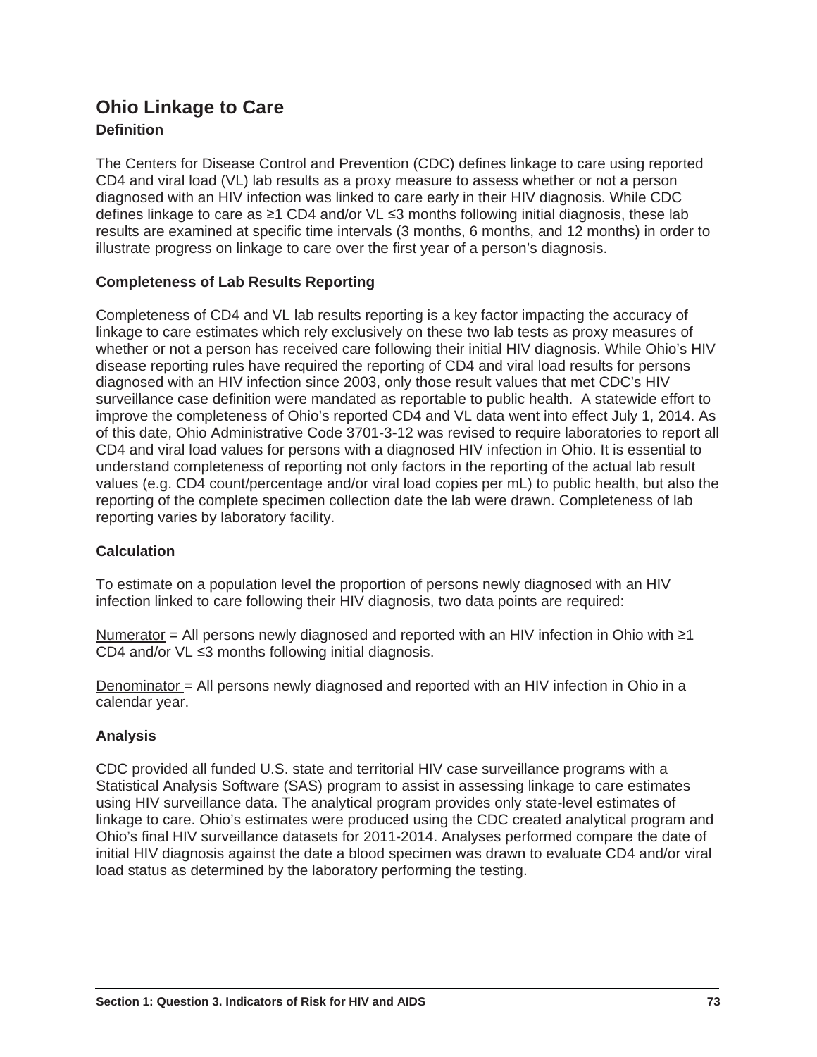## Ohio Linkage to Care

### Definition

The Centers for Disease Control and Prevention (CDC) defines linkage to care using reported CD4 and viral load (VL) lab results as a proxy measure to assess whether or not a person diagnosed with an HIV infection was linked to care early in their HIV diagnosis. While CDC defines linkage to care as ≥1 CD4 and/or VL ≤3 months following initial diagnosis, these lab results are examined at specific time intervals (3 months, 6 months, and 12 months) in order to illustrate progress on linkage to care over the first year of a person's diagnosis.

### Completeness of Lab Results Reporting

Completeness of CD4 and VL lab results reporting is a key factor impacting the accuracy of linkage to care estimates which rely exclusively on these two lab tests as proxy measures of whether or not a person has received care following their initial HIV diagnosis. While Ohio's HIV disease reporting rules have required the reporting of CD4 and viral load results for persons diagnosed with an HIV infection since 2003, only those result values that met CDC's HIV surveillance case definition were mandated as reportable to public health. A statewide effort to improve the completeness of Ohio's reported CD4 and VL data went into effect July 1, 2014. As of this date, Ohio Administrative Code 3701-3-12 was revised to require laboratories to report all CD4 and viral load values for persons with a diagnosed HIV infection in Ohio. It is essential to understand completeness of reporting not only factors in the reporting of the actual lab result values (e.g. CD4 count/percentage and/or viral load copies per mL) to public health, but also the reporting of the complete specimen collection date the lab were drawn. Completeness of lab reporting varies by laboratory facility.

### Calculation

To estimate on a population level the proportion of persons newly diagnosed with an HIV infection linked to care following their HIV diagnosis, two data points are required:

Numerator = All persons newly diagnosed and reported with an HIV infection in Ohio with ≥1 CD4 and/or VL ≤3 months following initial diagnosis.

Denominator = All persons newly diagnosed and reported with an HIV infection in Ohio in a calendar year.

### Analysis

CDC provided all funded U.S. state and territorial HIV case surveillance programs with a Statistical Analysis Software (SAS) program to assist in assessing linkage to care estimates using HIV surveillance data. The analytical program provides only state-level estimates of linkage to care. Ohio's estimates were produced using the CDC created analytical program and Ohio's final HIV surveillance datasets for 2011-2014. Analyses performed compare the date of initial HIV diagnosis against the date a blood specimen was drawn to evaluate CD4 and/or viral load status as determined by the laboratory performing the testing.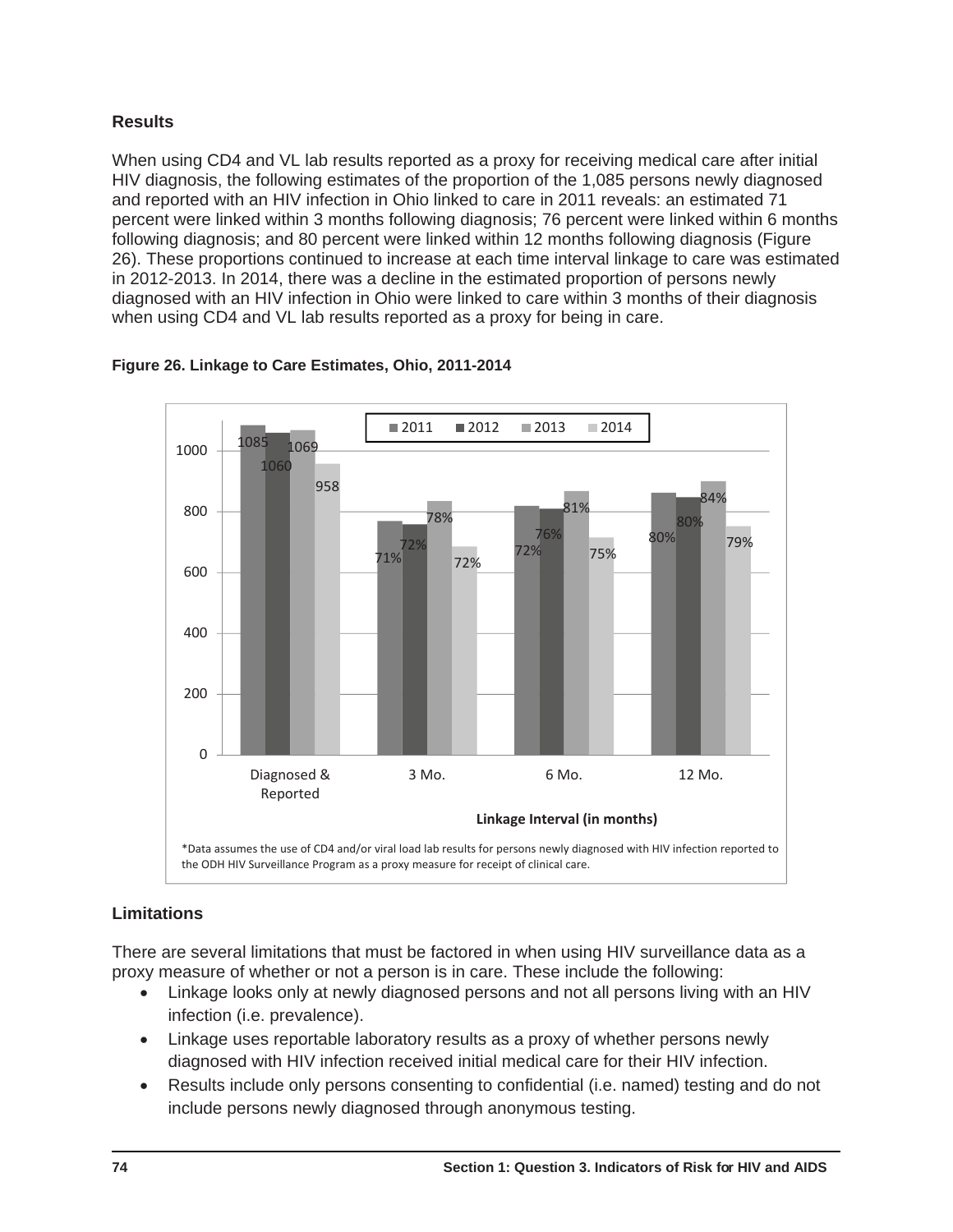### Results

When using CD4 and VL lab results reported as a proxy for receiving medical care after initial HIV diagnosis, the following estimates of the proportion of the 1,085 persons newly diagnosed and reported with an HIV infection in Ohio linked to care in 2011 reveals: an estimated 71 percent were linked within 3 months following diagnosis; 76 percent were linked within 6 months following diagnosis; and 80 percent were linked within 12 months following diagnosis (Figure 26). These proportions continued to increase at each time interval linkage to care was estimated in 2012-2013. In 2014, there was a decline in the estimated proportion of persons newly diagnosed with an HIV infection in Ohio were linked to care within 3 months of their diagnosis when using CD4 and VL lab results reported as a proxy for being in care.

**Figure 26. Linkage to Care Estimates, Ohio, 2011-2014**

| Linkage Interval (in months) | 2011 | 2012 | 2013 | 2014 |
|---|---|---|---|---|
| Diagnosed & Reported | 1085 | 1060 | 1069 | 958 |
| 3 Mo. | 71% | 72% | 78% | 72% |
| 6 Mo. | 72% | 76% | 81% | 75% |
| 12 Mo. | 80% | 80% | 84% | 79% |

*Data assumes the use of CD4 and/or viral load lab results for persons newly diagnosed with HIV infection reported to the ODH HIV Surveillance Program as a proxy measure for receipt of clinical care.

### Limitations

There are several limitations that must be factored in when using HIV surveillance data as a proxy measure of whether or not a person is in care. These include the following:

- Linkage looks only at newly diagnosed persons and not all persons living with an HIV infection (i.e. prevalence).
- Linkage uses reportable laboratory results as a proxy of whether persons newly diagnosed with HIV infection received initial medical care for their HIV infection.
- Results include only persons consenting to confidential (i.e. named) testing and do not include persons newly diagnosed through anonymous testing.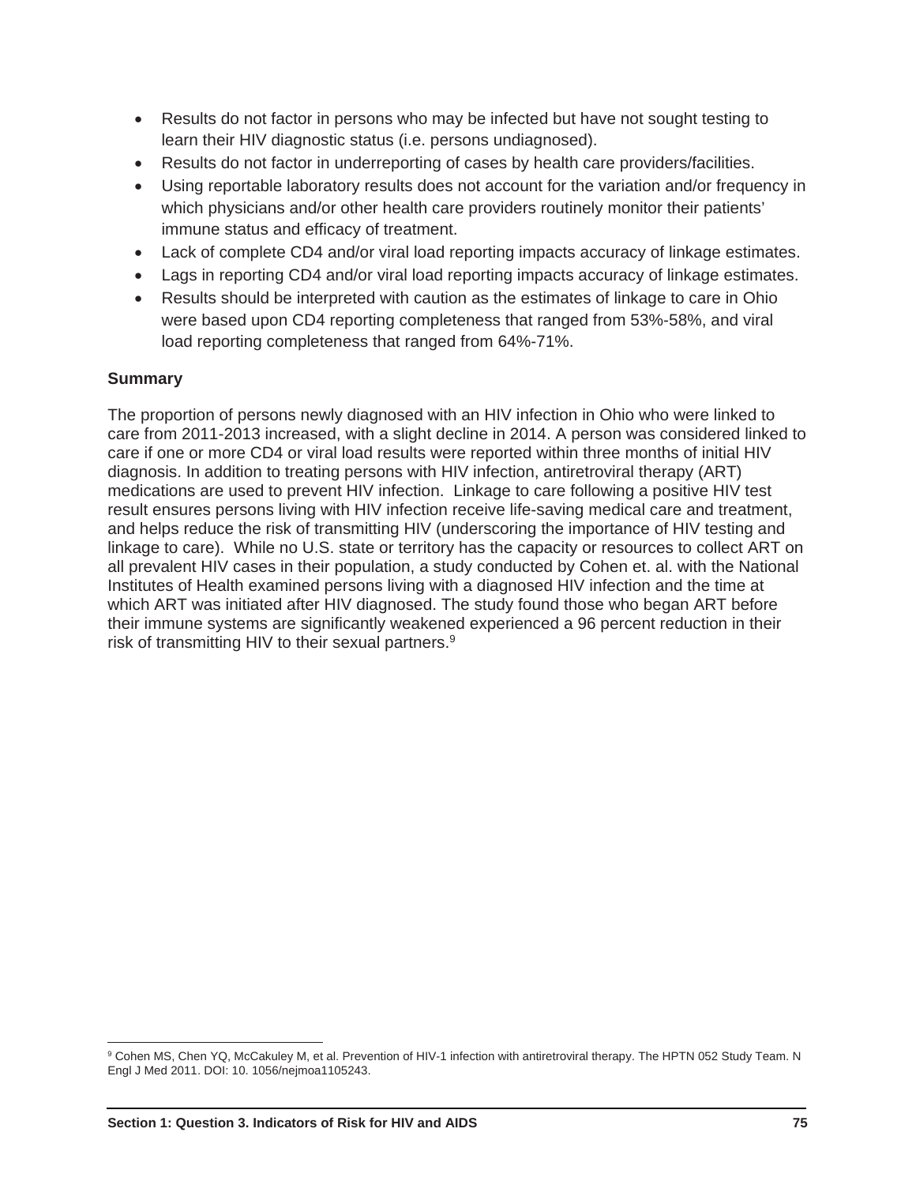- Results do not factor in persons who may be infected but have not sought testing to learn their HIV diagnostic status (i.e. persons undiagnosed).
- Results do not factor in underreporting of cases by health care providers/facilities.
- Using reportable laboratory results does not account for the variation and/or frequency in which physicians and/or other health care providers routinely monitor their patients' immune status and efficacy of treatment.
- Lack of complete CD4 and/or viral load reporting impacts accuracy of linkage estimates.
- Lags in reporting CD4 and/or viral load reporting impacts accuracy of linkage estimates.
- Results should be interpreted with caution as the estimates of linkage to care in Ohio were based upon CD4 reporting completeness that ranged from 53%-58%, and viral load reporting completeness that ranged from 64%-71%.

**Summary**

The proportion of persons newly diagnosed with an HIV infection in Ohio who were linked to care from 2011-2013 increased, with a slight decline in 2014. A person was considered linked to care if one or more CD4 or viral load results were reported within three months of initial HIV diagnosis. In addition to treating persons with HIV infection, antiretroviral therapy (ART) medications are used to prevent HIV infection. Linkage to care following a positive HIV test result ensures persons living with HIV infection receive life-saving medical care and treatment, and helps reduce the risk of transmitting HIV (underscoring the importance of HIV testing and linkage to care). While no U.S. state or territory has the capacity or resources to collect ART on all prevalent HIV cases in their population, a study conducted by Cohen et. al. with the National Institutes of Health examined persons living with a diagnosed HIV infection and the time at which ART was initiated after HIV diagnosed. The study found those who began ART before their immune systems are significantly weakened experienced a 96 percent reduction in their risk of transmitting HIV to their sexual partners.[9]

[9] Cohen MS, Chen YQ, McCakuley M, et al. Prevention of HIV-1 infection with antiretroviral therapy. The HPTN 052 Study Team. N Engl J Med 2011. DOI: 10. 1056/nejmoa1105243.